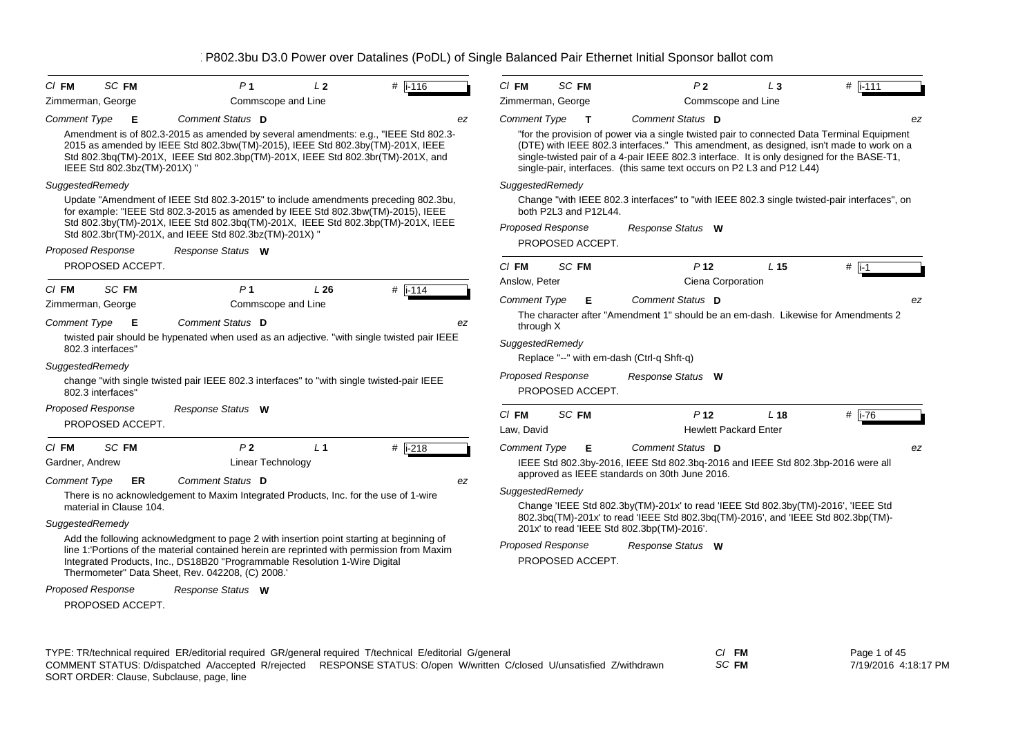# P802.3bu D3.0 Power over Datalines (PoDL) of Single Balanced Pair Ethernet Initial Sponsor ballot com

---

**Cl** FM **SC** FM **P** 1 **L** 2 **#** i-116

Zimmerman, George — Commscope and Line

**Comment Type** E **Comment Status** D — ez

Amendment is of 802.3-2015 as amended by several amendments: e.g., "IEEE Std 802.3-2015 as amended by IEEE Std 802.3bw(TM)-2015), IEEE Std 802.3by(TM)-201X, IEEE Std 802.3bq(TM)-201X, IEEE Std 802.3bp(TM)-201X, IEEE Std 802.3br(TM)-201X, and IEEE Std 802.3bz(TM)-201X) "

*SuggestedRemedy*

Update "Amendment of IEEE Std 802.3-2015" to include amendments preceding 802.3bu, for example: "IEEE Std 802.3-2015 as amended by IEEE Std 802.3bw(TM)-2015), IEEE Std 802.3by(TM)-201X, IEEE Std 802.3bq(TM)-201X, IEEE Std 802.3bp(TM)-201X, IEEE Std 802.3br(TM)-201X, and IEEE Std 802.3bz(TM)-201X) "

*Proposed Response* — Response Status W

PROPOSED ACCEPT.

---

**Cl** FM **SC** FM **P** 1 **L** 26 **#** i-114

Zimmerman, George — Commscope and Line

**Comment Type** E **Comment Status** D — ez

twisted pair should be hypenated when used as an adjective. "with single twisted pair IEEE 802.3 interfaces"

*SuggestedRemedy*

change "with single twisted pair IEEE 802.3 interfaces" to "with single twisted-pair IEEE 802.3 interfaces"

*Proposed Response* — Response Status W

PROPOSED ACCEPT.

---

**Cl** FM **SC** FM **P** 2 **L** 1 **#** i-218

Gardner, Andrew — Linear Technology

**Comment Type** ER **Comment Status** D — ez

There is no acknowledgement to Maxim Integrated Products, Inc. for the use of 1-wire material in Clause 104.

*SuggestedRemedy*

Add the following acknowledgment to page 2 with insertion point starting at beginning of line 1:'Portions of the material contained herein are reprinted with permission from Maxim Integrated Products, Inc., DS18B20 "Programmable Resolution 1-Wire Digital Thermometer" Data Sheet, Rev. 042208, (C) 2008.'

*Proposed Response* — Response Status W

PROPOSED ACCEPT.

---

**Cl** FM **SC** FM **P** 2 **L** 3 **#** i-111

Zimmerman, George — Commscope and Line

**Comment Type** T **Comment Status** D — ez

"for the provision of power via a single twisted pair to connected Data Terminal Equipment (DTE) with IEEE 802.3 interfaces." This amendment, as designed, isn't made to work on a single-twisted pair of a 4-pair IEEE 802.3 interface. It is only designed for the BASE-T1, single-pair, interfaces. (this same text occurs on P2 L3 and P12 L44)

*SuggestedRemedy*

Change "with IEEE 802.3 interfaces" to "with IEEE 802.3 single twisted-pair interfaces", on both P2L3 and P12L44.

*Proposed Response* — Response Status W

PROPOSED ACCEPT.

---

**Cl** FM **SC** FM **P** 12 **L** 15 **#** i-1

Anslow, Peter — Ciena Corporation

**Comment Type** E **Comment Status** D — ez

The character after "Amendment 1" should be an em-dash. Likewise for Amendments 2 through X

*SuggestedRemedy*

Replace "--" with em-dash (Ctrl-q Shft-q)

*Proposed Response* — Response Status W

PROPOSED ACCEPT.

---

**Cl** FM **SC** FM **P** 12 **L** 18 **#** i-76

Law, David — Hewlett Packard Enter

**Comment Type** E **Comment Status** D — ez

IEEE Std 802.3by-2016, IEEE Std 802.3bq-2016 and IEEE Std 802.3bp-2016 were all approved as IEEE standards on 30th June 2016.

*SuggestedRemedy*

Change 'IEEE Std 802.3by(TM)-201x' to read 'IEEE Std 802.3by(TM)-2016', 'IEEE Std 802.3bq(TM)-201x' to read 'IEEE Std 802.3bq(TM)-2016', and 'IEEE Std 802.3bp(TM)-201x' to read 'IEEE Std 802.3bp(TM)-2016'.

*Proposed Response* — Response Status W

PROPOSED ACCEPT.

---

TYPE: TR/technical required ER/editorial required GR/general required T/technical E/editorial G/general
COMMENT STATUS: D/dispatched A/accepted R/rejected RESPONSE STATUS: O/open W/written C/closed U/unsatisfied Z/withdrawn
SORT ORDER: Clause, Subclause, page, line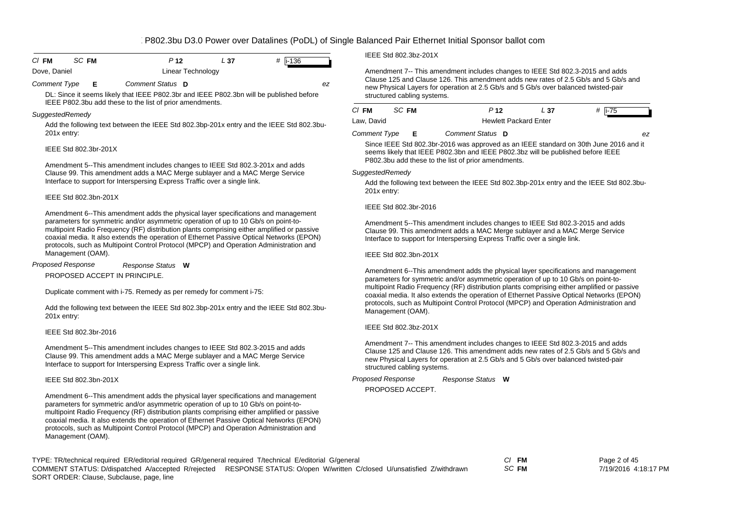| Cl **FM** | SC **FM** | P **12** | L **37** | # i-136 |
|---|---|---|---|---|
| Dove, Daniel | | Linear Technology | | |

*Comment Type* **E** *Comment Status* **D** *ez*

DL: Since it seems likely that IEEE P802.3br and IEEE P802.3bn will be published before IEEE P802.3bu add these to the list of prior amendments.

*SuggestedRemedy*

Add the following text between the IEEE Std 802.3bp-201x entry and the IEEE Std 802.3bu-201x entry:

IEEE Std 802.3br-201X

Amendment 5--This amendment includes changes to IEEE Std 802.3-201x and adds Clause 99. This amendment adds a MAC Merge sublayer and a MAC Merge Service Interface to support for Interspersing Express Traffic over a single link.

IEEE Std 802.3bn-201X

Amendment 6--This amendment adds the physical layer specifications and management parameters for symmetric and/or asymmetric operation of up to 10 Gb/s on point-to-multipoint Radio Frequency (RF) distribution plants comprising either amplified or passive coaxial media. It also extends the operation of Ethernet Passive Optical Networks (EPON) protocols, such as Multipoint Control Protocol (MPCP) and Operation Administration and Management (OAM).

*Proposed Response* *Response Status* **W**

PROPOSED ACCEPT IN PRINCIPLE.

Duplicate comment with i-75. Remedy as per remedy for comment i-75:

Add the following text between the IEEE Std 802.3bp-201x entry and the IEEE Std 802.3bu-201x entry:

IEEE Std 802.3br-2016

Amendment 5--This amendment includes changes to IEEE Std 802.3-2015 and adds Clause 99. This amendment adds a MAC Merge sublayer and a MAC Merge Service Interface to support for Interspersing Express Traffic over a single link.

IEEE Std 802.3bn-201X

Amendment 6--This amendment adds the physical layer specifications and management parameters for symmetric and/or asymmetric operation of up to 10 Gb/s on point-to-multipoint Radio Frequency (RF) distribution plants comprising either amplified or passive coaxial media. It also extends the operation of Ethernet Passive Optical Networks (EPON) protocols, such as Multipoint Control Protocol (MPCP) and Operation Administration and Management (OAM).

IEEE Std 802.3bz-201X

Amendment 7-- This amendment includes changes to IEEE Std 802.3-2015 and adds Clause 125 and Clause 126. This amendment adds new rates of 2.5 Gb/s and 5 Gb/s and new Physical Layers for operation at 2.5 Gb/s and 5 Gb/s over balanced twisted-pair structured cabling systems.

| Cl **FM** | SC **FM** | P **12** | L **37** | # i-75 |
|---|---|---|---|---|
| Law, David | | Hewlett Packard Enter | | |

*Comment Type* **E** *Comment Status* **D** *ez*

Since IEEE Std 802.3br-2016 was approved as an IEEE standard on 30th June 2016 and it seems likely that IEEE P802.3bn and IEEE P802.3bz will be published before IEEE P802.3bu add these to the list of prior amendments.

*SuggestedRemedy*

Add the following text between the IEEE Std 802.3bp-201x entry and the IEEE Std 802.3bu-201x entry:

IEEE Std 802.3br-2016

Amendment 5--This amendment includes changes to IEEE Std 802.3-2015 and adds Clause 99. This amendment adds a MAC Merge sublayer and a MAC Merge Service Interface to support for Interspersing Express Traffic over a single link.

IEEE Std 802.3bn-201X

Amendment 6--This amendment adds the physical layer specifications and management parameters for symmetric and/or asymmetric operation of up to 10 Gb/s on point-to-multipoint Radio Frequency (RF) distribution plants comprising either amplified or passive coaxial media. It also extends the operation of Ethernet Passive Optical Networks (EPON) protocols, such as Multipoint Control Protocol (MPCP) and Operation Administration and Management (OAM).

IEEE Std 802.3bz-201X

Amendment 7-- This amendment includes changes to IEEE Std 802.3-2015 and adds Clause 125 and Clause 126. This amendment adds new rates of 2.5 Gb/s and 5 Gb/s and new Physical Layers for operation at 2.5 Gb/s and 5 Gb/s over balanced twisted-pair structured cabling systems.

*Proposed Response* *Response Status* **W**

PROPOSED ACCEPT.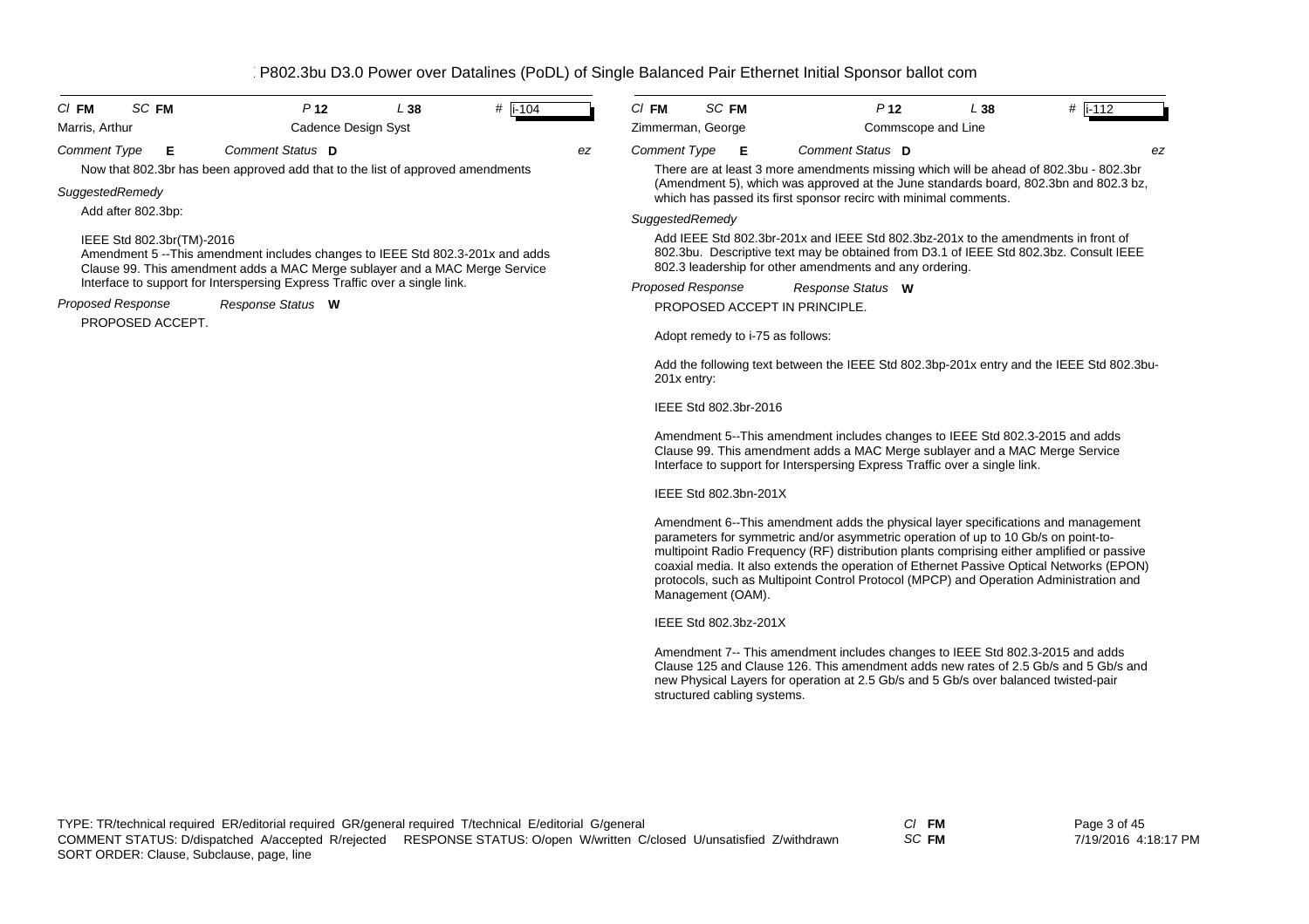| Cl **FM** | SC **FM** | P **12** | L **38** | # **i-104** |
|---|---|---|---|---|

Marris, Arthur — Cadence Design Syst

*Comment Type* **E** *Comment Status* **D** *ez*

Now that 802.3br has been approved add that to the list of approved amendments

*SuggestedRemedy*

Add after 802.3bp:

IEEE Std 802.3br(TM)-2016
Amendment 5 --This amendment includes changes to IEEE Std 802.3-201x and adds Clause 99. This amendment adds a MAC Merge sublayer and a MAC Merge Service Interface to support for Interspersing Express Traffic over a single link.

*Proposed Response* *Response Status* **W**

PROPOSED ACCEPT.

| Cl **FM** | SC **FM** | P **12** | L **38** | # **i-112** |
|---|---|---|---|---|

Zimmerman, George — Commscope and Line

*Comment Type* **E** *Comment Status* **D** *ez*

There are at least 3 more amendments missing which will be ahead of 802.3bu - 802.3br (Amendment 5), which was approved at the June standards board, 802.3bn and 802.3 bz, which has passed its first sponsor recirc with minimal comments.

*SuggestedRemedy*

Add IEEE Std 802.3br-201x and IEEE Std 802.3bz-201x to the amendments in front of 802.3bu. Descriptive text may be obtained from D3.1 of IEEE Std 802.3bz. Consult IEEE 802.3 leadership for other amendments and any ordering.

*Proposed Response* *Response Status* **W**

PROPOSED ACCEPT IN PRINCIPLE.

Adopt remedy to i-75 as follows:

Add the following text between the IEEE Std 802.3bp-201x entry and the IEEE Std 802.3bu-201x entry:

IEEE Std 802.3br-2016

Amendment 5--This amendment includes changes to IEEE Std 802.3-2015 and adds Clause 99. This amendment adds a MAC Merge sublayer and a MAC Merge Service Interface to support for Interspersing Express Traffic over a single link.

IEEE Std 802.3bn-201X

Amendment 6--This amendment adds the physical layer specifications and management parameters for symmetric and/or asymmetric operation of up to 10 Gb/s on point-to-multipoint Radio Frequency (RF) distribution plants comprising either amplified or passive coaxial media. It also extends the operation of Ethernet Passive Optical Networks (EPON) protocols, such as Multipoint Control Protocol (MPCP) and Operation Administration and Management (OAM).

IEEE Std 802.3bz-201X

Amendment 7-- This amendment includes changes to IEEE Std 802.3-2015 and adds Clause 125 and Clause 126. This amendment adds new rates of 2.5 Gb/s and 5 Gb/s and new Physical Layers for operation at 2.5 Gb/s and 5 Gb/s over balanced twisted-pair structured cabling systems.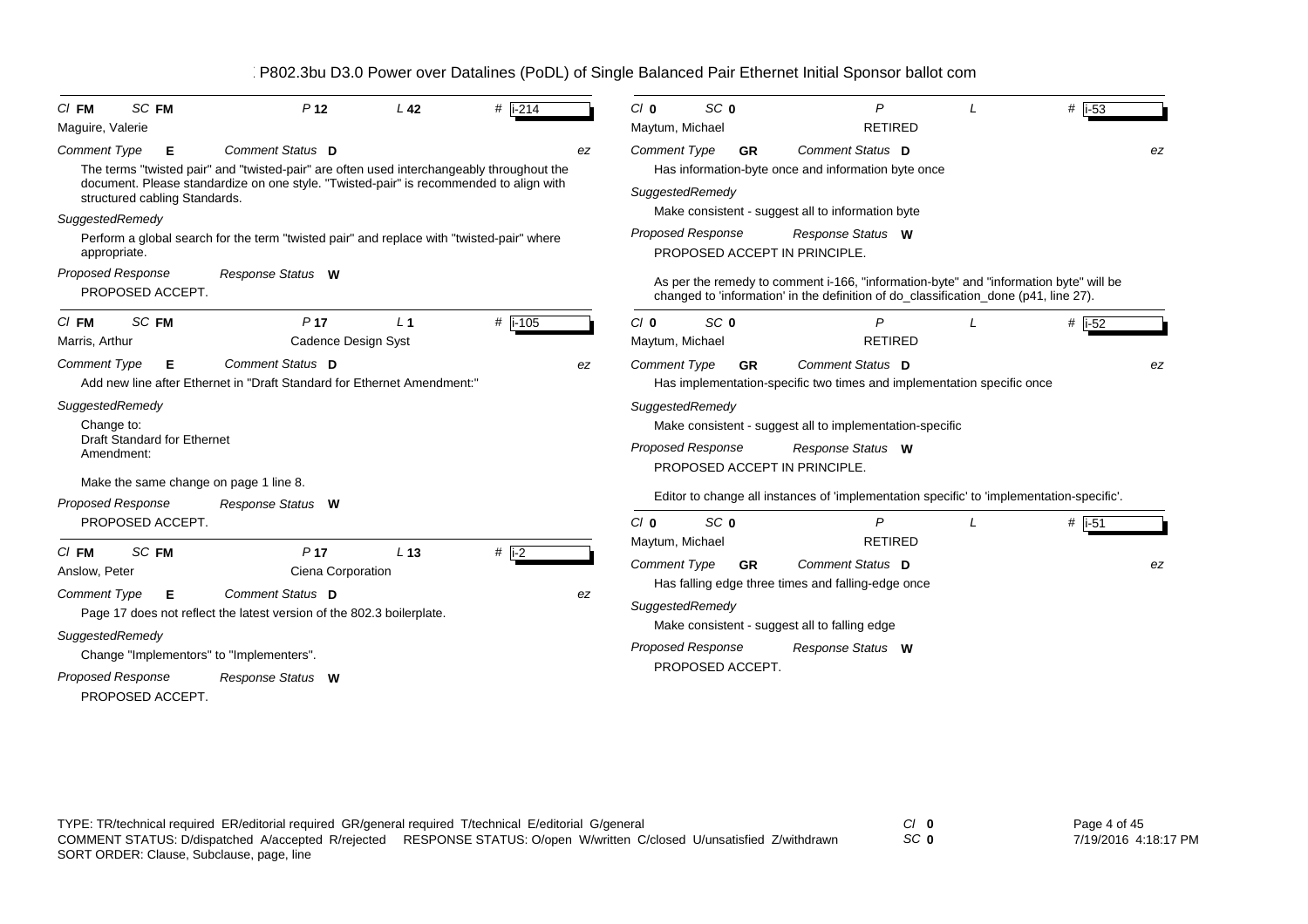P802.3bu D3.0 Power over Datalines (PoDL) of Single Balanced Pair Ethernet Initial Sponsor ballot com

**Cl** FM **SC** FM **P** 12 **L** 42 **#** i-214

Maguire, Valerie

**Comment Type** E **Comment Status** D ez

The terms "twisted pair" and "twisted-pair" are often used interchangeably throughout the document. Please standardize on one style. "Twisted-pair" is recommended to align with structured cabling Standards.

*SuggestedRemedy*

Perform a global search for the term "twisted pair" and replace with "twisted-pair" where appropriate.

**Proposed Response** **Response Status** W

PROPOSED ACCEPT.

---

**Cl** FM **SC** FM **P** 17 **L** 1 **#** i-105

Marris, Arthur — Cadence Design Syst

**Comment Type** E **Comment Status** D ez

Add new line after Ethernet in "Draft Standard for Ethernet Amendment:"

*SuggestedRemedy*

Change to:
Draft Standard for Ethernet
Amendment:

Make the same change on page 1 line 8.

**Proposed Response** **Response Status** W

PROPOSED ACCEPT.

---

**Cl** FM **SC** FM **P** 17 **L** 13 **#** i-2

Anslow, Peter — Ciena Corporation

**Comment Type** E **Comment Status** D ez

Page 17 does not reflect the latest version of the 802.3 boilerplate.

*SuggestedRemedy*

Change "Implementors" to "Implementers".

**Proposed Response** **Response Status** W

PROPOSED ACCEPT.

---

**Cl** 0 **SC** 0 **P** **L** **#** i-53

Maytum, Michael — RETIRED

**Comment Type** GR **Comment Status** D ez

Has information-byte once and information byte once

*SuggestedRemedy*

Make consistent - suggest all to information byte

**Proposed Response** **Response Status** W

PROPOSED ACCEPT IN PRINCIPLE.

As per the remedy to comment i-166, "information-byte" and "information byte" will be changed to 'information' in the definition of do_classification_done (p41, line 27).

---

**Cl** 0 **SC** 0 **P** **L** **#** i-52

Maytum, Michael — RETIRED

**Comment Type** GR **Comment Status** D ez

Has implementation-specific two times and implementation specific once

*SuggestedRemedy*

Make consistent - suggest all to implementation-specific

**Proposed Response** **Response Status** W

PROPOSED ACCEPT IN PRINCIPLE.

Editor to change all instances of 'implementation specific' to 'implementation-specific'.

---

**Cl** 0 **SC** 0 **P** **L** **#** i-51

Maytum, Michael — RETIRED

**Comment Type** GR **Comment Status** D ez

Has falling edge three times and falling-edge once

*SuggestedRemedy*

Make consistent - suggest all to falling edge

**Proposed Response** **Response Status** W

PROPOSED ACCEPT.

---

TYPE: TR/technical required ER/editorial required GR/general required T/technical E/editorial G/general
COMMENT STATUS: D/dispatched A/accepted R/rejected RESPONSE STATUS: O/open W/written C/closed U/unsatisfied Z/withdrawn
SORT ORDER: Clause, Subclause, page, line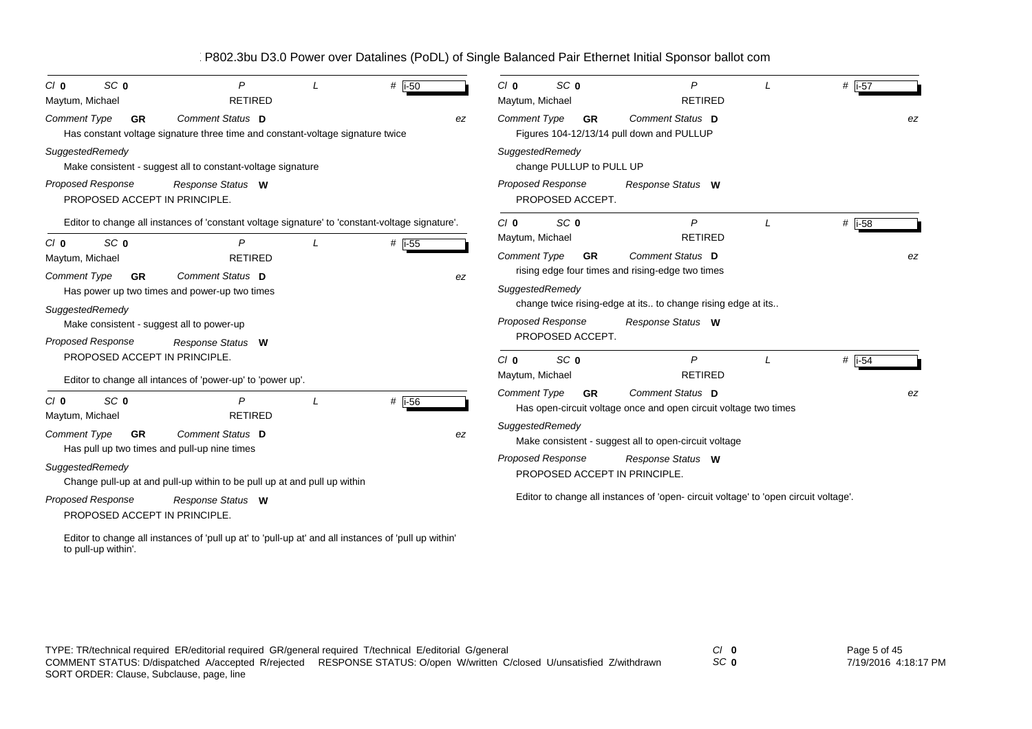P802.3bu D3.0 Power over Datalines (PoDL) of Single Balanced Pair Ethernet Initial Sponsor ballot com

---

*Cl* **0** *SC* **0** *P* *L* # i-50

Maytum, Michael RETIRED

*Comment Type* **GR** *Comment Status* **D** *ez*

Has constant voltage signature three time and constant-voltage signature twice

*SuggestedRemedy*

Make consistent - suggest all to constant-voltage signature

*Proposed Response* *Response Status* **W**

PROPOSED ACCEPT IN PRINCIPLE.

Editor to change all instances of 'constant voltage signature' to 'constant-voltage signature'.

---

*Cl* **0** *SC* **0** *P* *L* # i-55

Maytum, Michael RETIRED

*Comment Type* **GR** *Comment Status* **D** *ez*

Has power up two times and power-up two times

*SuggestedRemedy*

Make consistent - suggest all to power-up

*Proposed Response* *Response Status* **W**

PROPOSED ACCEPT IN PRINCIPLE.

Editor to change all intances of 'power-up' to 'power up'.

---

*Cl* **0** *SC* **0** *P* *L* # i-56

Maytum, Michael RETIRED

*Comment Type* **GR** *Comment Status* **D** *ez*

Has pull up two times and pull-up nine times

*SuggestedRemedy*

Change pull-up at and pull-up within to be pull up at and pull up within

*Proposed Response* *Response Status* **W**

PROPOSED ACCEPT IN PRINCIPLE.

Editor to change all instances of 'pull up at' to 'pull-up at' and all instances of 'pull up within' to pull-up within'.

---

*Cl* **0** *SC* **0** *P* *L* # i-57

Maytum, Michael RETIRED

*Comment Type* **GR** *Comment Status* **D** *ez*

Figures 104-12/13/14 pull down and PULLUP

*SuggestedRemedy*

change PULLUP to PULL UP

*Proposed Response* *Response Status* **W**

PROPOSED ACCEPT.

---

*Cl* **0** *SC* **0** *P* *L* # i-58

Maytum, Michael RETIRED

*Comment Type* **GR** *Comment Status* **D** *ez*

rising edge four times and rising-edge two times

*SuggestedRemedy*

change twice rising-edge at its.. to change rising edge at its..

*Proposed Response* *Response Status* **W**

PROPOSED ACCEPT.

---

*Cl* **0** *SC* **0** *P* *L* # i-54

Maytum, Michael RETIRED

*Comment Type* **GR** *Comment Status* **D** *ez*

Has open-circuit voltage once and open circuit voltage two times

*SuggestedRemedy*

Make consistent - suggest all to open-circuit voltage

*Proposed Response* *Response Status* **W**

PROPOSED ACCEPT IN PRINCIPLE.

Editor to change all instances of 'open- circuit voltage' to 'open circuit voltage'.

---

TYPE: TR/technical required ER/editorial required GR/general required T/technical E/editorial G/general
COMMENT STATUS: D/dispatched A/accepted R/rejected RESPONSE STATUS: O/open W/written C/closed U/unsatisfied Z/withdrawn
SORT ORDER: Clause, Subclause, page, line

*Cl* **0**
*SC* **0**

7/19/2016 4:18:17 PM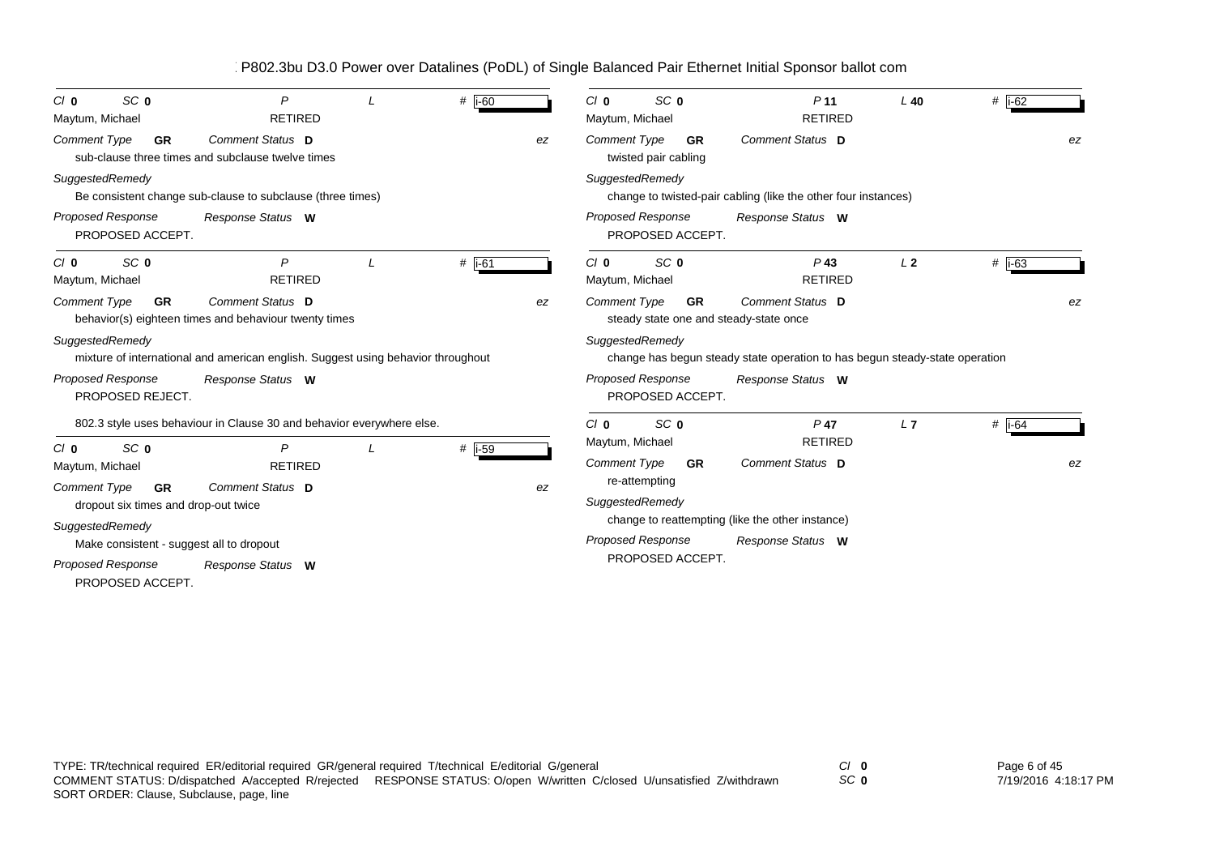P802.3bu D3.0 Power over Datalines (PoDL) of Single Balanced Pair Ethernet Initial Sponsor ballot com

---

*Cl* **0** *SC* **0** *P* *L* # i-60

Maytum, Michael RETIRED

*Comment Type* **GR** *Comment Status* **D** *ez*

sub-clause three times and subclause twelve times

*SuggestedRemedy*

Be consistent change sub-clause to subclause (three times)

*Proposed Response* *Response Status* **W**

PROPOSED ACCEPT.

---

*Cl* **0** *SC* **0** *P* *L* # i-61

Maytum, Michael RETIRED

*Comment Type* **GR** *Comment Status* **D** *ez*

behavior(s) eighteen times and behaviour twenty times

*SuggestedRemedy*

mixture of international and american english. Suggest using behavior throughout

*Proposed Response* *Response Status* **W**

PROPOSED REJECT.

802.3 style uses behaviour in Clause 30 and behavior everywhere else.

---

*Cl* **0** *SC* **0** *P* *L* # i-59

Maytum, Michael RETIRED

*Comment Type* **GR** *Comment Status* **D** *ez*

dropout six times and drop-out twice

*SuggestedRemedy*

Make consistent - suggest all to dropout

*Proposed Response* *Response Status* **W**

PROPOSED ACCEPT.

---

*Cl* **0** *SC* **0** *P* **11** *L* **40** # i-62

Maytum, Michael RETIRED

*Comment Type* **GR** *Comment Status* **D** *ez*

twisted pair cabling

*SuggestedRemedy*

change to twisted-pair cabling (like the other four instances)

*Proposed Response* *Response Status* **W**

PROPOSED ACCEPT.

---

*Cl* **0** *SC* **0** *P* **43** *L* **2** # i-63

Maytum, Michael RETIRED

*Comment Type* **GR** *Comment Status* **D** *ez*

steady state one and steady-state once

*SuggestedRemedy*

change has begun steady state operation to has begun steady-state operation

*Proposed Response* *Response Status* **W**

PROPOSED ACCEPT.

---

*Cl* **0** *SC* **0** *P* **47** *L* **7** # i-64

Maytum, Michael RETIRED

*Comment Type* **GR** *Comment Status* **D** *ez*

re-attempting

*SuggestedRemedy*

change to reattempting (like the other instance)

*Proposed Response* *Response Status* **W**

PROPOSED ACCEPT.

---

TYPE: TR/technical required ER/editorial required GR/general required T/technical E/editorial G/general
COMMENT STATUS: D/dispatched A/accepted R/rejected RESPONSE STATUS: O/open W/written C/closed U/unsatisfied Z/withdrawn
SORT ORDER: Clause, Subclause, page, line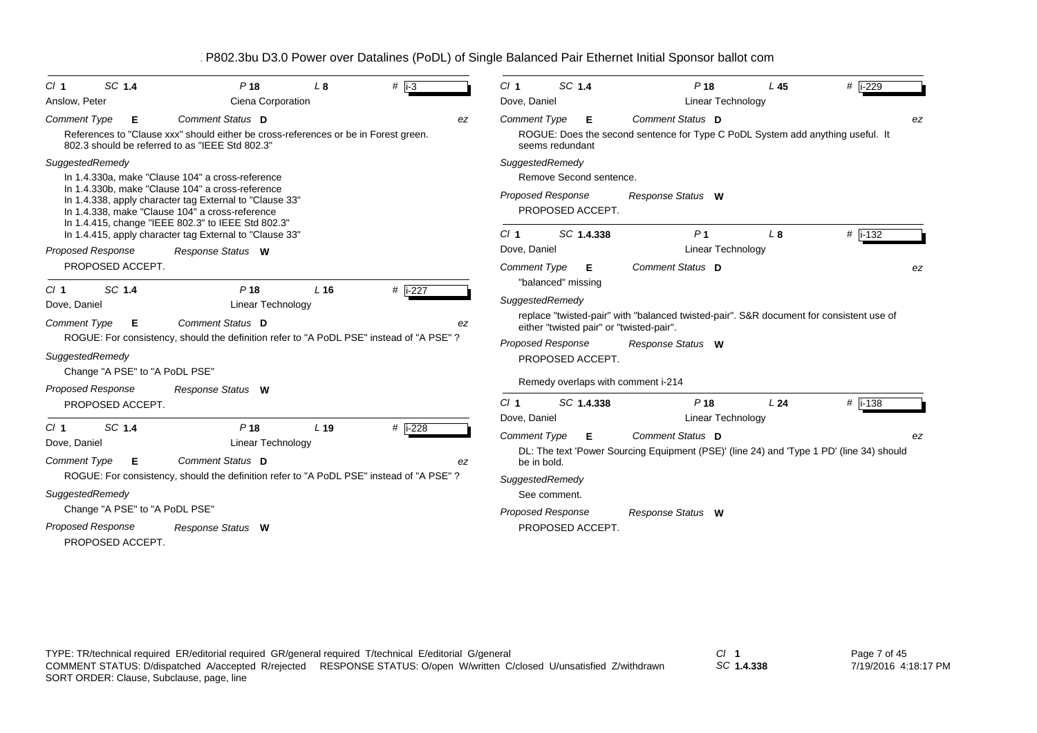P802.3bu D3.0 Power over Datalines (PoDL) of Single Balanced Pair Ethernet Initial Sponsor ballot com

| Cl | SC | P | L | # |
|---|---|---|---|---|
| 1 | 1.4 | 18 | 8 | i-3 |

Anslow, Peter — Ciena Corporation

*Comment Type* **E** — *Comment Status* **D** — ez

References to "Clause xxx" should either be cross-references or be in Forest green.
802.3 should be referred to as "IEEE Std 802.3"

*SuggestedRemedy*

In 1.4.330a, make "Clause 104" a cross-reference
In 1.4.330b, make "Clause 104" a cross-reference
In 1.4.338, apply character tag External to "Clause 33"
In 1.4.338, make "Clause 104" a cross-reference
In 1.4.415, change "IEEE 802.3" to IEEE Std 802.3"
In 1.4.415, apply character tag External to "Clause 33"

*Proposed Response* — *Response Status* **W**

PROPOSED ACCEPT.

---

| Cl | SC | P | L | # |
|---|---|---|---|---|
| 1 | 1.4 | 18 | 16 | i-227 |

Dove, Daniel — Linear Technology

*Comment Type* **E** — *Comment Status* **D** — ez

ROGUE: For consistency, should the definition refer to "A PoDL PSE" instead of "A PSE" ?

*SuggestedRemedy*

Change "A PSE" to "A PoDL PSE"

*Proposed Response* — *Response Status* **W**

PROPOSED ACCEPT.

---

| Cl | SC | P | L | # |
|---|---|---|---|---|
| 1 | 1.4 | 18 | 19 | i-228 |

Dove, Daniel — Linear Technology

*Comment Type* **E** — *Comment Status* **D** — ez

ROGUE: For consistency, should the definition refer to "A PoDL PSE" instead of "A PSE" ?

*SuggestedRemedy*

Change "A PSE" to "A PoDL PSE"

*Proposed Response* — *Response Status* **W**

PROPOSED ACCEPT.

---

| Cl | SC | P | L | # |
|---|---|---|---|---|
| 1 | 1.4 | 18 | 45 | i-229 |

Dove, Daniel — Linear Technology

*Comment Type* **E** — *Comment Status* **D** — ez

ROGUE: Does the second sentence for Type C PoDL System add anything useful. It seems redundant

*SuggestedRemedy*

Remove Second sentence.

*Proposed Response* — *Response Status* **W**

PROPOSED ACCEPT.

---

| Cl | SC | P | L | # |
|---|---|---|---|---|
| 1 | 1.4.338 | 1 | 8 | i-132 |

Dove, Daniel — Linear Technology

*Comment Type* **E** — *Comment Status* **D** — ez

"balanced" missing

*SuggestedRemedy*

replace "twisted-pair" with "balanced twisted-pair". S&R document for consistent use of either "twisted pair" or "twisted-pair".

*Proposed Response* — *Response Status* **W**

PROPOSED ACCEPT.

Remedy overlaps with comment i-214

---

| Cl | SC | P | L | # |
|---|---|---|---|---|
| 1 | 1.4.338 | 18 | 24 | i-138 |

Dove, Daniel — Linear Technology

*Comment Type* **E** — *Comment Status* **D** — ez

DL: The text 'Power Sourcing Equipment (PSE)' (line 24) and 'Type 1 PD' (line 34) should be in bold.

*SuggestedRemedy*

See comment.

*Proposed Response* — *Response Status* **W**

PROPOSED ACCEPT.

---

TYPE: TR/technical required ER/editorial required GR/general required T/technical E/editorial G/general
COMMENT STATUS: D/dispatched A/accepted R/rejected RESPONSE STATUS: O/open W/written C/closed U/unsatisfied Z/withdrawn
SORT ORDER: Clause, Subclause, page, line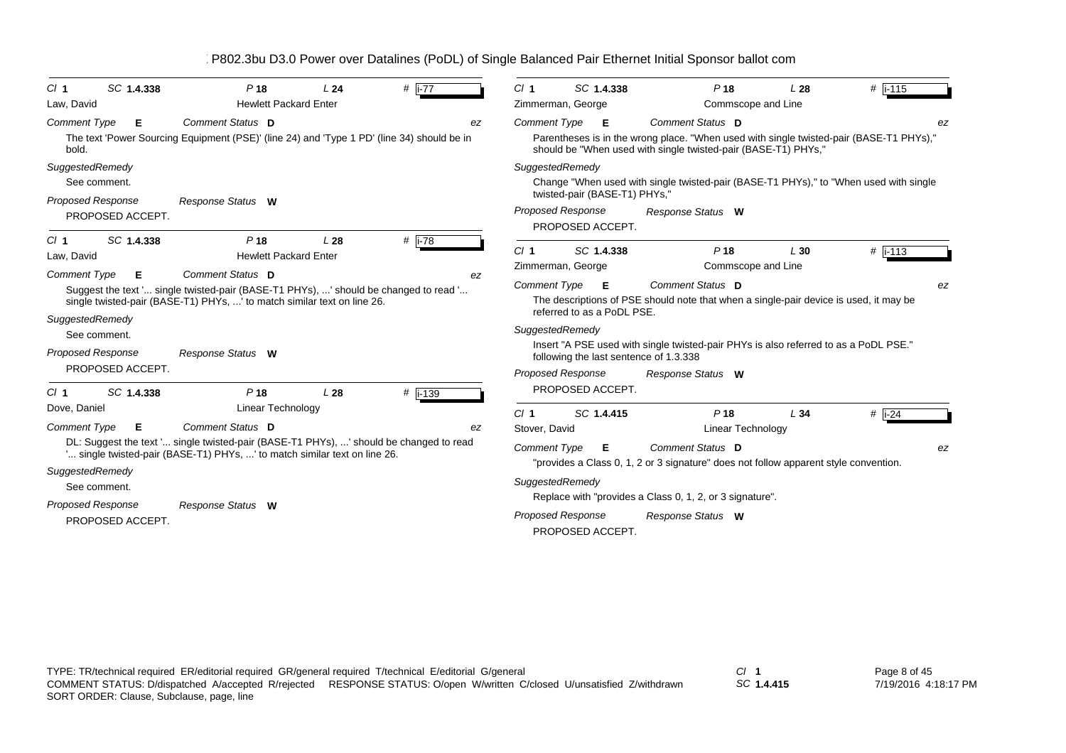P802.3bu D3.0 Power over Datalines (PoDL) of Single Balanced Pair Ethernet Initial Sponsor ballot com

---

*Cl* **1** *SC* **1.4.338** *P* **18** *L* **24** # i-77

Law, David — Hewlett Packard Enter

*Comment Type* **E** *Comment Status* **D** *ez*

The text 'Power Sourcing Equipment (PSE)' (line 24) and 'Type 1 PD' (line 34) should be in bold.

*SuggestedRemedy*

See comment.

*Proposed Response* *Response Status* **W**

PROPOSED ACCEPT.

---

*Cl* **1** *SC* **1.4.338** *P* **18** *L* **28** # i-78

Law, David — Hewlett Packard Enter

*Comment Type* **E** *Comment Status* **D** *ez*

Suggest the text '... single twisted-pair (BASE-T1 PHYs), ...' should be changed to read '... single twisted-pair (BASE-T1) PHYs, ...' to match similar text on line 26.

*SuggestedRemedy*

See comment.

*Proposed Response* *Response Status* **W**

PROPOSED ACCEPT.

---

*Cl* **1** *SC* **1.4.338** *P* **18** *L* **28** # i-139

Dove, Daniel — Linear Technology

*Comment Type* **E** *Comment Status* **D** *ez*

DL: Suggest the text '... single twisted-pair (BASE-T1 PHYs), ...' should be changed to read '... single twisted-pair (BASE-T1) PHYs, ...' to match similar text on line 26.

*SuggestedRemedy*

See comment.

*Proposed Response* *Response Status* **W**

PROPOSED ACCEPT.

---

*Cl* **1** *SC* **1.4.338** *P* **18** *L* **28** # i-115

Zimmerman, George — Commscope and Line

*Comment Type* **E** *Comment Status* **D** *ez*

Parentheses is in the wrong place. "When used with single twisted-pair (BASE-T1 PHYs)," should be "When used with single twisted-pair (BASE-T1) PHYs,"

*SuggestedRemedy*

Change "When used with single twisted-pair (BASE-T1 PHYs)," to "When used with single twisted-pair (BASE-T1) PHYs,"

*Proposed Response* *Response Status* **W**

PROPOSED ACCEPT.

---

*Cl* **1** *SC* **1.4.338** *P* **18** *L* **30** # i-113

Zimmerman, George — Commscope and Line

*Comment Type* **E** *Comment Status* **D** *ez*

The descriptions of PSE should note that when a single-pair device is used, it may be referred to as a PoDL PSE.

*SuggestedRemedy*

Insert "A PSE used with single twisted-pair PHYs is also referred to as a PoDL PSE." following the last sentence of 1.3.338

*Proposed Response* *Response Status* **W**

PROPOSED ACCEPT.

---

*Cl* **1** *SC* **1.4.415** *P* **18** *L* **34** # i-24

Stover, David — Linear Technology

*Comment Type* **E** *Comment Status* **D** *ez*

"provides a Class 0, 1, 2 or 3 signature" does not follow apparent style convention.

*SuggestedRemedy*

Replace with "provides a Class 0, 1, 2, or 3 signature".

*Proposed Response* *Response Status* **W**

PROPOSED ACCEPT.

---

TYPE: TR/technical required ER/editorial required GR/general required T/technical E/editorial G/general
COMMENT STATUS: D/dispatched A/accepted R/rejected RESPONSE STATUS: O/open W/written C/closed U/unsatisfied Z/withdrawn
SORT ORDER: Clause, Subclause, page, line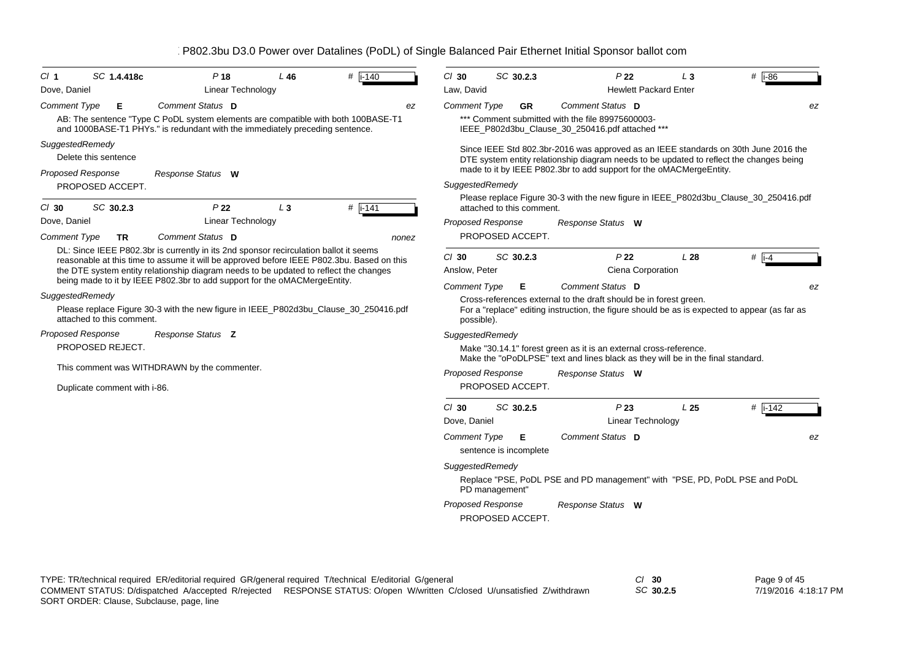# P802.3bu D3.0 Power over Datalines (PoDL) of Single Balanced Pair Ethernet Initial Sponsor ballot com

---

**Cl** 1 **SC** 1.4.418c **P** 18 **L** 46 **#** i-140

Dove, Daniel — Linear Technology

*Comment Type* **E** *Comment Status* **D** — ez

AB: The sentence "Type C PoDL system elements are compatible with both 100BASE-T1 and 1000BASE-T1 PHYs." is redundant with the immediately preceding sentence.

*SuggestedRemedy*

Delete this sentence

*Proposed Response* *Response Status* **W**

PROPOSED ACCEPT.

---

**Cl** 30 **SC** 30.2.3 **P** 22 **L** 3 **#** i-141

Dove, Daniel — Linear Technology

*Comment Type* **TR** *Comment Status* **D** — nonez

DL: Since IEEE P802.3br is currently in its 2nd sponsor recirculation ballot it seems reasonable at this time to assume it will be approved before IEEE P802.3bu. Based on this the DTE system entity relationship diagram needs to be updated to reflect the changes being made to it by IEEE P802.3br to add support for the oMACMergeEntity.

*SuggestedRemedy*

Please replace Figure 30-3 with the new figure in IEEE_P802d3bu_Clause_30_250416.pdf attached to this comment.

*Proposed Response* *Response Status* **Z**

PROPOSED REJECT.

This comment was WITHDRAWN by the commenter.

Duplicate comment with i-86.

---

**Cl** 30 **SC** 30.2.3 **P** 22 **L** 3 **#** i-86

Law, David — Hewlett Packard Enter

*Comment Type* **GR** *Comment Status* **D** — ez

*** Comment submitted with the file 89975600003-IEEE_P802d3bu_Clause_30_250416.pdf attached ***

Since IEEE Std 802.3br-2016 was approved as an IEEE standards on 30th June 2016 the DTE system entity relationship diagram needs to be updated to reflect the changes being made to it by IEEE P802.3br to add support for the oMACMergeEntity.

*SuggestedRemedy*

Please replace Figure 30-3 with the new figure in IEEE_P802d3bu_Clause_30_250416.pdf attached to this comment.

*Proposed Response* *Response Status* **W**

PROPOSED ACCEPT.

---

**Cl** 30 **SC** 30.2.3 **P** 22 **L** 28 **#** i-4

Anslow, Peter — Ciena Corporation

*Comment Type* **E** *Comment Status* **D** — ez

Cross-references external to the draft should be in forest green.
For a "replace" editing instruction, the figure should be as is expected to appear (as far as possible).

*SuggestedRemedy*

Make "30.14.1" forest green as it is an external cross-reference.
Make the "oPoDLPSE" text and lines black as they will be in the final standard.

*Proposed Response* *Response Status* **W**

PROPOSED ACCEPT.

---

**Cl** 30 **SC** 30.2.5 **P** 23 **L** 25 **#** i-142

Dove, Daniel — Linear Technology

*Comment Type* **E** *Comment Status* **D** — ez

sentence is incomplete

*SuggestedRemedy*

Replace "PSE, PoDL PSE and PD management" with "PSE, PD, PoDL PSE and PoDL PD management"

*Proposed Response* *Response Status* **W**

PROPOSED ACCEPT.

---

TYPE: TR/technical required ER/editorial required GR/general required T/technical E/editorial G/general
COMMENT STATUS: D/dispatched A/accepted R/rejected RESPONSE STATUS: O/open W/written C/closed U/unsatisfied Z/withdrawn
SORT ORDER: Clause, Subclause, page, line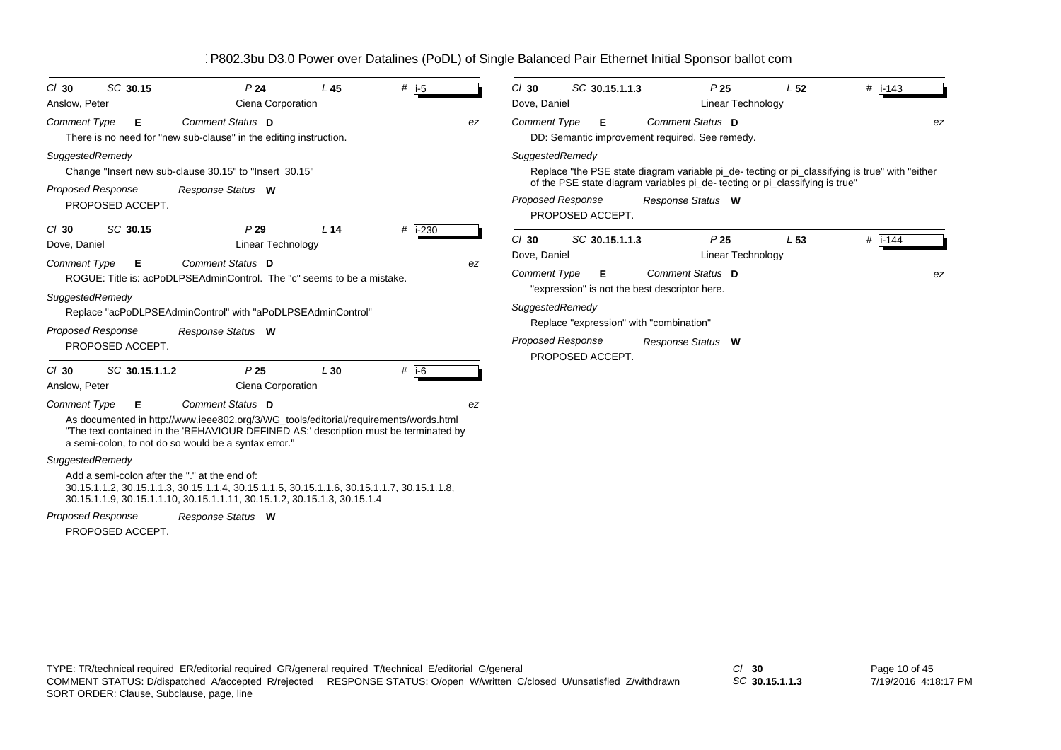P802.3bu D3.0 Power over Datalines (PoDL) of Single Balanced Pair Ethernet Initial Sponsor ballot com

---

**Cl** 30 **SC** 30.15 **P** 24 **L** 45 **#** i-5

Anslow, Peter — Ciena Corporation

*Comment Type* **E** *Comment Status* **D** *ez*

There is no need for "new sub-clause" in the editing instruction.

*SuggestedRemedy*

Change "Insert new sub-clause 30.15" to "Insert 30.15"

*Proposed Response* *Response Status* **W**

PROPOSED ACCEPT.

---

**Cl** 30 **SC** 30.15 **P** 29 **L** 14 **#** i-230

Dove, Daniel — Linear Technology

*Comment Type* **E** *Comment Status* **D** *ez*

ROGUE: Title is: acPoDLPSEAdminControl. The "c" seems to be a mistake.

*SuggestedRemedy*

Replace "acPoDLPSEAdminControl" with "aPoDLPSEAdminControl"

*Proposed Response* *Response Status* **W**

PROPOSED ACCEPT.

---

**Cl** 30 **SC** 30.15.1.1.2 **P** 25 **L** 30 **#** i-6

Anslow, Peter — Ciena Corporation

*Comment Type* **E** *Comment Status* **D** *ez*

As documented in http://www.ieee802.org/3/WG_tools/editorial/requirements/words.html "The text contained in the 'BEHAVIOUR DEFINED AS:' description must be terminated by a semi-colon, to not do so would be a syntax error."

*SuggestedRemedy*

Add a semi-colon after the "." at the end of:
30.15.1.1.2, 30.15.1.1.3, 30.15.1.1.4, 30.15.1.1.5, 30.15.1.1.6, 30.15.1.1.7, 30.15.1.1.8, 30.15.1.1.9, 30.15.1.1.10, 30.15.1.1.11, 30.15.1.2, 30.15.1.3, 30.15.1.4

*Proposed Response* *Response Status* **W**

PROPOSED ACCEPT.

---

**Cl** 30 **SC** 30.15.1.1.3 **P** 25 **L** 52 **#** i-143

Dove, Daniel — Linear Technology

*Comment Type* **E** *Comment Status* **D** *ez*

DD: Semantic improvement required. See remedy.

*SuggestedRemedy*

Replace "the PSE state diagram variable pi_de- tecting or pi_classifying is true" with "either of the PSE state diagram variables pi_de- tecting or pi_classifying is true"

*Proposed Response* *Response Status* **W**

PROPOSED ACCEPT.

---

**Cl** 30 **SC** 30.15.1.1.3 **P** 25 **L** 53 **#** i-144

Dove, Daniel — Linear Technology

*Comment Type* **E** *Comment Status* **D** *ez*

"expression" is not the best descriptor here.

*SuggestedRemedy*

Replace "expression" with "combination"

*Proposed Response* *Response Status* **W**

PROPOSED ACCEPT.

---

TYPE: TR/technical required ER/editorial required GR/general required T/technical E/editorial G/general
COMMENT STATUS: D/dispatched A/accepted R/rejected RESPONSE STATUS: O/open W/written C/closed U/unsatisfied Z/withdrawn
SORT ORDER: Clause, Subclause, page, line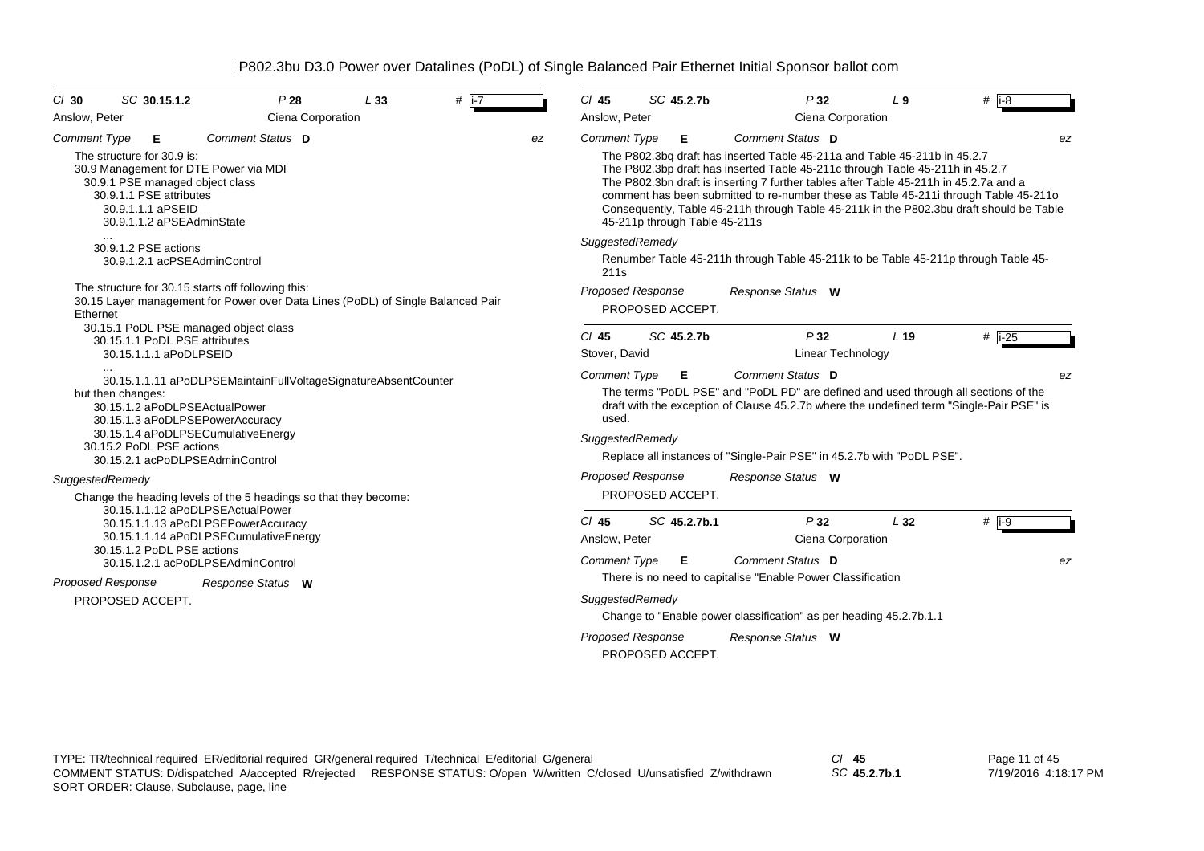P802.3bu D3.0 Power over Datalines (PoDL) of Single Balanced Pair Ethernet Initial Sponsor ballot com

---

**Cl** 30 **SC** 30.15.1.2 **P** 28 **L** 33 **#** i-7

Anslow, Peter — Ciena Corporation

**Comment Type** E **Comment Status** D — ez

The structure for 30.9 is:
30.9 Management for DTE Power via MDI
  30.9.1 PSE managed object class
    30.9.1.1 PSE attributes
      30.9.1.1.1 aPSEID
      30.9.1.1.2 aPSEAdminState
      ...
    30.9.1.2 PSE actions
      30.9.1.2.1 acPSEAdminControl

The structure for 30.15 starts off following this:
30.15 Layer management for Power over Data Lines (PoDL) of Single Balanced Pair Ethernet
  30.15.1 PoDL PSE managed object class
    30.15.1.1 PoDL PSE attributes
      30.15.1.1.1 aPoDLPSEID
      ...
      30.15.1.1.11 aPoDLPSEMaintainFullVoltageSignatureAbsentCounter
but then changes:
      30.15.1.2 aPoDLPSEActualPower
      30.15.1.3 aPoDLPSEPowerAccuracy
      30.15.1.4 aPoDLPSECumulativeEnergy
    30.15.2 PoDL PSE actions
      30.15.2.1 acPoDLPSEAdminControl

*SuggestedRemedy*

Change the heading levels of the 5 headings so that they become:
      30.15.1.1.12 aPoDLPSEActualPower
      30.15.1.1.13 aPoDLPSEPowerAccuracy
      30.15.1.1.14 aPoDLPSECumulativeEnergy
    30.15.1.2 PoDL PSE actions
      30.15.1.2.1 acPoDLPSEAdminControl

*Proposed Response* — *Response Status* W

PROPOSED ACCEPT.

---

**Cl** 45 **SC** 45.2.7b **P** 32 **L** 9 **#** i-8

Anslow, Peter — Ciena Corporation

**Comment Type** E **Comment Status** D — ez

The P802.3bq draft has inserted Table 45-211a and Table 45-211b in 45.2.7
The P802.3bp draft has inserted Table 45-211c through Table 45-211h in 45.2.7
The P802.3bn draft is inserting 7 further tables after Table 45-211h in 45.2.7a and a comment has been submitted to re-number these as Table 45-211i through Table 45-211o
Consequently, Table 45-211h through Table 45-211k in the P802.3bu draft should be Table 45-211p through Table 45-211s

*SuggestedRemedy*

Renumber Table 45-211h through Table 45-211k to be Table 45-211p through Table 45-211s

*Proposed Response* — *Response Status* W

PROPOSED ACCEPT.

---

**Cl** 45 **SC** 45.2.7b **P** 32 **L** 19 **#** i-25

Stover, David — Linear Technology

**Comment Type** E **Comment Status** D — ez

The terms "PoDL PSE" and "PoDL PD" are defined and used through all sections of the draft with the exception of Clause 45.2.7b where the undefined term "Single-Pair PSE" is used.

*SuggestedRemedy*

Replace all instances of "Single-Pair PSE" in 45.2.7b with "PoDL PSE".

*Proposed Response* — *Response Status* W

PROPOSED ACCEPT.

---

**Cl** 45 **SC** 45.2.7b.1 **P** 32 **L** 32 **#** i-9

Anslow, Peter — Ciena Corporation

**Comment Type** E **Comment Status** D — ez

There is no need to capitalise "Enable Power Classification

*SuggestedRemedy*

Change to "Enable power classification" as per heading 45.2.7b.1.1

*Proposed Response* — *Response Status* W

PROPOSED ACCEPT.

---

TYPE: TR/technical required ER/editorial required GR/general required T/technical E/editorial G/general
COMMENT STATUS: D/dispatched A/accepted R/rejected RESPONSE STATUS: O/open W/written C/closed U/unsatisfied Z/withdrawn
SORT ORDER: Clause, Subclause, page, line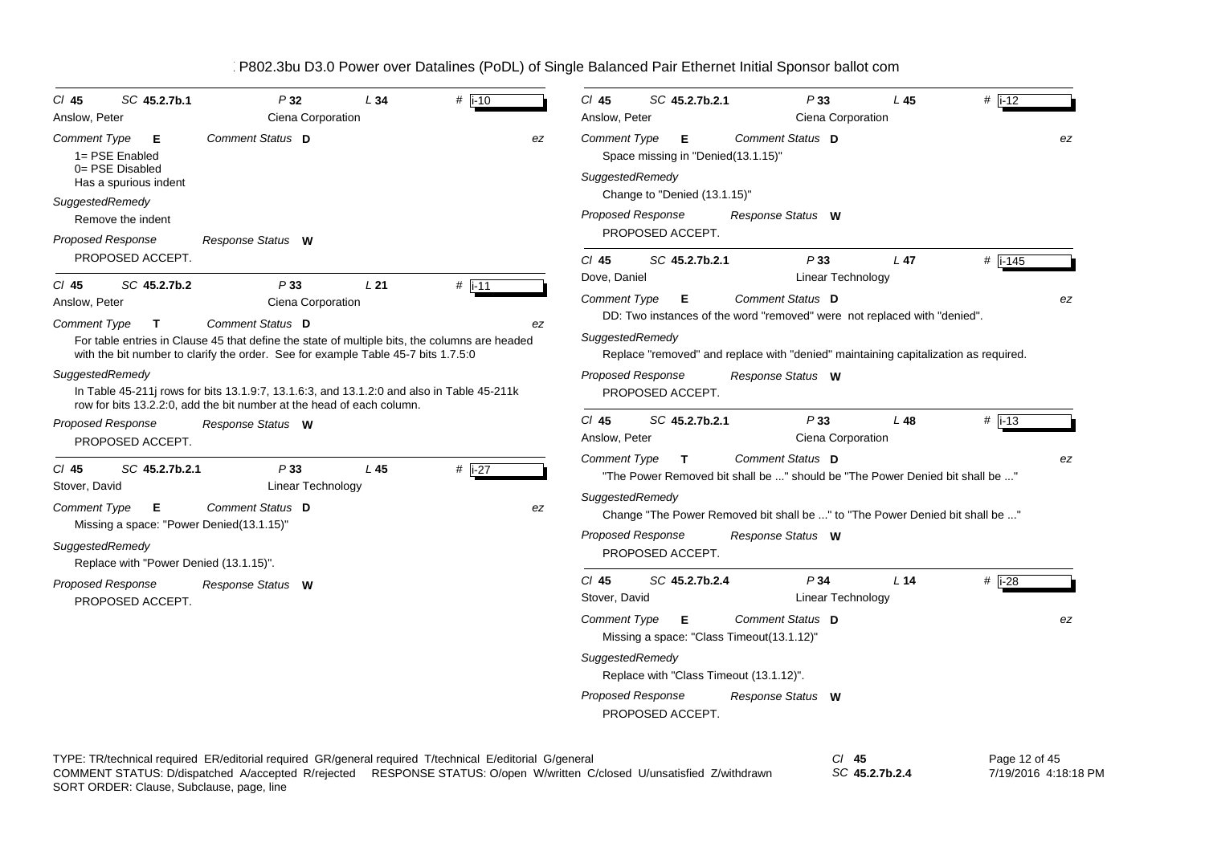P802.3bu D3.0 Power over Datalines (PoDL) of Single Balanced Pair Ethernet Initial Sponsor ballot com

**Cl 45 SC 45.2.7b.1 P 32 L 34 # i-10**
Anslow, Peter — Ciena Corporation

*Comment Type* **E** *Comment Status* **D** ez

1= PSE Enabled
0= PSE Disabled
Has a spurious indent

*SuggestedRemedy*
Remove the indent

*Proposed Response* *Response Status* **W**
PROPOSED ACCEPT.

---

**Cl 45 SC 45.2.7b.2 P 33 L 21 # i-11**
Anslow, Peter — Ciena Corporation

*Comment Type* **T** *Comment Status* **D** ez

For table entries in Clause 45 that define the state of multiple bits, the columns are headed with the bit number to clarify the order. See for example Table 45-7 bits 1.7.5:0

*SuggestedRemedy*
In Table 45-211j rows for bits 13.1.9:7, 13.1.6:3, and 13.1.2:0 and also in Table 45-211k row for bits 13.2.2:0, add the bit number at the head of each column.

*Proposed Response* *Response Status* **W**
PROPOSED ACCEPT.

---

**Cl 45 SC 45.2.7b.2.1 P 33 L 45 # i-27**
Stover, David — Linear Technology

*Comment Type* **E** *Comment Status* **D** ez

Missing a space: "Power Denied(13.1.15)"

*SuggestedRemedy*
Replace with "Power Denied (13.1.15)".

*Proposed Response* *Response Status* **W**
PROPOSED ACCEPT.

---

**Cl 45 SC 45.2.7b.2.1 P 33 L 45 # i-12**
Anslow, Peter — Ciena Corporation

*Comment Type* **E** *Comment Status* **D** ez

Space missing in "Denied(13.1.15)"

*SuggestedRemedy*
Change to "Denied (13.1.15)"

*Proposed Response* *Response Status* **W**
PROPOSED ACCEPT.

---

**Cl 45 SC 45.2.7b.2.1 P 33 L 47 # i-145**
Dove, Daniel — Linear Technology

*Comment Type* **E** *Comment Status* **D** ez

DD: Two instances of the word "removed" were not replaced with "denied".

*SuggestedRemedy*
Replace "removed" and replace with "denied" maintaining capitalization as required.

*Proposed Response* *Response Status* **W**
PROPOSED ACCEPT.

---

**Cl 45 SC 45.2.7b.2.1 P 33 L 48 # i-13**
Anslow, Peter — Ciena Corporation

*Comment Type* **T** *Comment Status* **D** ez

"The Power Removed bit shall be ..." should be "The Power Denied bit shall be ..."

*SuggestedRemedy*
Change "The Power Removed bit shall be ..." to "The Power Denied bit shall be ..."

*Proposed Response* *Response Status* **W**
PROPOSED ACCEPT.

---

**Cl 45 SC 45.2.7b.2.4 P 34 L 14 # i-28**
Stover, David — Linear Technology

*Comment Type* **E** *Comment Status* **D** ez

Missing a space: "Class Timeout(13.1.12)"

*SuggestedRemedy*
Replace with "Class Timeout (13.1.12)".

*Proposed Response* *Response Status* **W**
PROPOSED ACCEPT.

---

TYPE: TR/technical required ER/editorial required GR/general required T/technical E/editorial G/general
COMMENT STATUS: D/dispatched A/accepted R/rejected RESPONSE STATUS: O/open W/written C/closed U/unsatisfied Z/withdrawn
SORT ORDER: Clause, Subclause, page, line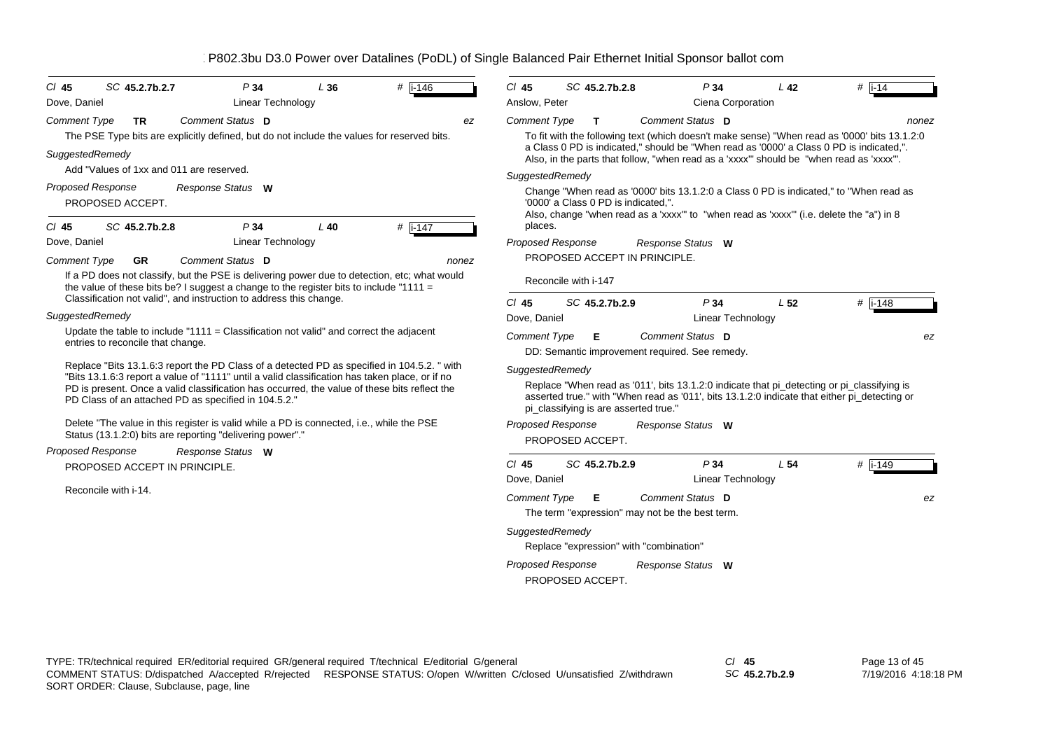P802.3bu D3.0 Power over Datalines (PoDL) of Single Balanced Pair Ethernet Initial Sponsor ballot com

**Cl** 45 **SC** 45.2.7b.2.7 **P** 34 **L** 36 **#** i-146

Dove, Daniel — Linear Technology

*Comment Type* **TR** *Comment Status* **D** — ez

The PSE Type bits are explicitly defined, but do not include the values for reserved bits.

*SuggestedRemedy*

Add "Values of 1xx and 011 are reserved.

*Proposed Response* *Response Status* **W**

PROPOSED ACCEPT.

---

**Cl** 45 **SC** 45.2.7b.2.8 **P** 34 **L** 40 **#** i-147

Dove, Daniel — Linear Technology

*Comment Type* **GR** *Comment Status* **D** — nonez

If a PD does not classify, but the PSE is delivering power due to detection, etc; what would the value of these bits be? I suggest a change to the register bits to include "1111 = Classification not valid", and instruction to address this change.

*SuggestedRemedy*

Update the table to include "1111 = Classification not valid" and correct the adjacent entries to reconcile that change.

Replace "Bits 13.1.6:3 report the PD Class of a detected PD as specified in 104.5.2. " with "Bits 13.1.6:3 report a value of "1111" until a valid classification has taken place, or if no PD is present. Once a valid classification has occurred, the value of these bits reflect the PD Class of an attached PD as specified in 104.5.2."

Delete "The value in this register is valid while a PD is connected, i.e., while the PSE Status (13.1.2:0) bits are reporting "delivering power"."

*Proposed Response* *Response Status* **W**

PROPOSED ACCEPT IN PRINCIPLE.

Reconcile with i-14.

---

**Cl** 45 **SC** 45.2.7b.2.8 **P** 34 **L** 42 **#** i-14

Anslow, Peter — Ciena Corporation

*Comment Type* **T** *Comment Status* **D** — nonez

To fit with the following text (which doesn't make sense) "When read as '0000' bits 13.1.2:0 a Class 0 PD is indicated," should be "When read as '0000' a Class 0 PD is indicated,". Also, in the parts that follow, "when read as a 'xxxx'" should be "when read as 'xxxx'".

*SuggestedRemedy*

Change "When read as '0000' bits 13.1.2:0 a Class 0 PD is indicated," to "When read as '0000' a Class 0 PD is indicated,".

Also, change "when read as a 'xxxx'" to "when read as 'xxxx'" (i.e. delete the "a") in 8 places.

*Proposed Response* *Response Status* **W**

PROPOSED ACCEPT IN PRINCIPLE.

Reconcile with i-147

---

**Cl** 45 **SC** 45.2.7b.2.9 **P** 34 **L** 52 **#** i-148

Dove, Daniel — Linear Technology

*Comment Type* **E** *Comment Status* **D** — ez

DD: Semantic improvement required. See remedy.

*SuggestedRemedy*

Replace "When read as '011', bits 13.1.2:0 indicate that pi_detecting or pi_classifying is asserted true." with "When read as '011', bits 13.1.2:0 indicate that either pi_detecting or pi_classifying is are asserted true."

*Proposed Response* *Response Status* **W**

PROPOSED ACCEPT.

---

**Cl** 45 **SC** 45.2.7b.2.9 **P** 34 **L** 54 **#** i-149

Dove, Daniel — Linear Technology

*Comment Type* **E** *Comment Status* **D** — ez

The term "expression" may not be the best term.

*SuggestedRemedy*

Replace "expression" with "combination"

*Proposed Response* *Response Status* **W**

PROPOSED ACCEPT.

---

TYPE: TR/technical required ER/editorial required GR/general required T/technical E/editorial G/general
COMMENT STATUS: D/dispatched A/accepted R/rejected RESPONSE STATUS: O/open W/written C/closed U/unsatisfied Z/withdrawn
SORT ORDER: Clause, Subclause, page, line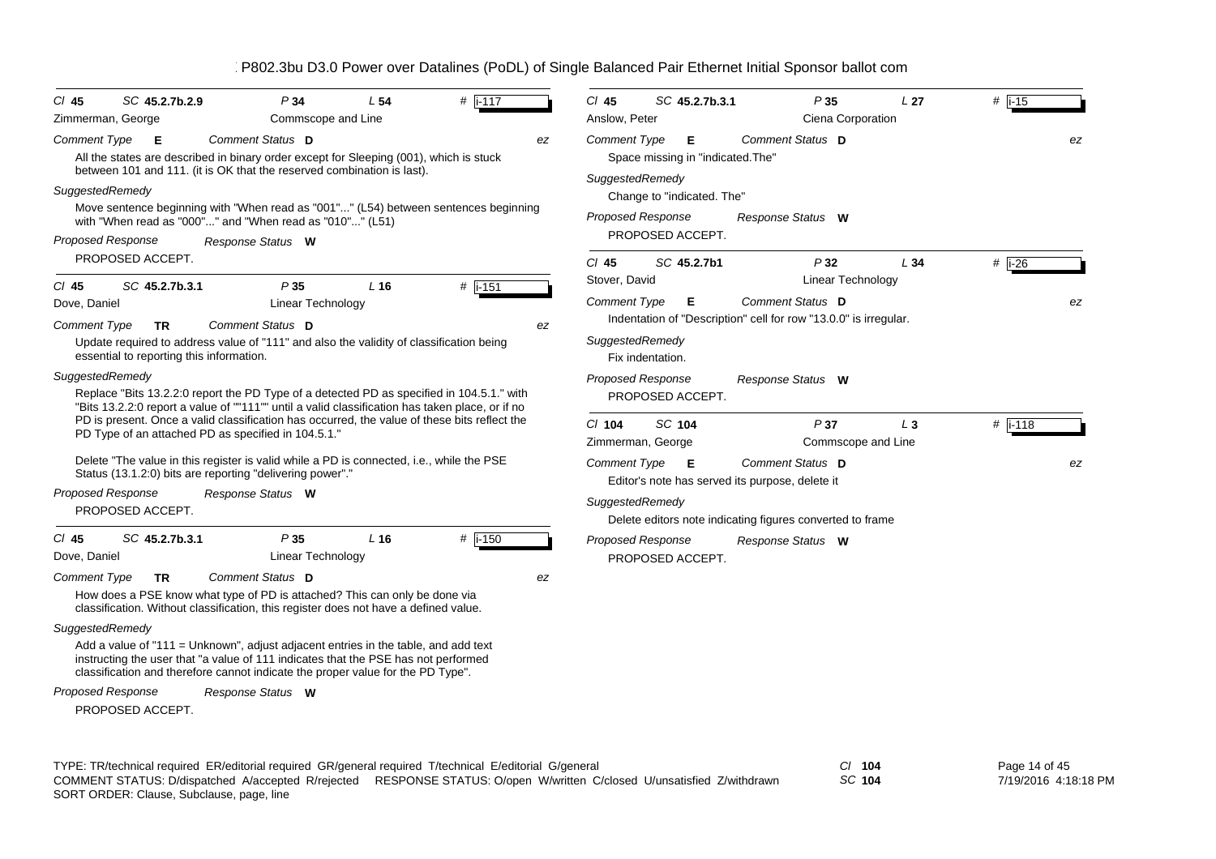## P802.3bu D3.0 Power over Datalines (PoDL) of Single Balanced Pair Ethernet Initial Sponsor ballot com

**Cl 45 SC 45.2.7b.2.9 P 34 L 54 # i-117**
Zimmerman, George — Commscope and Line

*Comment Type* **E** *Comment Status* **D** — ez

All the states are described in binary order except for Sleeping (001), which is stuck between 101 and 111. (it is OK that the reserved combination is last).

*SuggestedRemedy*

Move sentence beginning with "When read as "001"..." (L54) between sentences beginning with "When read as "000"..." and "When read as "010"..." (L51)

*Proposed Response* *Response Status* **W**

PROPOSED ACCEPT.

---

**Cl 45 SC 45.2.7b.3.1 P 35 L 16 # i-151**
Dove, Daniel — Linear Technology

*Comment Type* **TR** *Comment Status* **D** — ez

Update required to address value of "111" and also the validity of classification being essential to reporting this information.

*SuggestedRemedy*

Replace "Bits 13.2.2:0 report the PD Type of a detected PD as specified in 104.5.1." with "Bits 13.2.2:0 report a value of ""111"" until a valid classification has taken place, or if no PD is present. Once a valid classification has occurred, the value of these bits reflect the PD Type of an attached PD as specified in 104.5.1."

Delete "The value in this register is valid while a PD is connected, i.e., while the PSE Status (13.1.2:0) bits are reporting "delivering power"."

*Proposed Response* *Response Status* **W**

PROPOSED ACCEPT.

---

**Cl 45 SC 45.2.7b.3.1 P 35 L 16 # i-150**
Dove, Daniel — Linear Technology

*Comment Type* **TR** *Comment Status* **D** — ez

How does a PSE know what type of PD is attached? This can only be done via classification. Without classification, this register does not have a defined value.

*SuggestedRemedy*

Add a value of "111 = Unknown", adjust adjacent entries in the table, and add text instructing the user that "a value of 111 indicates that the PSE has not performed classification and therefore cannot indicate the proper value for the PD Type".

*Proposed Response* *Response Status* **W**

PROPOSED ACCEPT.

---

**Cl 45 SC 45.2.7b.3.1 P 35 L 27 # i-15**
Anslow, Peter — Ciena Corporation

*Comment Type* **E** *Comment Status* **D** — ez

Space missing in "indicated.The"

*SuggestedRemedy*

Change to "indicated. The"

*Proposed Response* *Response Status* **W**

PROPOSED ACCEPT.

---

**Cl 45 SC 45.2.7b1 P 32 L 34 # i-26**
Stover, David — Linear Technology

*Comment Type* **E** *Comment Status* **D** — ez

Indentation of "Description" cell for row "13.0.0" is irregular.

*SuggestedRemedy*

Fix indentation.

*Proposed Response* *Response Status* **W**

PROPOSED ACCEPT.

---

**Cl 104 SC 104 P 37 L 3 # i-118**
Zimmerman, George — Commscope and Line

*Comment Type* **E** *Comment Status* **D** — ez

Editor's note has served its purpose, delete it

*SuggestedRemedy*

Delete editors note indicating figures converted to frame

*Proposed Response* *Response Status* **W**

PROPOSED ACCEPT.

---

TYPE: TR/technical required ER/editorial required GR/general required T/technical E/editorial G/general
COMMENT STATUS: D/dispatched A/accepted R/rejected RESPONSE STATUS: O/open W/written C/closed U/unsatisfied Z/withdrawn
SORT ORDER: Clause, Subclause, page, line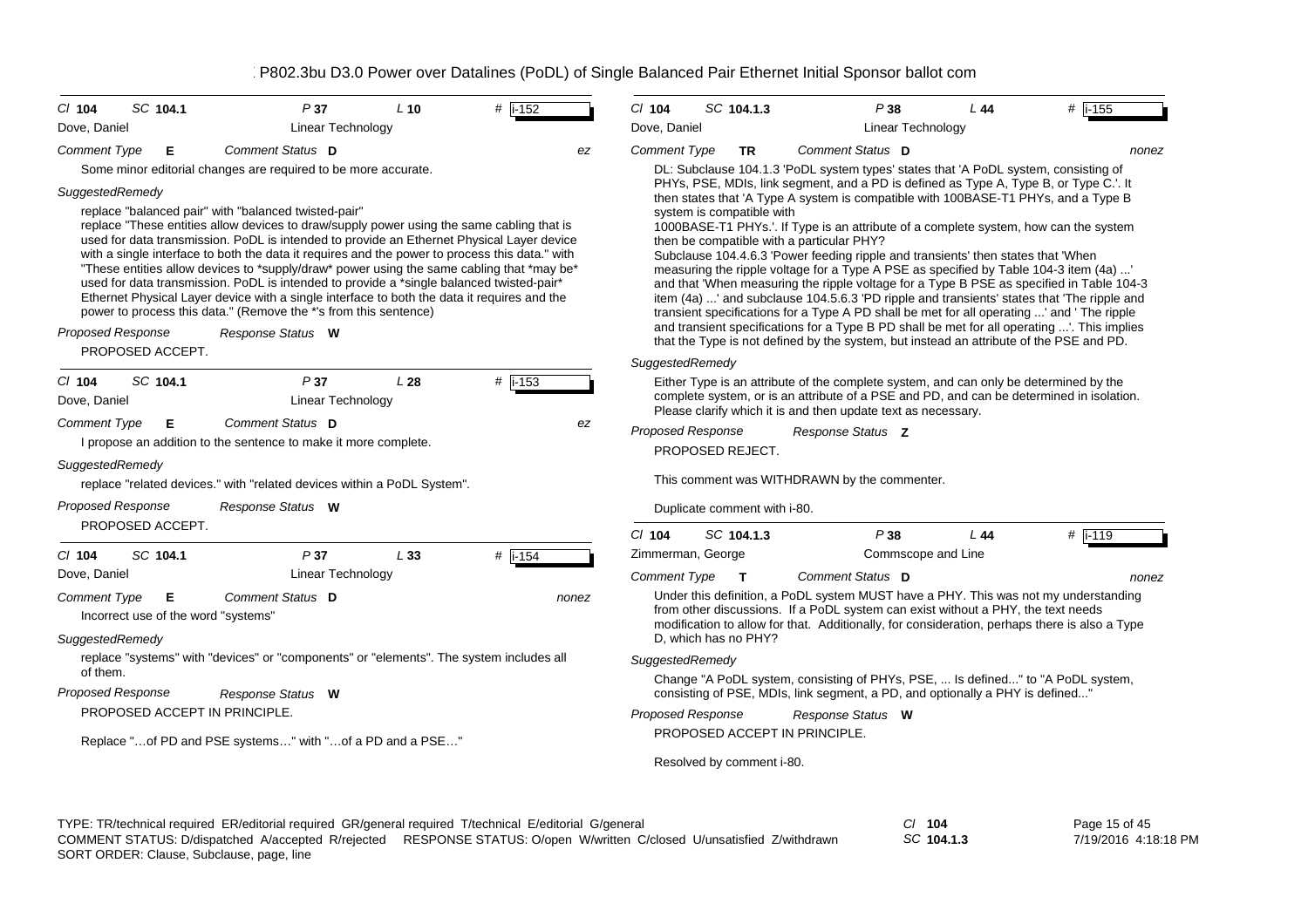P802.3bu D3.0 Power over Datalines (PoDL) of Single Balanced Pair Ethernet Initial Sponsor ballot com

---

**Cl** 104 **SC** 104.1 **P** 37 **L** 10 **#** i-152

Dove, Daniel — Linear Technology

*Comment Type* **E** *Comment Status* **D** ez

Some minor editorial changes are required to be more accurate.

*SuggestedRemedy*

replace "balanced pair" with "balanced twisted-pair"
replace "These entities allow devices to draw/supply power using the same cabling that is used for data transmission. PoDL is intended to provide an Ethernet Physical Layer device with a single interface to both the data it requires and the power to process this data." with "These entities allow devices to *supply/draw* power using the same cabling that *may be* used for data transmission. PoDL is intended to provide a *single balanced twisted-pair* Ethernet Physical Layer device with a single interface to both the data it requires and the power to process this data." (Remove the *'s from this sentence)

*Proposed Response* *Response Status* **W**

PROPOSED ACCEPT.

---

**Cl** 104 **SC** 104.1 **P** 37 **L** 28 **#** i-153

Dove, Daniel — Linear Technology

*Comment Type* **E** *Comment Status* **D** ez

I propose an addition to the sentence to make it more complete.

*SuggestedRemedy*

replace "related devices." with "related devices within a PoDL System".

*Proposed Response* *Response Status* **W**

PROPOSED ACCEPT.

---

**Cl** 104 **SC** 104.1 **P** 37 **L** 33 **#** i-154

Dove, Daniel — Linear Technology

*Comment Type* **E** *Comment Status* **D** nonez

Incorrect use of the word "systems"

*SuggestedRemedy*

replace "systems" with "devices" or "components" or "elements". The system includes all of them.

*Proposed Response* *Response Status* **W**

PROPOSED ACCEPT IN PRINCIPLE.

Replace "…of PD and PSE systems…" with "…of a PD and a PSE…"

---

**Cl** 104 **SC** 104.1.3 **P** 38 **L** 44 **#** i-155

Dove, Daniel — Linear Technology

*Comment Type* **TR** *Comment Status* **D** nonez

DL: Subclause 104.1.3 'PoDL system types' states that 'A PoDL system, consisting of PHYs, PSE, MDIs, link segment, and a PD is defined as Type A, Type B, or Type C.'. It then states that 'A Type A system is compatible with 100BASE-T1 PHYs, and a Type B system is compatible with 1000BASE-T1 PHYs.'. If Type is an attribute of a complete system, how can the system then be compatible with a particular PHY?
Subclause 104.4.6.3 'Power feeding ripple and transients' then states that 'When measuring the ripple voltage for a Type A PSE as specified by Table 104-3 item (4a) ...' and that 'When measuring the ripple voltage for a Type B PSE as specified in Table 104-3 item (4a) ...' and subclause 104.5.6.3 'PD ripple and transients' states that 'The ripple and transient specifications for a Type A PD shall be met for all operating ...' and ' The ripple and transient specifications for a Type B PD shall be met for all operating ...'. This implies that the Type is not defined by the system, but instead an attribute of the PSE and PD.

*SuggestedRemedy*

Either Type is an attribute of the complete system, and can only be determined by the complete system, or is an attribute of a PSE and PD, and can be determined in isolation. Please clarify which it is and then update text as necessary.

*Proposed Response* *Response Status* **Z**

PROPOSED REJECT.

This comment was WITHDRAWN by the commenter.

Duplicate comment with i-80.

---

**Cl** 104 **SC** 104.1.3 **P** 38 **L** 44 **#** i-119

Zimmerman, George — Commscope and Line

*Comment Type* **T** *Comment Status* **D** nonez

Under this definition, a PoDL system MUST have a PHY. This was not my understanding from other discussions. If a PoDL system can exist without a PHY, the text needs modification to allow for that. Additionally, for consideration, perhaps there is also a Type D, which has no PHY?

*SuggestedRemedy*

Change "A PoDL system, consisting of PHYs, PSE, ... Is defined..." to "A PoDL system, consisting of PSE, MDIs, link segment, a PD, and optionally a PHY is defined..."

*Proposed Response* *Response Status* **W**

PROPOSED ACCEPT IN PRINCIPLE.

Resolved by comment i-80.

---

TYPE: TR/technical required ER/editorial required GR/general required T/technical E/editorial G/general
COMMENT STATUS: D/dispatched A/accepted R/rejected RESPONSE STATUS: O/open W/written C/closed U/unsatisfied Z/withdrawn
SORT ORDER: Clause, Subclause, page, line

Cl 104 SC 104.1.3 — 7/19/2016 4:18:18 PM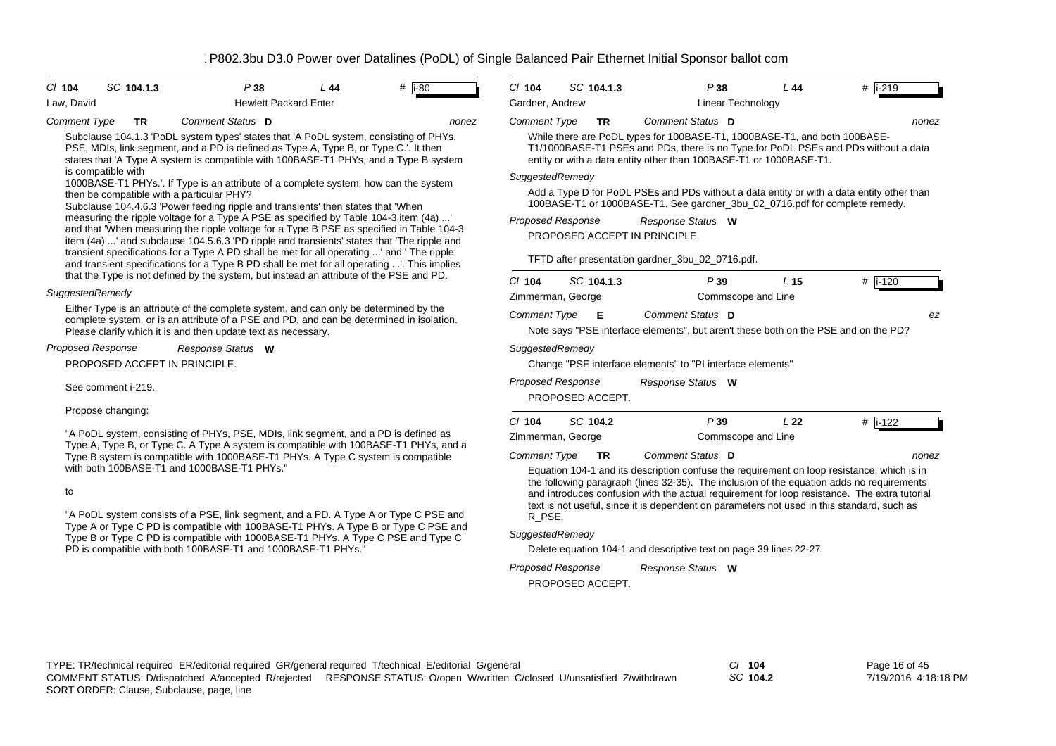## P802.3bu D3.0 Power over Datalines (PoDL) of Single Balanced Pair Ethernet Initial Sponsor ballot com

**Cl** 104 **SC** 104.1.3 **P** 38 **L** 44 **#** i-80

Law, David — Hewlett Packard Enter

*Comment Type* **TR** *Comment Status* **D** nonez

Subclause 104.1.3 'PoDL system types' states that 'A PoDL system, consisting of PHYs, PSE, MDIs, link segment, and a PD is defined as Type A, Type B, or Type C.'. It then states that 'A Type A system is compatible with 100BASE-T1 PHYs, and a Type B system is compatible with 1000BASE-T1 PHYs.'. If Type is an attribute of a complete system, how can the system then be compatible with a particular PHY?

Subclause 104.4.6.3 'Power feeding ripple and transients' then states that 'When measuring the ripple voltage for a Type A PSE as specified by Table 104-3 item (4a) ...' and that 'When measuring the ripple voltage for a Type B PSE as specified in Table 104-3 item (4a) ...' and subclause 104.5.6.3 'PD ripple and transients' states that 'The ripple and transient specifications for a Type A PD shall be met for all operating ...' and ' The ripple and transient specifications for a Type B PD shall be met for all operating ...'. This implies that the Type is not defined by the system, but instead an attribute of the PSE and PD.

*SuggestedRemedy*

Either Type is an attribute of the complete system, and can only be determined by the complete system, or is an attribute of a PSE and PD, and can be determined in isolation. Please clarify which it is and then update text as necessary.

*Proposed Response* *Response Status* **W**

PROPOSED ACCEPT IN PRINCIPLE.

See comment i-219.

Propose changing:

"A PoDL system, consisting of PHYs, PSE, MDIs, link segment, and a PD is defined as Type A, Type B, or Type C. A Type A system is compatible with 100BASE-T1 PHYs, and a Type B system is compatible with 1000BASE-T1 PHYs. A Type C system is compatible with both 100BASE-T1 and 1000BASE-T1 PHYs."

to

"A PoDL system consists of a PSE, link segment, and a PD. A Type A or Type C PSE and Type A or Type C PD is compatible with 100BASE-T1 PHYs. A Type B or Type C PSE and Type B or Type C PD is compatible with 1000BASE-T1 PHYs. A Type C PSE and Type C PD is compatible with both 100BASE-T1 and 1000BASE-T1 PHYs."

---

**Cl** 104 **SC** 104.1.3 **P** 38 **L** 44 **#** i-219

Gardner, Andrew — Linear Technology

*Comment Type* **TR** *Comment Status* **D** nonez

While there are PoDL types for 100BASE-T1, 1000BASE-T1, and both 100BASE-T1/1000BASE-T1 PSEs and PDs, there is no Type for PoDL PSEs and PDs without a data entity or with a data entity other than 100BASE-T1 or 1000BASE-T1.

*SuggestedRemedy*

Add a Type D for PoDL PSEs and PDs without a data entity or with a data entity other than 100BASE-T1 or 1000BASE-T1. See gardner_3bu_02_0716.pdf for complete remedy.

*Proposed Response* *Response Status* **W**

PROPOSED ACCEPT IN PRINCIPLE.

TFTD after presentation gardner_3bu_02_0716.pdf.

---

**Cl** 104 **SC** 104.1.3 **P** 39 **L** 15 **#** i-120

Zimmerman, George — Commscope and Line

*Comment Type* **E** *Comment Status* **D** ez

Note says "PSE interface elements", but aren't these both on the PSE and on the PD?

*SuggestedRemedy*

Change "PSE interface elements" to "PI interface elements"

*Proposed Response* *Response Status* **W**

PROPOSED ACCEPT.

---

**Cl** 104 **SC** 104.2 **P** 39 **L** 22 **#** i-122

Zimmerman, George — Commscope and Line

*Comment Type* **TR** *Comment Status* **D** nonez

Equation 104-1 and its description confuse the requirement on loop resistance, which is in the following paragraph (lines 32-35). The inclusion of the equation adds no requirements and introduces confusion with the actual requirement for loop resistance. The extra tutorial text is not useful, since it is dependent on parameters not used in this standard, such as R_PSE.

*SuggestedRemedy*

Delete equation 104-1 and descriptive text on page 39 lines 22-27.

*Proposed Response* *Response Status* **W**

PROPOSED ACCEPT.

---

TYPE: TR/technical required ER/editorial required GR/general required T/technical E/editorial G/general
COMMENT STATUS: D/dispatched A/accepted R/rejected RESPONSE STATUS: O/open W/written C/closed U/unsatisfied Z/withdrawn
SORT ORDER: Clause, Subclause, page, line

Cl 104 SC 104.2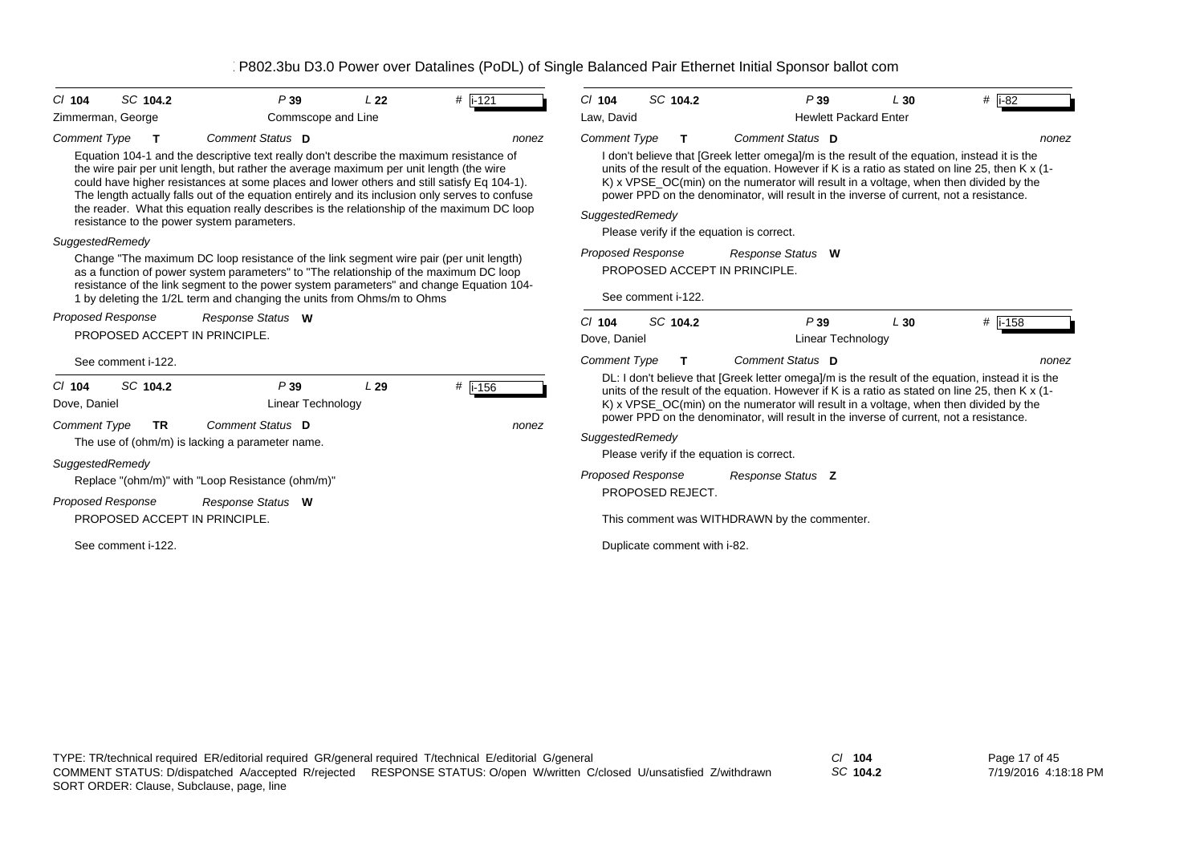# P802.3bu D3.0 Power over Datalines (PoDL) of Single Balanced Pair Ethernet Initial Sponsor ballot com

---

**Cl** 104 **SC** 104.2 **P** 39 **L** 22 **#** i-121

Zimmerman, George — Commscope and Line

*Comment Type* **T** *Comment Status* **D** nonez

Equation 104-1 and the descriptive text really don't describe the maximum resistance of the wire pair per unit length, but rather the average maximum per unit length (the wire could have higher resistances at some places and lower others and still satisfy Eq 104-1). The length actually falls out of the equation entirely and its inclusion only serves to confuse the reader. What this equation really describes is the relationship of the maximum DC loop resistance to the power system parameters.

*SuggestedRemedy*

Change "The maximum DC loop resistance of the link segment wire pair (per unit length) as a function of power system parameters" to "The relationship of the maximum DC loop resistance of the link segment to the power system parameters" and change Equation 104-1 by deleting the 1/2L term and changing the units from Ohms/m to Ohms

*Proposed Response* *Response Status* **W**

PROPOSED ACCEPT IN PRINCIPLE.

See comment i-122.

---

**Cl** 104 **SC** 104.2 **P** 39 **L** 29 **#** i-156

Dove, Daniel — Linear Technology

*Comment Type* **TR** *Comment Status* **D** nonez

The use of (ohm/m) is lacking a parameter name.

*SuggestedRemedy*

Replace "(ohm/m)" with "Loop Resistance (ohm/m)"

*Proposed Response* *Response Status* **W**

PROPOSED ACCEPT IN PRINCIPLE.

See comment i-122.

---

**Cl** 104 **SC** 104.2 **P** 39 **L** 30 **#** i-82

Law, David — Hewlett Packard Enter

*Comment Type* **T** *Comment Status* **D** nonez

I don't believe that [Greek letter omega]/m is the result of the equation, instead it is the units of the result of the equation. However if K is a ratio as stated on line 25, then K x (1-K) x VPSE_OC(min) on the numerator will result in a voltage, when then divided by the power PPD on the denominator, will result in the inverse of current, not a resistance.

*SuggestedRemedy*

Please verify if the equation is correct.

*Proposed Response* *Response Status* **W**

PROPOSED ACCEPT IN PRINCIPLE.

See comment i-122.

---

**Cl** 104 **SC** 104.2 **P** 39 **L** 30 **#** i-158

Dove, Daniel — Linear Technology

*Comment Type* **T** *Comment Status* **D** nonez

DL: I don't believe that [Greek letter omega]/m is the result of the equation, instead it is the units of the result of the equation. However if K is a ratio as stated on line 25, then K x (1-K) x VPSE_OC(min) on the numerator will result in a voltage, when then divided by the power PPD on the denominator, will result in the inverse of current, not a resistance.

*SuggestedRemedy*

Please verify if the equation is correct.

*Proposed Response* *Response Status* **Z**

PROPOSED REJECT.

This comment was WITHDRAWN by the commenter.

Duplicate comment with i-82.

---

TYPE: TR/technical required ER/editorial required GR/general required T/technical E/editorial G/general
COMMENT STATUS: D/dispatched A/accepted R/rejected RESPONSE STATUS: O/open W/written C/closed U/unsatisfied Z/withdrawn
SORT ORDER: Clause, Subclause, page, line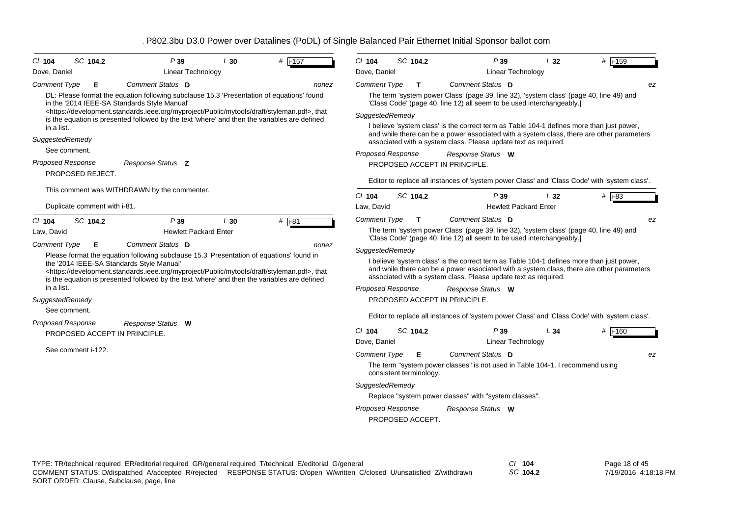# P802.3bu D3.0 Power over Datalines (PoDL) of Single Balanced Pair Ethernet Initial Sponsor ballot com

**Cl** 104 **SC** 104.2 **P** 39 **L** 30 **#** i-157

Dove, Daniel — Linear Technology

*Comment Type* **E** *Comment Status* **D** *nonez*

DL: Please format the equation following subclause 15.3 'Presentation of equations' found in the '2014 IEEE-SA Standards Style Manual' <https://development.standards.ieee.org/myproject/Public/mytools/draft/styleman.pdf>, that is the equation is presented followed by the text 'where' and then the variables are defined in a list.

*SuggestedRemedy*

See comment.

*Proposed Response* *Response Status* **Z**

PROPOSED REJECT.

This comment was WITHDRAWN by the commenter.

Duplicate comment with i-81.

---

**Cl** 104 **SC** 104.2 **P** 39 **L** 30 **#** i-81

Law, David — Hewlett Packard Enter

*Comment Type* **E** *Comment Status* **D** *nonez*

Please format the equation following subclause 15.3 'Presentation of equations' found in the '2014 IEEE-SA Standards Style Manual' <https://development.standards.ieee.org/myproject/Public/mytools/draft/styleman.pdf>, that is the equation is presented followed by the text 'where' and then the variables are defined in a list.

*SuggestedRemedy*

See comment.

*Proposed Response* *Response Status* **W**

PROPOSED ACCEPT IN PRINCIPLE.

See comment i-122.

---

**Cl** 104 **SC** 104.2 **P** 39 **L** 32 **#** i-159

Dove, Daniel — Linear Technology

*Comment Type* **T** *Comment Status* **D** *ez*

The term 'system power Class' (page 39, line 32), 'system class' (page 40, line 49) and 'Class Code' (page 40, line 12) all seem to be used interchangeably.|

*SuggestedRemedy*

I believe 'system class' is the correct term as Table 104-1 defines more than just power, and while there can be a power associated with a system class, there are other parameters associated with a system class. Please update text as required.

*Proposed Response* *Response Status* **W**

PROPOSED ACCEPT IN PRINCIPLE.

Editor to replace all instances of 'system power Class' and 'Class Code' with 'system class'.

---

**Cl** 104 **SC** 104.2 **P** 39 **L** 32 **#** i-83

Law, David — Hewlett Packard Enter

*Comment Type* **T** *Comment Status* **D** *ez*

The term 'system power Class' (page 39, line 32), 'system class' (page 40, line 49) and 'Class Code' (page 40, line 12) all seem to be used interchangeably.|

*SuggestedRemedy*

I believe 'system class' is the correct term as Table 104-1 defines more than just power, and while there can be a power associated with a system class, there are other parameters associated with a system class. Please update text as required.

*Proposed Response* *Response Status* **W**

PROPOSED ACCEPT IN PRINCIPLE.

Editor to replace all instances of 'system power Class' and 'Class Code' with 'system class'.

---

**Cl** 104 **SC** 104.2 **P** 39 **L** 34 **#** i-160

Dove, Daniel — Linear Technology

*Comment Type* **E** *Comment Status* **D** *ez*

The term "system power classes" is not used in Table 104-1. I recommend using consistent terminology.

*SuggestedRemedy*

Replace "system power classes" with "system classes".

*Proposed Response* *Response Status* **W**

PROPOSED ACCEPT.

---

TYPE: TR/technical required ER/editorial required GR/general required T/technical E/editorial G/general
COMMENT STATUS: D/dispatched A/accepted R/rejected RESPONSE STATUS: O/open W/written C/closed U/unsatisfied Z/withdrawn
SORT ORDER: Clause, Subclause, page, line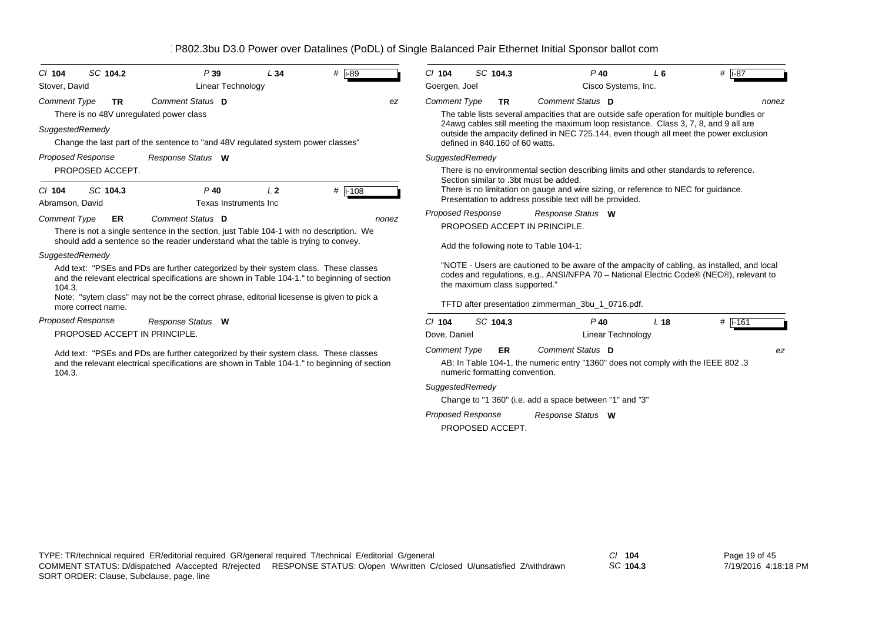Cl **104** SC **104.2** P **39** L **34** # **i-89**

Stover, David — Linear Technology

*Comment Type* **TR** *Comment Status* **D** *ez*

There is no 48V unregulated power class

*SuggestedRemedy*

Change the last part of the sentence to "and 48V regulated system power classes"

*Proposed Response* *Response Status* **W**

PROPOSED ACCEPT.

---

Cl **104** SC **104.3** P **40** L **2** # **i-108**

Abramson, David — Texas Instruments Inc

*Comment Type* **ER** *Comment Status* **D** *nonez*

There is not a single sentence in the section, just Table 104-1 with no description. We should add a sentence so the reader understand what the table is trying to convey.

*SuggestedRemedy*

Add text: "PSEs and PDs are further categorized by their system class. These classes and the relevant electrical specifications are shown in Table 104-1." to beginning of section 104.3.

Note: "sytem class" may not be the correct phrase, editorial licesense is given to pick a more correct name.

*Proposed Response* *Response Status* **W**

PROPOSED ACCEPT IN PRINCIPLE.

Add text: "PSEs and PDs are further categorized by their system class. These classes and the relevant electrical specifications are shown in Table 104-1." to beginning of section 104.3.

---

Cl **104** SC **104.3** P **40** L **6** # **i-87**

Goergen, Joel — Cisco Systems, Inc.

*Comment Type* **TR** *Comment Status* **D** *nonez*

The table lists several ampacities that are outside safe operation for multiple bundles or 24awg cables still meeting the maximum loop resistance. Class 3, 7, 8, and 9 all are outside the ampacity defined in NEC 725.144, even though all meet the power exclusion defined in 840.160 of 60 watts.

*SuggestedRemedy*

There is no environmental section describing limits and other standards to reference. Section similar to .3bt must be added.

There is no limitation on gauge and wire sizing, or reference to NEC for guidance. Presentation to address possible text will be provided.

*Proposed Response* *Response Status* **W**

PROPOSED ACCEPT IN PRINCIPLE.

Add the following note to Table 104-1:

"NOTE - Users are cautioned to be aware of the ampacity of cabling, as installed, and local codes and regulations, e.g., ANSI/NFPA 70 – National Electric Code® (NEC®), relevant to the maximum class supported."

TFTD after presentation zimmerman_3bu_1_0716.pdf.

---

Cl **104** SC **104.3** P **40** L **18** # **i-161**

Dove, Daniel — Linear Technology

*Comment Type* **ER** *Comment Status* **D** *ez*

AB: In Table 104-1, the numeric entry "1360" does not comply with the IEEE 802 .3 numeric formatting convention.

*SuggestedRemedy*

Change to "1 360" (i.e. add a space between "1" and "3"

*Proposed Response* *Response Status* **W**

PROPOSED ACCEPT.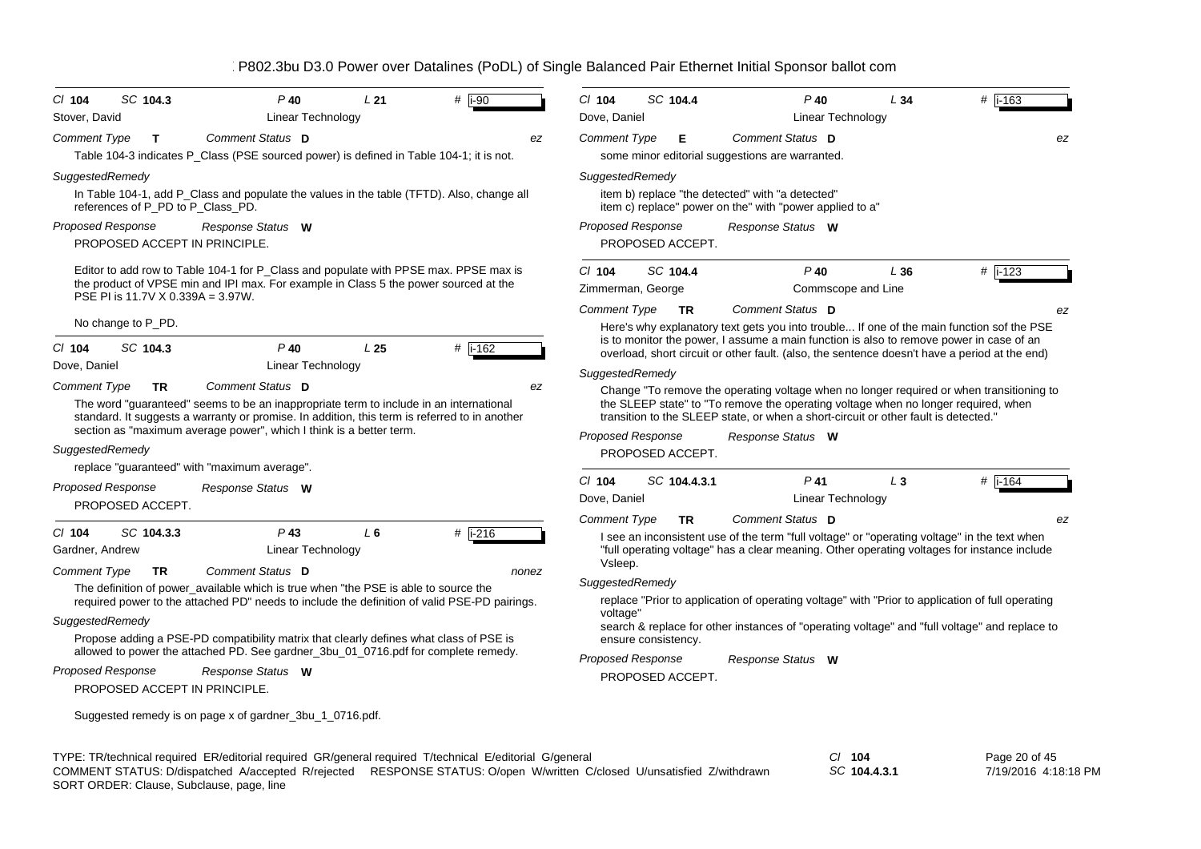*Cl* **104** *SC* **104.3** *P* **40** *L* **21** # **i-90**

Stover, David — Linear Technology

*Comment Type* **T** *Comment Status* **D** *ez*

Table 104-3 indicates P_Class (PSE sourced power) is defined in Table 104-1; it is not.

*SuggestedRemedy*

In Table 104-1, add P_Class and populate the values in the table (TFTD). Also, change all references of P_PD to P_Class_PD.

*Proposed Response* *Response Status* **W**

PROPOSED ACCEPT IN PRINCIPLE.

Editor to add row to Table 104-1 for P_Class and populate with PPSE max. PPSE max is the product of VPSE min and IPI max. For example in Class 5 the power sourced at the PSE PI is 11.7V X 0.339A = 3.97W.

No change to P_PD.

---

*Cl* **104** *SC* **104.3** *P* **40** *L* **25** # **i-162**

Dove, Daniel — Linear Technology

*Comment Type* **TR** *Comment Status* **D** *ez*

The word "guaranteed" seems to be an inappropriate term to include in an international standard. It suggests a warranty or promise. In addition, this term is referred to in another section as "maximum average power", which I think is a better term.

*SuggestedRemedy*

replace "guaranteed" with "maximum average".

*Proposed Response* *Response Status* **W**

PROPOSED ACCEPT.

---

*Cl* **104** *SC* **104.3.3** *P* **43** *L* **6** # **i-216**

Gardner, Andrew — Linear Technology

*Comment Type* **TR** *Comment Status* **D** *nonez*

The definition of power_available which is true when "the PSE is able to source the required power to the attached PD" needs to include the definition of valid PSE-PD pairings.

*SuggestedRemedy*

Propose adding a PSE-PD compatibility matrix that clearly defines what class of PSE is allowed to power the attached PD. See gardner_3bu_01_0716.pdf for complete remedy.

*Proposed Response* *Response Status* **W**

PROPOSED ACCEPT IN PRINCIPLE.

Suggested remedy is on page x of gardner_3bu_1_0716.pdf.

---

*Cl* **104** *SC* **104.4** *P* **40** *L* **34** # **i-163**

Dove, Daniel — Linear Technology

*Comment Type* **E** *Comment Status* **D** *ez*

some minor editorial suggestions are warranted.

*SuggestedRemedy*

item b) replace "the detected" with "a detected"
item c) replace" power on the" with "power applied to a"

*Proposed Response* *Response Status* **W**

PROPOSED ACCEPT.

---

*Cl* **104** *SC* **104.4** *P* **40** *L* **36** # **i-123**

Zimmerman, George — Commscope and Line

*Comment Type* **TR** *Comment Status* **D** *ez*

Here's why explanatory text gets you into trouble... If one of the main function sof the PSE is to monitor the power, I assume a main function is also to remove power in case of an overload, short circuit or other fault. (also, the sentence doesn't have a period at the end)

*SuggestedRemedy*

Change "To remove the operating voltage when no longer required or when transitioning to the SLEEP state" to "To remove the operating voltage when no longer required, when transition to the SLEEP state, or when a short-circuit or other fault is detected."

*Proposed Response* *Response Status* **W**

PROPOSED ACCEPT.

---

*Cl* **104** *SC* **104.4.3.1** *P* **41** *L* **3** # **i-164**

Dove, Daniel — Linear Technology

*Comment Type* **TR** *Comment Status* **D** *ez*

I see an inconsistent use of the term "full voltage" or "operating voltage" in the text when "full operating voltage" has a clear meaning. Other operating voltages for instance include Vsleep.

*SuggestedRemedy*

replace "Prior to application of operating voltage" with "Prior to application of full operating voltage"
search & replace for other instances of "operating voltage" and "full voltage" and replace to ensure consistency.

*Proposed Response* *Response Status* **W**

PROPOSED ACCEPT.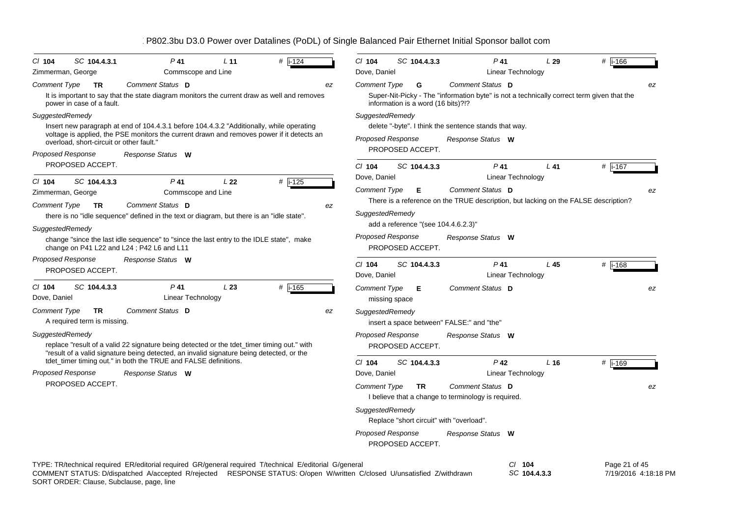# P802.3bu D3.0 Power over Datalines (PoDL) of Single Balanced Pair Ethernet Initial Sponsor ballot com

---

**Cl** 104 **SC** 104.4.3.1 **P** 41 **L** 11 **#** i-124

Zimmerman, George — Commscope and Line

*Comment Type* **TR** *Comment Status* **D** ez

It is important to say that the state diagram monitors the current draw as well and removes power in case of a fault.

*SuggestedRemedy*

Insert new paragraph at end of 104.4.3.1 before 104.4.3.2 "Additionally, while operating voltage is applied, the PSE monitors the current drawn and removes power if it detects an overload, short-circuit or other fault."

*Proposed Response* *Response Status* **W**

PROPOSED ACCEPT.

---

**Cl** 104 **SC** 104.4.3.3 **P** 41 **L** 22 **#** i-125

Zimmerman, George — Commscope and Line

*Comment Type* **TR** *Comment Status* **D** ez

there is no "idle sequence" defined in the text or diagram, but there is an "idle state".

*SuggestedRemedy*

change "since the last idle sequence" to "since the last entry to the IDLE state", make change on P41 L22 and L24 ; P42 L6 and L11

*Proposed Response* *Response Status* **W**

PROPOSED ACCEPT.

---

**Cl** 104 **SC** 104.4.3.3 **P** 41 **L** 23 **#** i-165

Dove, Daniel — Linear Technology

*Comment Type* **TR** *Comment Status* **D** ez

A required term is missing.

*SuggestedRemedy*

replace "result of a valid 22 signature being detected or the tdet_timer timing out." with "result of a valid signature being detected, an invalid signature being detected, or the tdet_timer timing out." in both the TRUE and FALSE definitions.

*Proposed Response* *Response Status* **W**

PROPOSED ACCEPT.

---

**Cl** 104 **SC** 104.4.3.3 **P** 41 **L** 29 **#** i-166

Dove, Daniel — Linear Technology

*Comment Type* **G** *Comment Status* **D** ez

Super-Nit-Picky - The "information byte" is not a technically correct term given that the information is a word (16 bits)?!?

*SuggestedRemedy*

delete "-byte". I think the sentence stands that way.

*Proposed Response* *Response Status* **W**

PROPOSED ACCEPT.

---

**Cl** 104 **SC** 104.4.3.3 **P** 41 **L** 41 **#** i-167

Dove, Daniel — Linear Technology

*Comment Type* **E** *Comment Status* **D** ez

There is a reference on the TRUE description, but lacking on the FALSE description?

*SuggestedRemedy*

add a reference "(see 104.4.6.2.3)"

*Proposed Response* *Response Status* **W**

PROPOSED ACCEPT.

---

**Cl** 104 **SC** 104.4.3.3 **P** 41 **L** 45 **#** i-168

Dove, Daniel — Linear Technology

*Comment Type* **E** *Comment Status* **D** ez

missing space

*SuggestedRemedy*

insert a space between" FALSE:" and "the"

*Proposed Response* *Response Status* **W**

PROPOSED ACCEPT.

---

**Cl** 104 **SC** 104.4.3.3 **P** 42 **L** 16 **#** i-169

Dove, Daniel — Linear Technology

*Comment Type* **TR** *Comment Status* **D** ez

I believe that a change to terminology is required.

*SuggestedRemedy*

Replace "short circuit" with "overload".

*Proposed Response* *Response Status* **W**

PROPOSED ACCEPT.

---

TYPE: TR/technical required ER/editorial required GR/general required T/technical E/editorial G/general
COMMENT STATUS: D/dispatched A/accepted R/rejected RESPONSE STATUS: O/open W/written C/closed U/unsatisfied Z/withdrawn
SORT ORDER: Clause, Subclause, page, line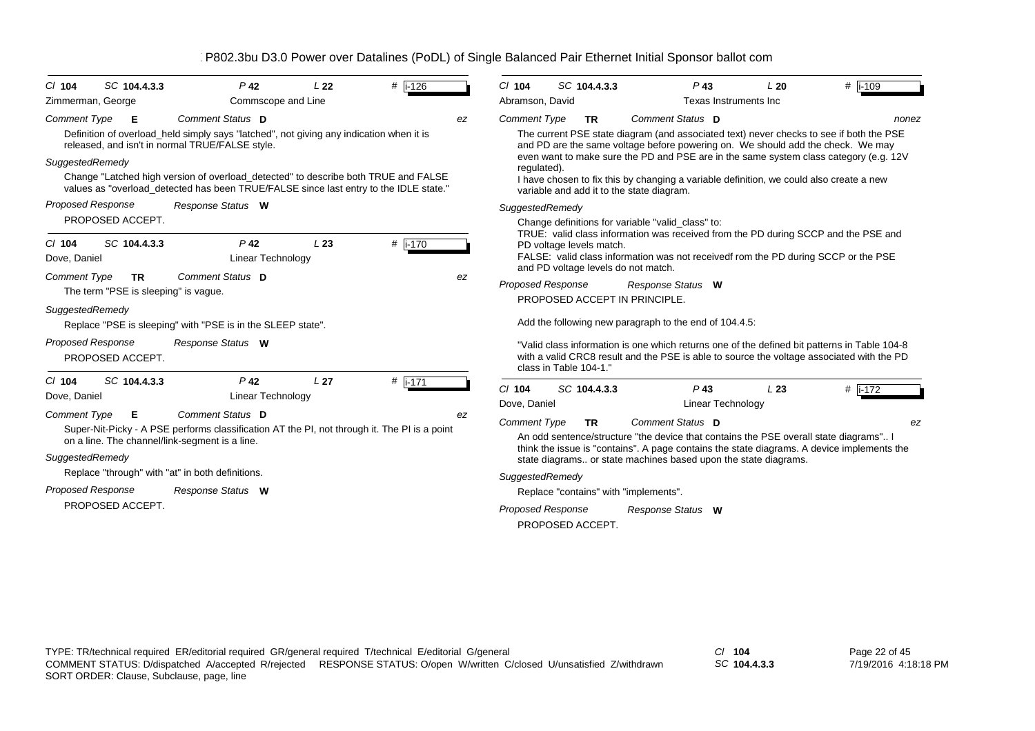P802.3bu D3.0 Power over Datalines (PoDL) of Single Balanced Pair Ethernet Initial Sponsor ballot com

---

**Cl** 104 **SC** 104.4.3.3 **P** 42 **L** 22 **#** i-126

Zimmerman, George — Commscope and Line

*Comment Type* **E** *Comment Status* **D** *ez*

Definition of overload_held simply says "latched", not giving any indication when it is released, and isn't in normal TRUE/FALSE style.

*SuggestedRemedy*

Change "Latched high version of overload_detected" to describe both TRUE and FALSE values as "overload_detected has been TRUE/FALSE since last entry to the IDLE state."

*Proposed Response* *Response Status* **W**

PROPOSED ACCEPT.

---

**Cl** 104 **SC** 104.4.3.3 **P** 42 **L** 23 **#** i-170

Dove, Daniel — Linear Technology

*Comment Type* **TR** *Comment Status* **D** *ez*

The term "PSE is sleeping" is vague.

*SuggestedRemedy*

Replace "PSE is sleeping" with "PSE is in the SLEEP state".

*Proposed Response* *Response Status* **W**

PROPOSED ACCEPT.

---

**Cl** 104 **SC** 104.4.3.3 **P** 42 **L** 27 **#** i-171

Dove, Daniel — Linear Technology

*Comment Type* **E** *Comment Status* **D** *ez*

Super-Nit-Picky - A PSE performs classification AT the PI, not through it. The PI is a point on a line. The channel/link-segment is a line.

*SuggestedRemedy*

Replace "through" with "at" in both definitions.

*Proposed Response* *Response Status* **W**

PROPOSED ACCEPT.

---

**Cl** 104 **SC** 104.4.3.3 **P** 43 **L** 20 **#** i-109

Abramson, David — Texas Instruments Inc

*Comment Type* **TR** *Comment Status* **D** *nonez*

The current PSE state diagram (and associated text) never checks to see if both the PSE and PD are the same voltage before powering on. We should add the check. We may even want to make sure the PD and PSE are in the same system class category (e.g. 12V regulated).
I have chosen to fix this by changing a variable definition, we could also create a new variable and add it to the state diagram.

*SuggestedRemedy*

Change definitions for variable "valid_class" to:
TRUE: valid class information was received from the PD during SCCP and the PSE and PD voltage levels match.
FALSE: valid class information was not receivedf rom the PD during SCCP or the PSE and PD voltage levels do not match.

*Proposed Response* *Response Status* **W**

PROPOSED ACCEPT IN PRINCIPLE.

Add the following new paragraph to the end of 104.4.5:

"Valid class information is one which returns one of the defined bit patterns in Table 104-8 with a valid CRC8 result and the PSE is able to source the voltage associated with the PD class in Table 104-1."

---

**Cl** 104 **SC** 104.4.3.3 **P** 43 **L** 23 **#** i-172

Dove, Daniel — Linear Technology

*Comment Type* **TR** *Comment Status* **D** *ez*

An odd sentence/structure "the device that contains the PSE overall state diagrams".. I think the issue is "contains". A page contains the state diagrams. A device implements the state diagrams.. or state machines based upon the state diagrams.

*SuggestedRemedy*

Replace "contains" with "implements".

*Proposed Response* *Response Status* **W**

PROPOSED ACCEPT.

---

TYPE: TR/technical required ER/editorial required GR/general required T/technical E/editorial G/general
COMMENT STATUS: D/dispatched A/accepted R/rejected RESPONSE STATUS: O/open W/written C/closed U/unsatisfied Z/withdrawn
SORT ORDER: Clause, Subclause, page, line

Cl 104
SC 104.4.3.3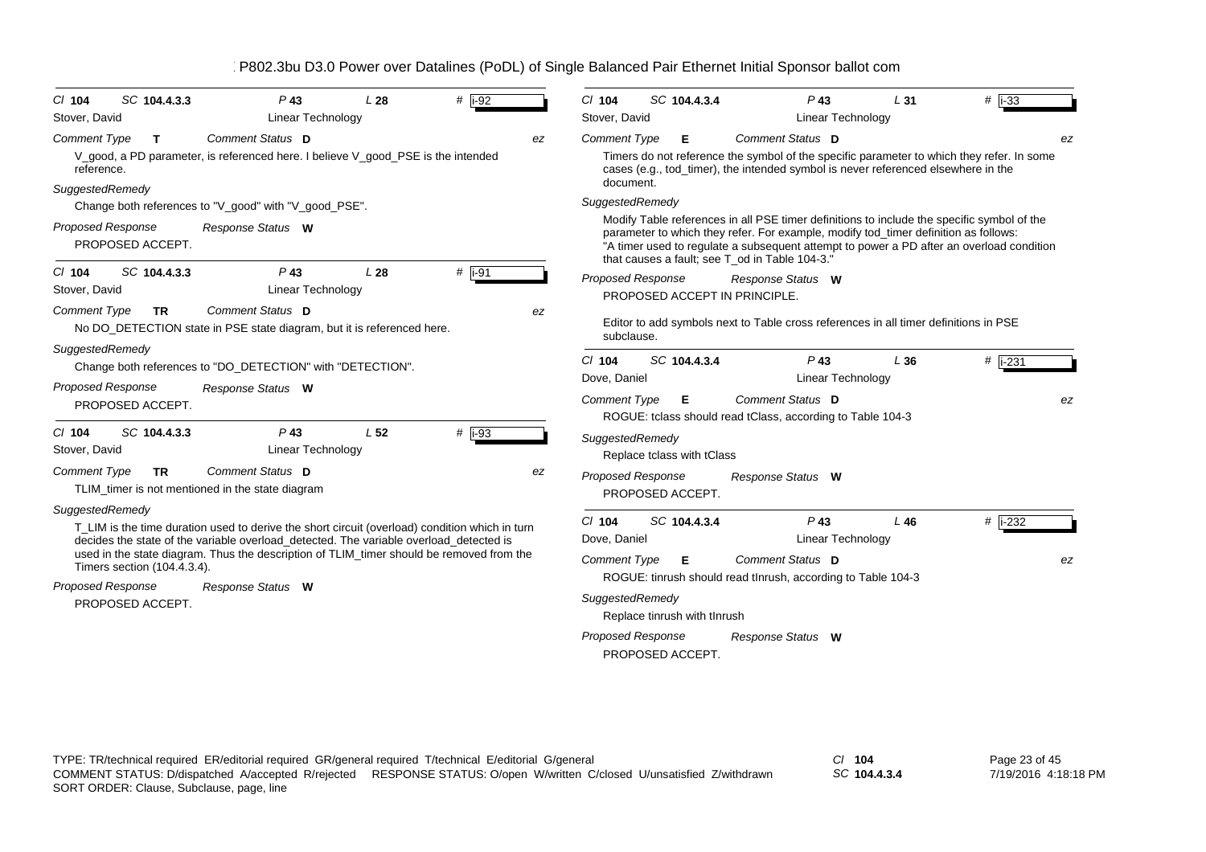P802.3bu D3.0 Power over Datalines (PoDL) of Single Balanced Pair Ethernet Initial Sponsor ballot com

---

Cl **104** SC **104.4.3.3** P **43** L **28** # i-92

Stover, David — Linear Technology

*Comment Type* **T** *Comment Status* **D** *ez*

V_good, a PD parameter, is referenced here. I believe V_good_PSE is the intended reference.

*SuggestedRemedy*

Change both references to "V_good" with "V_good_PSE".

*Proposed Response* *Response Status* **W**

PROPOSED ACCEPT.

---

Cl **104** SC **104.4.3.3** P **43** L **28** # i-91

Stover, David — Linear Technology

*Comment Type* **TR** *Comment Status* **D** *ez*

No DO_DETECTION state in PSE state diagram, but it is referenced here.

*SuggestedRemedy*

Change both references to "DO_DETECTION" with "DETECTION".

*Proposed Response* *Response Status* **W**

PROPOSED ACCEPT.

---

Cl **104** SC **104.4.3.3** P **43** L **52** # i-93

Stover, David — Linear Technology

*Comment Type* **TR** *Comment Status* **D** *ez*

TLIM_timer is not mentioned in the state diagram

*SuggestedRemedy*

T_LIM is the time duration used to derive the short circuit (overload) condition which in turn decides the state of the variable overload_detected. The variable overload_detected is used in the state diagram. Thus the description of TLIM_timer should be removed from the Timers section (104.4.3.4).

*Proposed Response* *Response Status* **W**

PROPOSED ACCEPT.

---

Cl **104** SC **104.4.3.4** P **43** L **31** # i-33

Stover, David — Linear Technology

*Comment Type* **E** *Comment Status* **D** *ez*

Timers do not reference the symbol of the specific parameter to which they refer. In some cases (e.g., tod_timer), the intended symbol is never referenced elsewhere in the document.

*SuggestedRemedy*

Modify Table references in all PSE timer definitions to include the specific symbol of the parameter to which they refer. For example, modify tod_timer definition as follows:
"A timer used to regulate a subsequent attempt to power a PD after an overload condition that causes a fault; see T_od in Table 104-3."

*Proposed Response* *Response Status* **W**

PROPOSED ACCEPT IN PRINCIPLE.

Editor to add symbols next to Table cross references in all timer definitions in PSE subclause.

---

Cl **104** SC **104.4.3.4** P **43** L **36** # i-231

Dove, Daniel — Linear Technology

*Comment Type* **E** *Comment Status* **D** *ez*

ROGUE: tclass should read tClass, according to Table 104-3

*SuggestedRemedy*

Replace tclass with tClass

*Proposed Response* *Response Status* **W**

PROPOSED ACCEPT.

---

Cl **104** SC **104.4.3.4** P **43** L **46** # i-232

Dove, Daniel — Linear Technology

*Comment Type* **E** *Comment Status* **D** *ez*

ROGUE: tinrush should read tInrush, according to Table 104-3

*SuggestedRemedy*

Replace tinrush with tInrush

*Proposed Response* *Response Status* **W**

PROPOSED ACCEPT.

---

TYPE: TR/technical required ER/editorial required GR/general required T/technical E/editorial G/general
COMMENT STATUS: D/dispatched A/accepted R/rejected RESPONSE STATUS: O/open W/written C/closed U/unsatisfied Z/withdrawn
SORT ORDER: Clause, Subclause, page, line

Cl **104** SC **104.4.3.4**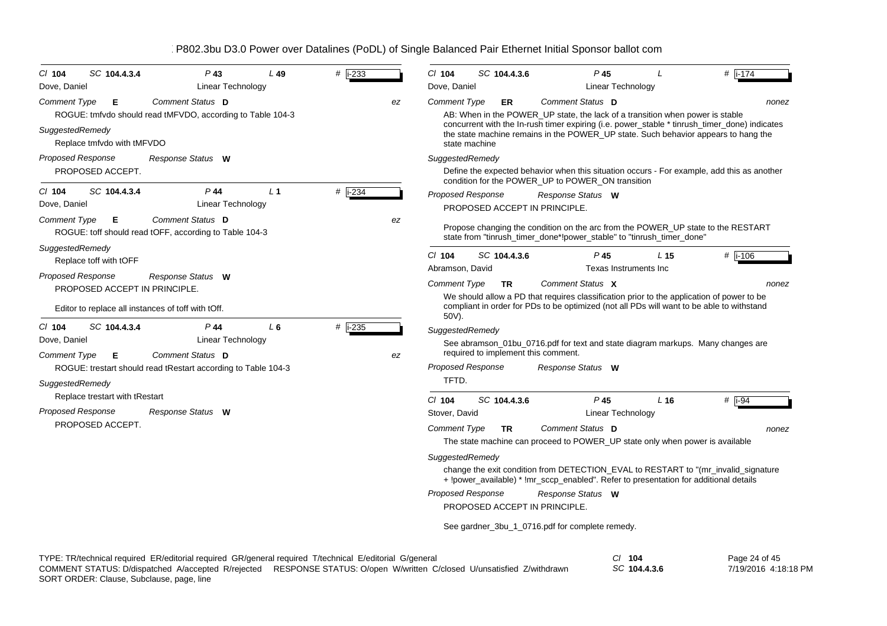P802.3bu D3.0 Power over Datalines (PoDL) of Single Balanced Pair Ethernet Initial Sponsor ballot com

---

Cl **104** SC **104.4.3.4** P **43** L **49** # i-233

Dove, Daniel — Linear Technology

*Comment Type* **E** *Comment Status* **D** *ez*

ROGUE: tmfvdo should read tMFVDO, according to Table 104-3

*SuggestedRemedy*

Replace tmfvdo with tMFVDO

*Proposed Response* *Response Status* **W**

PROPOSED ACCEPT.

---

Cl **104** SC **104.4.3.4** P **44** L **1** # i-234

Dove, Daniel — Linear Technology

*Comment Type* **E** *Comment Status* **D** *ez*

ROGUE: toff should read tOFF, according to Table 104-3

*SuggestedRemedy*

Replace toff with tOFF

*Proposed Response* *Response Status* **W**

PROPOSED ACCEPT IN PRINCIPLE.

Editor to replace all instances of toff with tOff.

---

Cl **104** SC **104.4.3.4** P **44** L **6** # i-235

Dove, Daniel — Linear Technology

*Comment Type* **E** *Comment Status* **D** *ez*

ROGUE: trestart should read tRestart according to Table 104-3

*SuggestedRemedy*

Replace trestart with tRestart

*Proposed Response* *Response Status* **W**

PROPOSED ACCEPT.

---

Cl **104** SC **104.4.3.6** P **45** L # i-174

Dove, Daniel — Linear Technology

*Comment Type* **ER** *Comment Status* **D** *nonez*

AB: When in the POWER_UP state, the lack of a transition when power is stable concurrent with the In-rush timer expiring (i.e. power_stable * tinrush_timer_done) indicates the state machine remains in the POWER_UP state. Such behavior appears to hang the state machine

*SuggestedRemedy*

Define the expected behavior when this situation occurs - For example, add this as another condition for the POWER_UP to POWER_ON transition

*Proposed Response* *Response Status* **W**

PROPOSED ACCEPT IN PRINCIPLE.

Propose changing the condition on the arc from the POWER_UP state to the RESTART state from "tinrush_timer_done*!power_stable" to "tinrush_timer_done"

---

Cl **104** SC **104.4.3.6** P **45** L **15** # i-106

Abramson, David — Texas Instruments Inc

*Comment Type* **TR** *Comment Status* **X** *nonez*

We should allow a PD that requires classification prior to the application of power to be compliant in order for PDs to be optimized (not all PDs will want to be able to withstand 50V).

*SuggestedRemedy*

See abramson_01bu_0716.pdf for text and state diagram markups. Many changes are required to implement this comment.

*Proposed Response* *Response Status* **W**

TFTD.

---

Cl **104** SC **104.4.3.6** P **45** L **16** # i-94

Stover, David — Linear Technology

*Comment Type* **TR** *Comment Status* **D** *nonez*

The state machine can proceed to POWER_UP state only when power is available

*SuggestedRemedy*

change the exit condition from DETECTION_EVAL to RESTART to "(mr_invalid_signature + !power_available) * !mr_sccp_enabled". Refer to presentation for additional details

*Proposed Response* *Response Status* **W**

PROPOSED ACCEPT IN PRINCIPLE.

See gardner_3bu_1_0716.pdf for complete remedy.

---

TYPE: TR/technical required ER/editorial required GR/general required T/technical E/editorial G/general
COMMENT STATUS: D/dispatched A/accepted R/rejected RESPONSE STATUS: O/open W/written C/closed U/unsatisfied Z/withdrawn
SORT ORDER: Clause, Subclause, page, line

Cl **104** SC **104.4.3.6**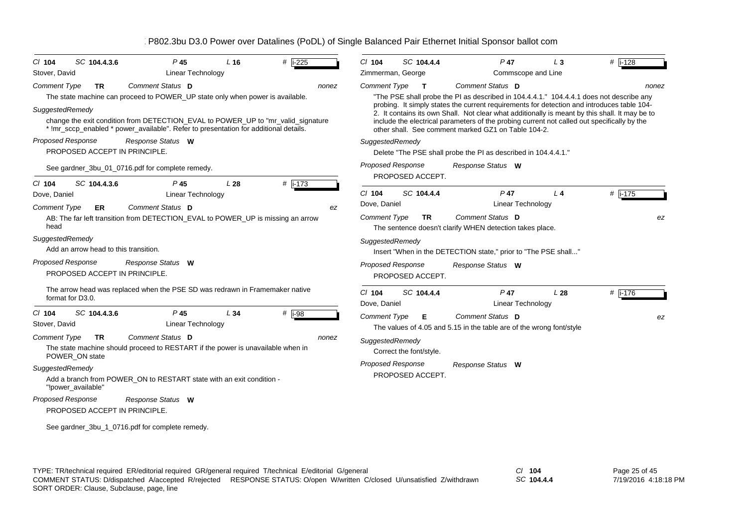| Cl **104** | SC **104.4.3.6** | P **45** | L **16** | # i-225 |
|---|---|---|---|---|

Stover, David — Linear Technology

*Comment Type* **TR** *Comment Status* **D** *nonez*

The state machine can proceed to POWER_UP state only when power is available.

*SuggestedRemedy*

change the exit condition from DETECTION_EVAL to POWER_UP to "mr_valid_signature * !mr_sccp_enabled * power_available". Refer to presentation for additional details.

*Proposed Response* *Response Status* **W**

PROPOSED ACCEPT IN PRINCIPLE.

See gardner_3bu_01_0716.pdf for complete remedy.

---

| Cl **104** | SC **104.4.3.6** | P **45** | L **28** | # i-173 |
|---|---|---|---|---|

Dove, Daniel — Linear Technology

*Comment Type* **ER** *Comment Status* **D** *ez*

AB: The far left transition from DETECTION_EVAL to POWER_UP is missing an arrow head

*SuggestedRemedy*

Add an arrow head to this transition.

*Proposed Response* *Response Status* **W**

PROPOSED ACCEPT IN PRINCIPLE.

The arrow head was replaced when the PSE SD was redrawn in Framemaker native format for D3.0.

---

| Cl **104** | SC **104.4.3.6** | P **45** | L **34** | # i-98 |
|---|---|---|---|---|

Stover, David — Linear Technology

*Comment Type* **TR** *Comment Status* **D** *nonez*

The state machine should proceed to RESTART if the power is unavailable when in POWER_ON state

*SuggestedRemedy*

Add a branch from POWER_ON to RESTART state with an exit condition - "!power_available"

*Proposed Response* *Response Status* **W**

PROPOSED ACCEPT IN PRINCIPLE.

See gardner_3bu_1_0716.pdf for complete remedy.

---

| Cl **104** | SC **104.4.4** | P **47** | L **3** | # i-128 |
|---|---|---|---|---|

Zimmerman, George — Commscope and Line

*Comment Type* **T** *Comment Status* **D** *nonez*

"The PSE shall probe the PI as described in 104.4.4.1." 104.4.4.1 does not describe any probing. It simply states the current requirements for detection and introduces table 104-2. It contains its own Shall. Not clear what additionally is meant by this shall. It may be to include the electrical parameters of the probing current not called out specifically by the other shall. See comment marked GZ1 on Table 104-2.

*SuggestedRemedy*

Delete "The PSE shall probe the PI as described in 104.4.4.1."

*Proposed Response* *Response Status* **W**

PROPOSED ACCEPT.

---

| Cl **104** | SC **104.4.4** | P **47** | L **4** | # i-175 |
|---|---|---|---|---|

Dove, Daniel — Linear Technology

*Comment Type* **TR** *Comment Status* **D** *ez*

The sentence doesn't clarify WHEN detection takes place.

*SuggestedRemedy*

Insert "When in the DETECTION state," prior to "The PSE shall..."

*Proposed Response* *Response Status* **W**

PROPOSED ACCEPT.

---

| Cl **104** | SC **104.4.4** | P **47** | L **28** | # i-176 |
|---|---|---|---|---|

Dove, Daniel — Linear Technology

*Comment Type* **E** *Comment Status* **D** *ez*

The values of 4.05 and 5.15 in the table are of the wrong font/style

*SuggestedRemedy*

Correct the font/style.

*Proposed Response* *Response Status* **W**

PROPOSED ACCEPT.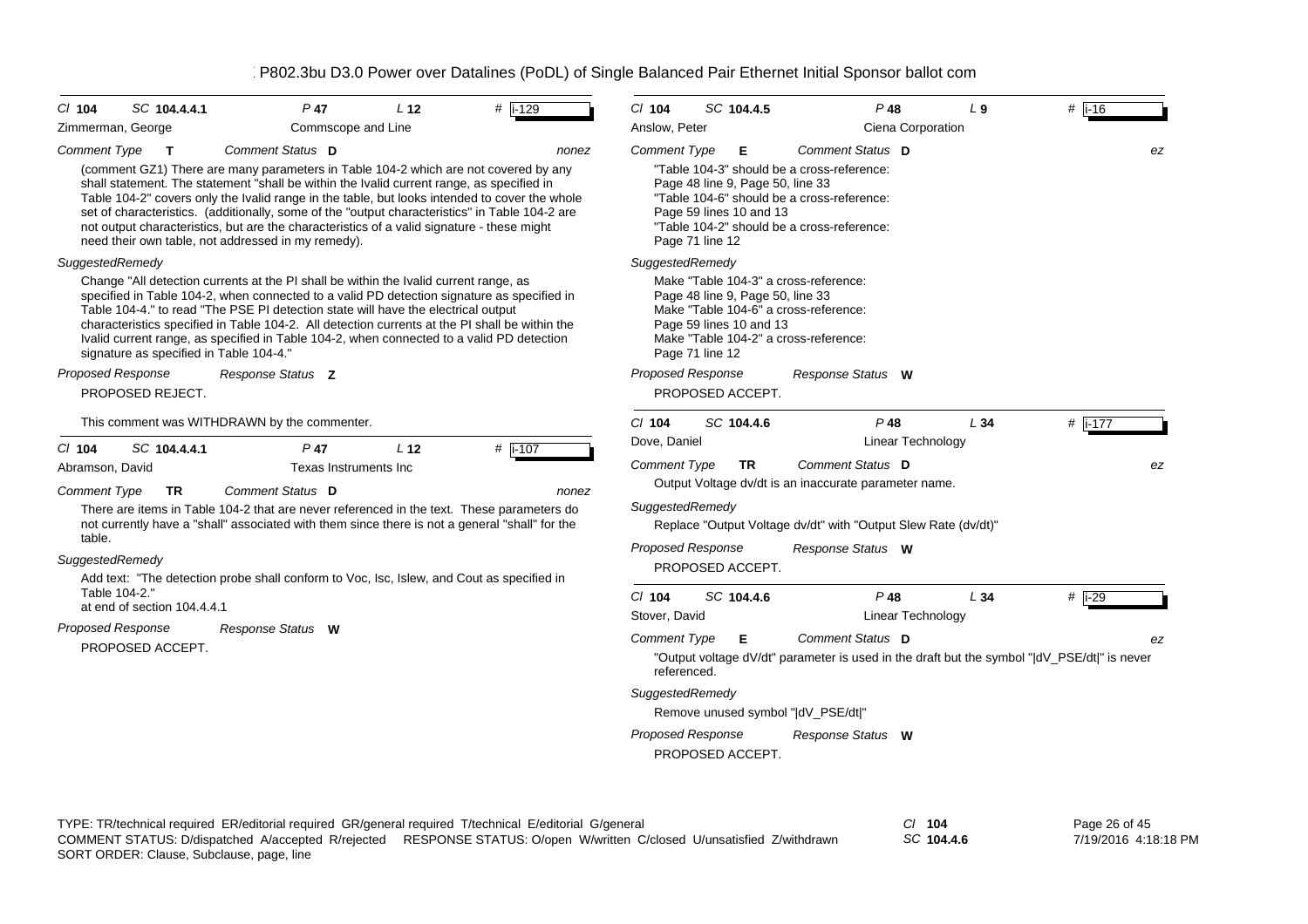| Cl 104 | SC 104.4.4.1 | P 47 | L 12 | # i-129 |
|---|---|---|---|---|
| Zimmerman, George | | Commscope and Line | | |

*Comment Type* **T** *Comment Status* **D** *nonez*

(comment GZ1) There are many parameters in Table 104-2 which are not covered by any shall statement. The statement "shall be within the Ivalid current range, as specified in Table 104-2" covers only the Ivalid range in the table, but looks intended to cover the whole set of characteristics. (additionally, some of the "output characteristics" in Table 104-2 are not output characteristics, but are the characteristics of a valid signature - these might need their own table, not addressed in my remedy).

*SuggestedRemedy*

Change "All detection currents at the PI shall be within the Ivalid current range, as specified in Table 104-2, when connected to a valid PD detection signature as specified in Table 104-4." to read "The PSE PI detection state will have the electrical output characteristics specified in Table 104-2. All detection currents at the PI shall be within the Ivalid current range, as specified in Table 104-2, when connected to a valid PD detection signature as specified in Table 104-4."

*Proposed Response* *Response Status* **Z**

PROPOSED REJECT.

This comment was WITHDRAWN by the commenter.

| Cl 104 | SC 104.4.4.1 | P 47 | L 12 | # i-107 |
|---|---|---|---|---|
| Abramson, David | | Texas Instruments Inc | | |

*Comment Type* **TR** *Comment Status* **D** *nonez*

There are items in Table 104-2 that are never referenced in the text. These parameters do not currently have a "shall" associated with them since there is not a general "shall" for the table.

*SuggestedRemedy*

Add text: "The detection probe shall conform to Voc, Isc, Islew, and Cout as specified in Table 104-2."
at end of section 104.4.4.1

*Proposed Response* *Response Status* **W**

PROPOSED ACCEPT.

| Cl 104 | SC 104.4.5 | P 48 | L 9 | # i-16 |
|---|---|---|---|---|
| Anslow, Peter | | Ciena Corporation | | |

*Comment Type* **E** *Comment Status* **D** *ez*

"Table 104-3" should be a cross-reference:
Page 48 line 9, Page 50, line 33
"Table 104-6" should be a cross-reference:
Page 59 lines 10 and 13
"Table 104-2" should be a cross-reference:
Page 71 line 12

*SuggestedRemedy*

Make "Table 104-3" a cross-reference:
Page 48 line 9, Page 50, line 33
Make "Table 104-6" a cross-reference:
Page 59 lines 10 and 13
Make "Table 104-2" a cross-reference:
Page 71 line 12

*Proposed Response* *Response Status* **W**

PROPOSED ACCEPT.

| Cl 104 | SC 104.4.6 | P 48 | L 34 | # i-177 |
|---|---|---|---|---|
| Dove, Daniel | | Linear Technology | | |

*Comment Type* **TR** *Comment Status* **D** *ez*

Output Voltage dv/dt is an inaccurate parameter name.

*SuggestedRemedy*

Replace "Output Voltage dv/dt" with "Output Slew Rate (dv/dt)"

*Proposed Response* *Response Status* **W**

PROPOSED ACCEPT.

| Cl 104 | SC 104.4.6 | P 48 | L 34 | # i-29 |
|---|---|---|---|---|
| Stover, David | | Linear Technology | | |

*Comment Type* **E** *Comment Status* **D** *ez*

"Output voltage dV/dt" parameter is used in the draft but the symbol "|dV_PSE/dt|" is never referenced.

*SuggestedRemedy*

Remove unused symbol "|dV_PSE/dt|"

*Proposed Response* *Response Status* **W**

PROPOSED ACCEPT.

TYPE: TR/technical required ER/editorial required GR/general required T/technical E/editorial G/general
COMMENT STATUS: D/dispatched A/accepted R/rejected RESPONSE STATUS: O/open W/written C/closed U/unsatisfied Z/withdrawn
SORT ORDER: Clause, Subclause, page, line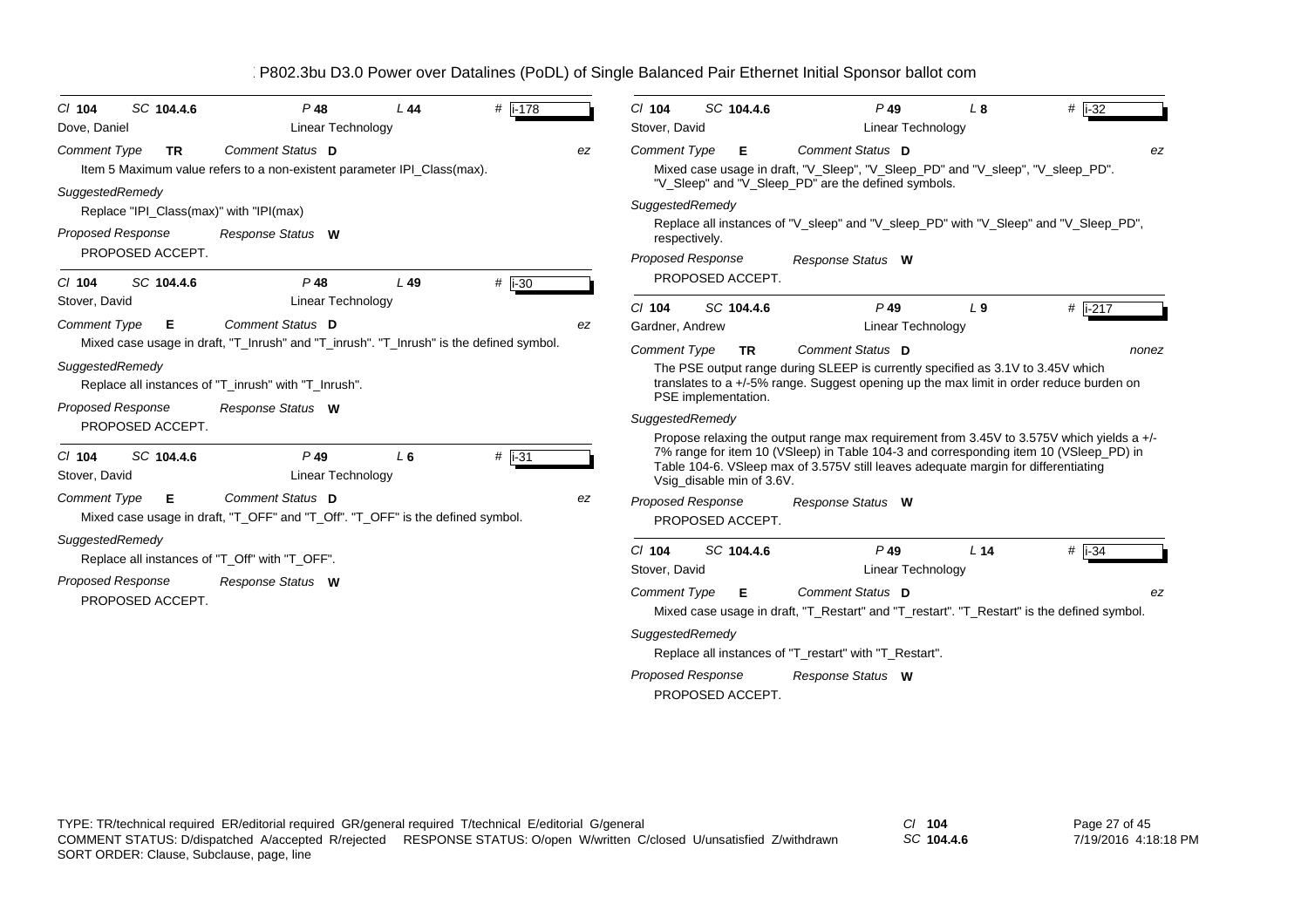P802.3bu D3.0 Power over Datalines (PoDL) of Single Balanced Pair Ethernet Initial Sponsor ballot com

---

Cl 104 SC 104.4.6 P 48 L 44 # i-178

Dove, Daniel — Linear Technology

Comment Type **TR** Comment Status **D** *ez*

Item 5 Maximum value refers to a non-existent parameter IPI_Class(max).

*SuggestedRemedy*

Replace "IPI_Class(max)" with "IPI(max)

*Proposed Response* Response Status **W**

PROPOSED ACCEPT.

---

Cl 104 SC 104.4.6 P 48 L 49 # i-30

Stover, David — Linear Technology

Comment Type **E** Comment Status **D** *ez*

Mixed case usage in draft, "T_Inrush" and "T_inrush". "T_Inrush" is the defined symbol.

*SuggestedRemedy*

Replace all instances of "T_inrush" with "T_Inrush".

*Proposed Response* Response Status **W**

PROPOSED ACCEPT.

---

Cl 104 SC 104.4.6 P 49 L 6 # i-31

Stover, David — Linear Technology

Comment Type **E** Comment Status **D** *ez*

Mixed case usage in draft, "T_OFF" and "T_Off". "T_OFF" is the defined symbol.

*SuggestedRemedy*

Replace all instances of "T_Off" with "T_OFF".

*Proposed Response* Response Status **W**

PROPOSED ACCEPT.

---

Cl 104 SC 104.4.6 P 49 L 8 # i-32

Stover, David — Linear Technology

Comment Type **E** Comment Status **D** *ez*

Mixed case usage in draft, "V_Sleep", "V_Sleep_PD" and "V_sleep", "V_sleep_PD". "V_Sleep" and "V_Sleep_PD" are the defined symbols.

*SuggestedRemedy*

Replace all instances of "V_sleep" and "V_sleep_PD" with "V_Sleep" and "V_Sleep_PD", respectively.

*Proposed Response* Response Status **W**

PROPOSED ACCEPT.

---

Cl 104 SC 104.4.6 P 49 L 9 # i-217

Gardner, Andrew — Linear Technology

Comment Type **TR** Comment Status **D** *nonez*

The PSE output range during SLEEP is currently specified as 3.1V to 3.45V which translates to a +/-5% range. Suggest opening up the max limit in order reduce burden on PSE implementation.

*SuggestedRemedy*

Propose relaxing the output range max requirement from 3.45V to 3.575V which yields a +/- 7% range for item 10 (VSleep) in Table 104-3 and corresponding item 10 (VSleep_PD) in Table 104-6. VSleep max of 3.575V still leaves adequate margin for differentiating Vsig_disable min of 3.6V.

*Proposed Response* Response Status **W**

PROPOSED ACCEPT.

---

Cl 104 SC 104.4.6 P 49 L 14 # i-34

Stover, David — Linear Technology

Comment Type **E** Comment Status **D** *ez*

Mixed case usage in draft, "T_Restart" and "T_restart". "T_Restart" is the defined symbol.

*SuggestedRemedy*

Replace all instances of "T_restart" with "T_Restart".

*Proposed Response* Response Status **W**

PROPOSED ACCEPT.

---

TYPE: TR/technical required ER/editorial required GR/general required T/technical E/editorial G/general
COMMENT STATUS: D/dispatched A/accepted R/rejected RESPONSE STATUS: O/open W/written C/closed U/unsatisfied Z/withdrawn
SORT ORDER: Clause, Subclause, page, line

Cl 104
SC 104.4.6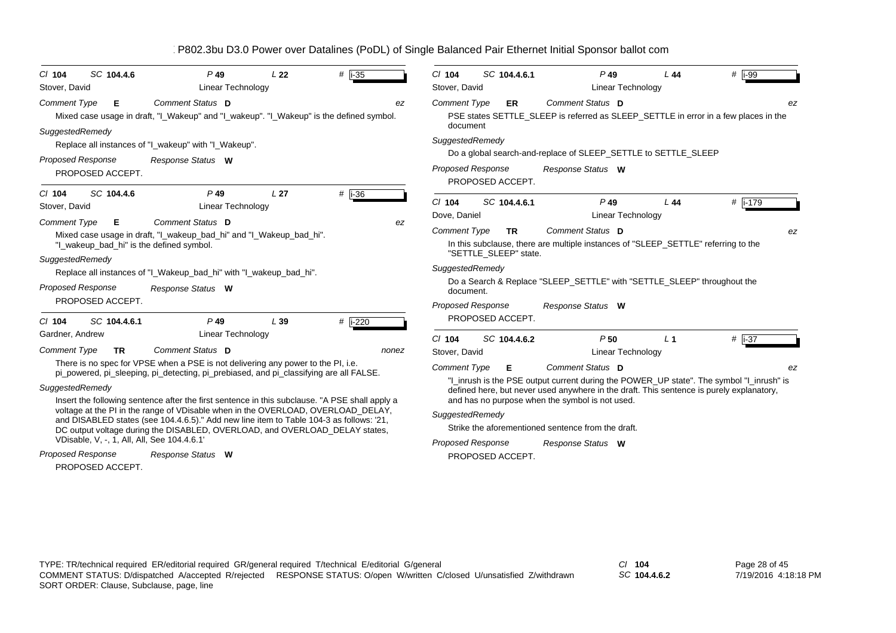# P802.3bu D3.0 Power over Datalines (PoDL) of Single Balanced Pair Ethernet Initial Sponsor ballot com

---

**Cl** 104 **SC** 104.4.6 **P** 49 **L** 22 **#** i-35

Stover, David — Linear Technology

*Comment Type* **E** *Comment Status* **D** *ez*

Mixed case usage in draft, "I_Wakeup" and "I_wakeup". "I_Wakeup" is the defined symbol.

*SuggestedRemedy*

Replace all instances of "I_wakeup" with "I_Wakeup".

*Proposed Response* *Response Status* **W**

PROPOSED ACCEPT.

---

**Cl** 104 **SC** 104.4.6 **P** 49 **L** 27 **#** i-36

Stover, David — Linear Technology

*Comment Type* **E** *Comment Status* **D** *ez*

Mixed case usage in draft, "I_wakeup_bad_hi" and "I_Wakeup_bad_hi". "I_wakeup_bad_hi" is the defined symbol.

*SuggestedRemedy*

Replace all instances of "I_Wakeup_bad_hi" with "I_wakeup_bad_hi".

*Proposed Response* *Response Status* **W**

PROPOSED ACCEPT.

---

**Cl** 104 **SC** 104.4.6.1 **P** 49 **L** 39 **#** i-220

Gardner, Andrew — Linear Technology

*Comment Type* **TR** *Comment Status* **D** *nonez*

There is no spec for VPSE when a PSE is not delivering any power to the PI, i.e. pi_powered, pi_sleeping, pi_detecting, pi_prebiased, and pi_classifying are all FALSE.

*SuggestedRemedy*

Insert the following sentence after the first sentence in this subclause. "A PSE shall apply a voltage at the PI in the range of VDisable when in the OVERLOAD, OVERLOAD_DELAY, and DISABLED states (see 104.4.6.5)." Add new line item to Table 104-3 as follows: '21, DC output voltage during the DISABLED, OVERLOAD, and OVERLOAD_DELAY states, VDisable, V, -, 1, All, All, See 104.4.6.1'

*Proposed Response* *Response Status* **W**

PROPOSED ACCEPT.

---

**Cl** 104 **SC** 104.4.6.1 **P** 49 **L** 44 **#** i-99

Stover, David — Linear Technology

*Comment Type* **ER** *Comment Status* **D** *ez*

PSE states SETTLE_SLEEP is referred as SLEEP_SETTLE in error in a few places in the document

*SuggestedRemedy*

Do a global search-and-replace of SLEEP_SETTLE to SETTLE_SLEEP

*Proposed Response* *Response Status* **W**

PROPOSED ACCEPT.

---

**Cl** 104 **SC** 104.4.6.1 **P** 49 **L** 44 **#** i-179

Dove, Daniel — Linear Technology

*Comment Type* **TR** *Comment Status* **D** *ez*

In this subclause, there are multiple instances of "SLEEP_SETTLE" referring to the "SETTLE_SLEEP" state.

*SuggestedRemedy*

Do a Search & Replace "SLEEP_SETTLE" with "SETTLE_SLEEP" throughout the document.

*Proposed Response* *Response Status* **W**

PROPOSED ACCEPT.

---

**Cl** 104 **SC** 104.4.6.2 **P** 50 **L** 1 **#** i-37

Stover, David — Linear Technology

*Comment Type* **E** *Comment Status* **D** *ez*

"I_inrush is the PSE output current during the POWER_UP state". The symbol "I_inrush" is defined here, but never used anywhere in the draft. This sentence is purely explanatory, and has no purpose when the symbol is not used.

*SuggestedRemedy*

Strike the aforementioned sentence from the draft.

*Proposed Response* *Response Status* **W**

PROPOSED ACCEPT.

---

TYPE: TR/technical required ER/editorial required GR/general required T/technical E/editorial G/general
COMMENT STATUS: D/dispatched A/accepted R/rejected RESPONSE STATUS: O/open W/written C/closed U/unsatisfied Z/withdrawn
SORT ORDER: Clause, Subclause, page, line

Cl 104 SC 104.4.6.2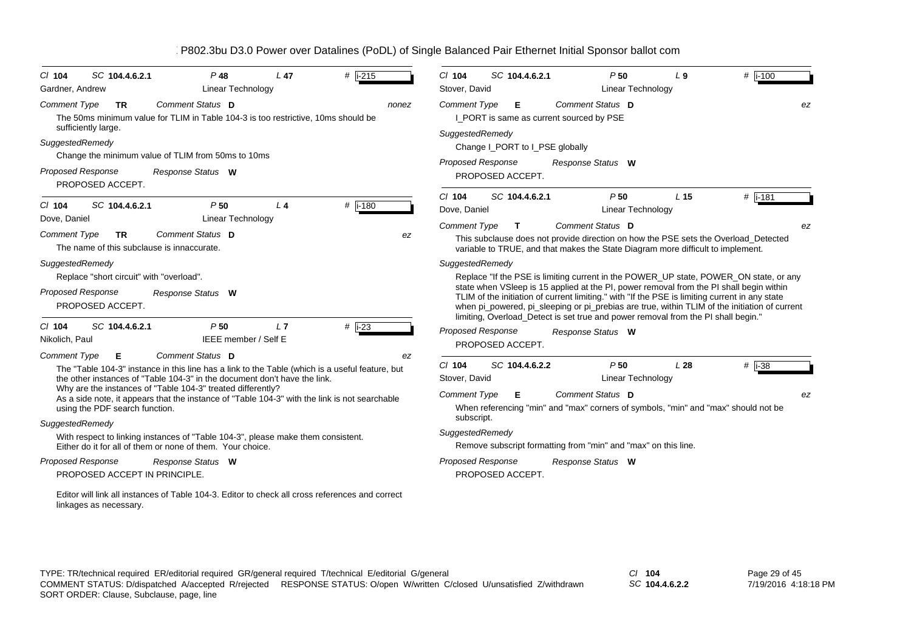Cl **104** SC **104.4.6.2.1** P **48** L **47** # i-215

Gardner, Andrew — Linear Technology

*Comment Type* **TR** *Comment Status* **D** — nonez

The 50ms minimum value for TLIM in Table 104-3 is too restrictive, 10ms should be sufficiently large.

*SuggestedRemedy*

Change the minimum value of TLIM from 50ms to 10ms

*Proposed Response* — *Response Status* **W**

PROPOSED ACCEPT.

---

Cl **104** SC **104.4.6.2.1** P **50** L **4** # i-180

Dove, Daniel — Linear Technology

*Comment Type* **TR** *Comment Status* **D** — ez

The name of this subclause is innaccurate.

*SuggestedRemedy*

Replace "short circuit" with "overload".

*Proposed Response* — *Response Status* **W**

PROPOSED ACCEPT.

---

Cl **104** SC **104.4.6.2.1** P **50** L **7** # i-23

Nikolich, Paul — IEEE member / Self E

*Comment Type* **E** *Comment Status* **D** — ez

The "Table 104-3" instance in this line has a link to the Table (which is a useful feature, but the other instances of "Table 104-3" in the document don't have the link.
Why are the instances of "Table 104-3" treated differently?
As a side note, it appears that the instance of "Table 104-3" with the link is not searchable using the PDF search function.

*SuggestedRemedy*

With respect to linking instances of "Table 104-3", please make them consistent.
Either do it for all of them or none of them. Your choice.

*Proposed Response* — *Response Status* **W**

PROPOSED ACCEPT IN PRINCIPLE.

Editor will link all instances of Table 104-3. Editor to check all cross references and correct linkages as necessary.

---

Cl **104** SC **104.4.6.2.1** P **50** L **9** # i-100

Stover, David — Linear Technology

*Comment Type* **E** *Comment Status* **D** — ez

I_PORT is same as current sourced by PSE

*SuggestedRemedy*

Change I_PORT to I_PSE globally

*Proposed Response* — *Response Status* **W**

PROPOSED ACCEPT.

---

Cl **104** SC **104.4.6.2.1** P **50** L **15** # i-181

Dove, Daniel — Linear Technology

*Comment Type* **T** *Comment Status* **D** — ez

This subclause does not provide direction on how the PSE sets the Overload_Detected variable to TRUE, and that makes the State Diagram more difficult to implement.

*SuggestedRemedy*

Replace "If the PSE is limiting current in the POWER_UP state, POWER_ON state, or any state when VSleep is 15 applied at the PI, power removal from the PI shall begin within TLIM of the initiation of current limiting." with "If the PSE is limiting current in any state when pi_powered, pi_sleeping or pi_prebias are true, within TLIM of the initiation of current limiting, Overload_Detect is set true and power removal from the PI shall begin."

*Proposed Response* — *Response Status* **W**

PROPOSED ACCEPT.

---

Cl **104** SC **104.4.6.2.2** P **50** L **28** # i-38

Stover, David — Linear Technology

*Comment Type* **E** *Comment Status* **D** — ez

When referencing "min" and "max" corners of symbols, "min" and "max" should not be subscript.

*SuggestedRemedy*

Remove subscript formatting from "min" and "max" on this line.

*Proposed Response* — *Response Status* **W**

PROPOSED ACCEPT.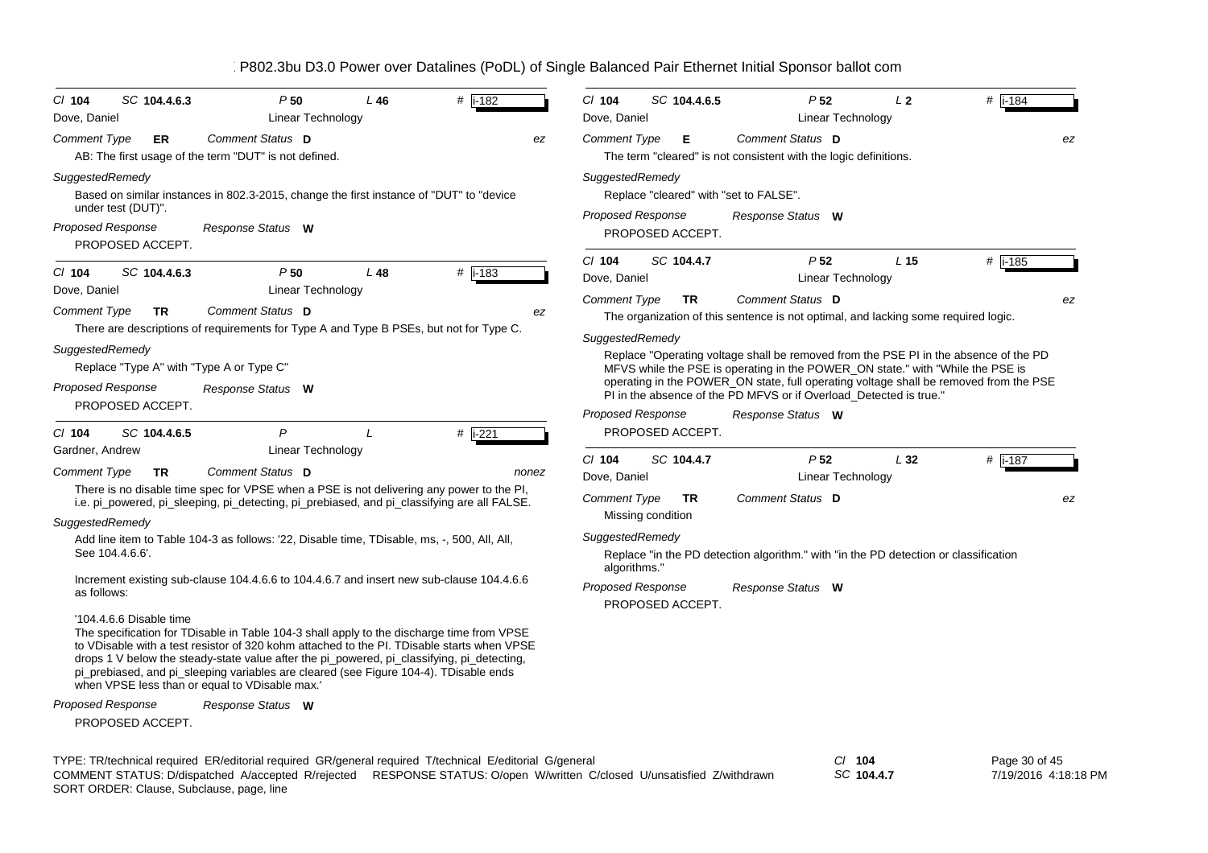| Cl 104 | SC 104.4.6.3 | P 50 | L 46 | # i-182 |
|---|---|---|---|---|
| Dove, Daniel | | Linear Technology | | |

*Comment Type* **ER** *Comment Status* **D** *ez*

AB: The first usage of the term "DUT" is not defined.

*SuggestedRemedy*

Based on similar instances in 802.3-2015, change the first instance of "DUT" to "device under test (DUT)".

*Proposed Response* *Response Status* **W**

PROPOSED ACCEPT.

---

| Cl 104 | SC 104.4.6.3 | P 50 | L 48 | # i-183 |
|---|---|---|---|---|
| Dove, Daniel | | Linear Technology | | |

*Comment Type* **TR** *Comment Status* **D** *ez*

There are descriptions of requirements for Type A and Type B PSEs, but not for Type C.

*SuggestedRemedy*

Replace "Type A" with "Type A or Type C"

*Proposed Response* *Response Status* **W**

PROPOSED ACCEPT.

---

| Cl 104 | SC 104.4.6.5 | P | L | # i-221 |
|---|---|---|---|---|
| Gardner, Andrew | | Linear Technology | | |

*Comment Type* **TR** *Comment Status* **D** *nonez*

There is no disable time spec for VPSE when a PSE is not delivering any power to the PI, i.e. pi_powered, pi_sleeping, pi_detecting, pi_prebiased, and pi_classifying are all FALSE.

*SuggestedRemedy*

Add line item to Table 104-3 as follows: '22, Disable time, TDisable, ms, -, 500, All, All, See 104.4.6.6'.

Increment existing sub-clause 104.4.6.6 to 104.4.6.7 and insert new sub-clause 104.4.6.6 as follows:

'104.4.6.6 Disable time
The specification for TDisable in Table 104-3 shall apply to the discharge time from VPSE to VDisable with a test resistor of 320 kohm attached to the PI. TDisable starts when VPSE drops 1 V below the steady-state value after the pi_powered, pi_classifying, pi_detecting, pi_prebiased, and pi_sleeping variables are cleared (see Figure 104-4). TDisable ends when VPSE less than or equal to VDisable max.'

*Proposed Response* *Response Status* **W**

PROPOSED ACCEPT.

---

| Cl 104 | SC 104.4.6.5 | P 52 | L 2 | # i-184 |
|---|---|---|---|---|
| Dove, Daniel | | Linear Technology | | |

*Comment Type* **E** *Comment Status* **D** *ez*

The term "cleared" is not consistent with the logic definitions.

*SuggestedRemedy*

Replace "cleared" with "set to FALSE".

*Proposed Response* *Response Status* **W**

PROPOSED ACCEPT.

---

| Cl 104 | SC 104.4.7 | P 52 | L 15 | # i-185 |
|---|---|---|---|---|
| Dove, Daniel | | Linear Technology | | |

*Comment Type* **TR** *Comment Status* **D** *ez*

The organization of this sentence is not optimal, and lacking some required logic.

*SuggestedRemedy*

Replace "Operating voltage shall be removed from the PSE PI in the absence of the PD MFVS while the PSE is operating in the POWER_ON state." with "While the PSE is operating in the POWER_ON state, full operating voltage shall be removed from the PSE PI in the absence of the PD MFVS or if Overload_Detected is true."

*Proposed Response* *Response Status* **W**

PROPOSED ACCEPT.

---

| Cl 104 | SC 104.4.7 | P 52 | L 32 | # i-187 |
|---|---|---|---|---|
| Dove, Daniel | | Linear Technology | | |

*Comment Type* **TR** *Comment Status* **D** *ez*

Missing condition

*SuggestedRemedy*

Replace "in the PD detection algorithm." with "in the PD detection or classification algorithms."

*Proposed Response* *Response Status* **W**

PROPOSED ACCEPT.

---

TYPE: TR/technical required ER/editorial required GR/general required T/technical E/editorial G/general
COMMENT STATUS: D/dispatched A/accepted R/rejected RESPONSE STATUS: O/open W/written C/closed U/unsatisfied Z/withdrawn
SORT ORDER: Clause, Subclause, page, line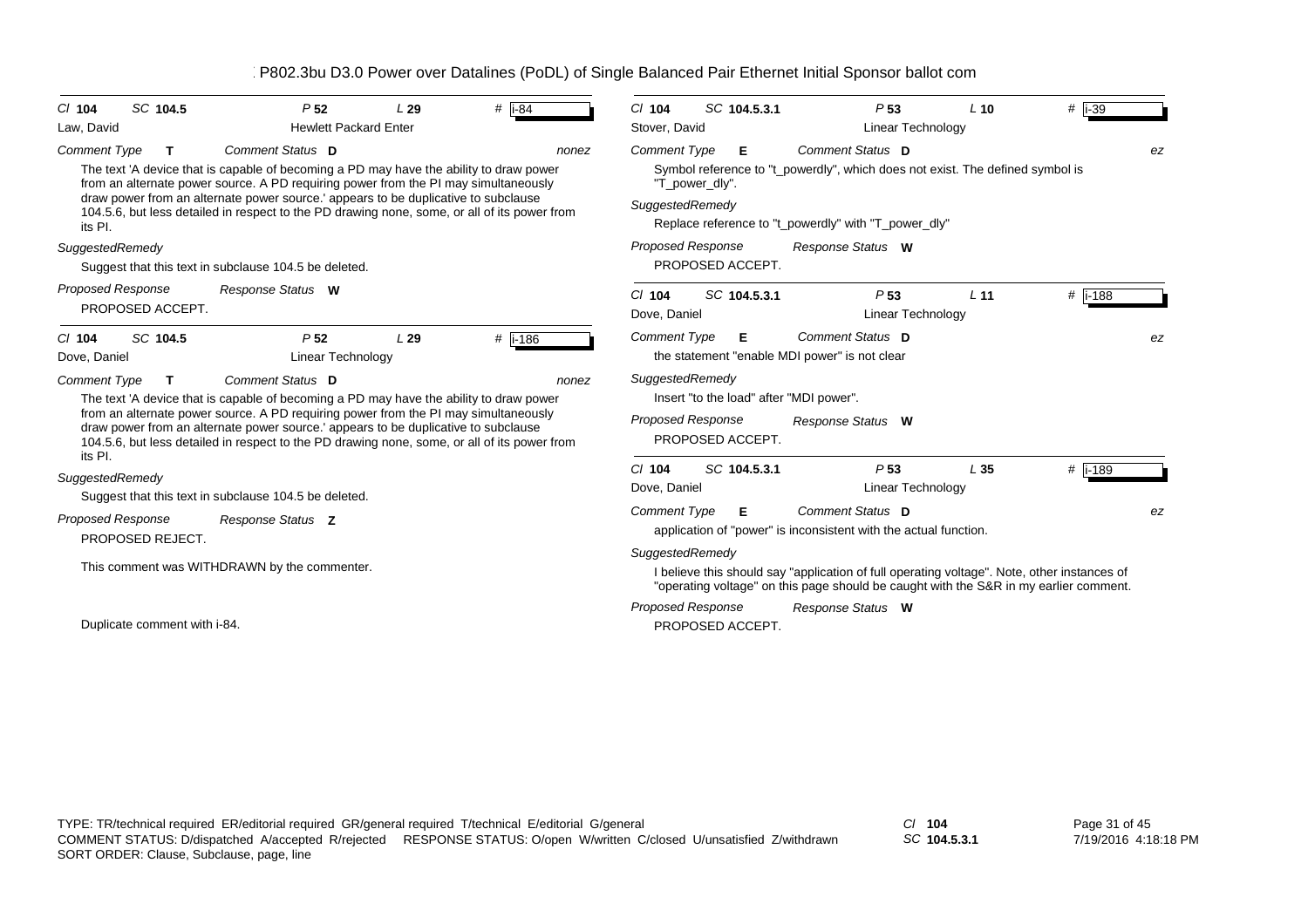P802.3bu D3.0 Power over Datalines (PoDL) of Single Balanced Pair Ethernet Initial Sponsor ballot com

Cl **104** SC **104.5** P **52** L **29** # **i-84**

Law, David — Hewlett Packard Enter

*Comment Type* **T** *Comment Status* **D** *nonez*

The text 'A device that is capable of becoming a PD may have the ability to draw power from an alternate power source. A PD requiring power from the PI may simultaneously draw power from an alternate power source.' appears to be duplicative to subclause 104.5.6, but less detailed in respect to the PD drawing none, some, or all of its power from its PI.

*SuggestedRemedy*

Suggest that this text in subclause 104.5 be deleted.

*Proposed Response* *Response Status* **W**

PROPOSED ACCEPT.

---

Cl **104** SC **104.5** P **52** L **29** # **i-186**

Dove, Daniel — Linear Technology

*Comment Type* **T** *Comment Status* **D** *nonez*

The text 'A device that is capable of becoming a PD may have the ability to draw power from an alternate power source. A PD requiring power from the PI may simultaneously draw power from an alternate power source.' appears to be duplicative to subclause 104.5.6, but less detailed in respect to the PD drawing none, some, or all of its power from its PI.

*SuggestedRemedy*

Suggest that this text in subclause 104.5 be deleted.

*Proposed Response* *Response Status* **Z**

PROPOSED REJECT.

This comment was WITHDRAWN by the commenter.

Duplicate comment with i-84.

---

Cl **104** SC **104.5.3.1** P **53** L **10** # **i-39**

Stover, David — Linear Technology

*Comment Type* **E** *Comment Status* **D** *ez*

Symbol reference to "t_powerdly", which does not exist. The defined symbol is "T_power_dly".

*SuggestedRemedy*

Replace reference to "t_powerdly" with "T_power_dly"

*Proposed Response* *Response Status* **W**

PROPOSED ACCEPT.

---

Cl **104** SC **104.5.3.1** P **53** L **11** # **i-188**

Dove, Daniel — Linear Technology

*Comment Type* **E** *Comment Status* **D** *ez*

the statement "enable MDI power" is not clear

*SuggestedRemedy*

Insert "to the load" after "MDI power".

*Proposed Response* *Response Status* **W**

PROPOSED ACCEPT.

---

Cl **104** SC **104.5.3.1** P **53** L **35** # **i-189**

Dove, Daniel — Linear Technology

*Comment Type* **E** *Comment Status* **D** *ez*

application of "power" is inconsistent with the actual function.

*SuggestedRemedy*

I believe this should say "application of full operating voltage". Note, other instances of "operating voltage" on this page should be caught with the S&R in my earlier comment.

*Proposed Response* *Response Status* **W**

PROPOSED ACCEPT.

---

TYPE: TR/technical required ER/editorial required GR/general required T/technical E/editorial G/general
COMMENT STATUS: D/dispatched A/accepted R/rejected RESPONSE STATUS: O/open W/written C/closed U/unsatisfied Z/withdrawn
SORT ORDER: Clause, Subclause, page, line

Cl **104**
SC **104.5.3.1**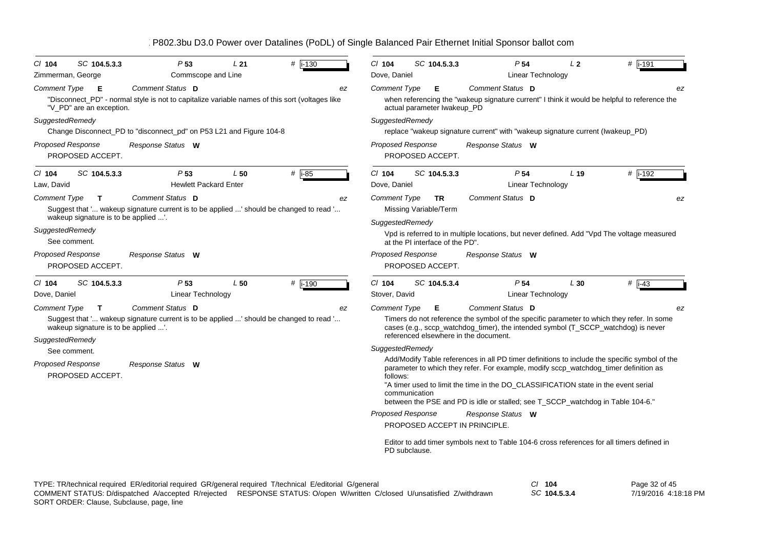P802.3bu D3.0 Power over Datalines (PoDL) of Single Balanced Pair Ethernet Initial Sponsor ballot com

---

**Cl** 104 **SC** 104.5.3.3 **P** 53 **L** 21 **#** i-130

Zimmerman, George — Commscope and Line

*Comment Type* **E** *Comment Status* **D** ez

"Disconnect_PD" - normal style is not to capitalize variable names of this sort (voltages like "V_PD" are an exception.

*SuggestedRemedy*

Change Disconnect_PD to "disconnect_pd" on P53 L21 and Figure 104-8

*Proposed Response* *Response Status* **W**

PROPOSED ACCEPT.

---

**Cl** 104 **SC** 104.5.3.3 **P** 53 **L** 50 **#** i-85

Law, David — Hewlett Packard Enter

*Comment Type* **T** *Comment Status* **D** ez

Suggest that '... wakeup signature current is to be applied ...' should be changed to read '... wakeup signature is to be applied ...'.

*SuggestedRemedy*

See comment.

*Proposed Response* *Response Status* **W**

PROPOSED ACCEPT.

---

**Cl** 104 **SC** 104.5.3.3 **P** 53 **L** 50 **#** i-190

Dove, Daniel — Linear Technology

*Comment Type* **T** *Comment Status* **D** ez

Suggest that '... wakeup signature current is to be applied ...' should be changed to read '... wakeup signature is to be applied ...'.

*SuggestedRemedy*

See comment.

*Proposed Response* *Response Status* **W**

PROPOSED ACCEPT.

---

**Cl** 104 **SC** 104.5.3.3 **P** 54 **L** 2 **#** i-191

Dove, Daniel — Linear Technology

*Comment Type* **E** *Comment Status* **D** ez

when referencing the "wakeup signature current" I think it would be helpful to reference the actual parameter Iwakeup_PD

*SuggestedRemedy*

replace "wakeup signature current" with "wakeup signature current (Iwakeup_PD)

*Proposed Response* *Response Status* **W**

PROPOSED ACCEPT.

---

**Cl** 104 **SC** 104.5.3.3 **P** 54 **L** 19 **#** i-192

Dove, Daniel — Linear Technology

*Comment Type* **TR** *Comment Status* **D** ez

Missing Variable/Term

*SuggestedRemedy*

Vpd is referred to in multiple locations, but never defined. Add "Vpd The voltage measured at the PI interface of the PD".

*Proposed Response* *Response Status* **W**

PROPOSED ACCEPT.

---

**Cl** 104 **SC** 104.5.3.4 **P** 54 **L** 30 **#** i-43

Stover, David — Linear Technology

*Comment Type* **E** *Comment Status* **D** ez

Timers do not reference the symbol of the specific parameter to which they refer. In some cases (e.g., sccp_watchdog_timer), the intended symbol (T_SCCP_watchdog) is never referenced elsewhere in the document.

*SuggestedRemedy*

Add/Modify Table references in all PD timer definitions to include the specific symbol of the parameter to which they refer. For example, modify sccp_watchdog_timer definition as follows:

"A timer used to limit the time in the DO_CLASSIFICATION state in the event serial communication between the PSE and PD is idle or stalled; see T_SCCP_watchdog in Table 104-6."

*Proposed Response* *Response Status* **W**

PROPOSED ACCEPT IN PRINCIPLE.

Editor to add timer symbols next to Table 104-6 cross references for all timers defined in PD subclause.

---

TYPE: TR/technical required ER/editorial required GR/general required T/technical E/editorial G/general
COMMENT STATUS: D/dispatched A/accepted R/rejected RESPONSE STATUS: O/open W/written C/closed U/unsatisfied Z/withdrawn
SORT ORDER: Clause, Subclause, page, line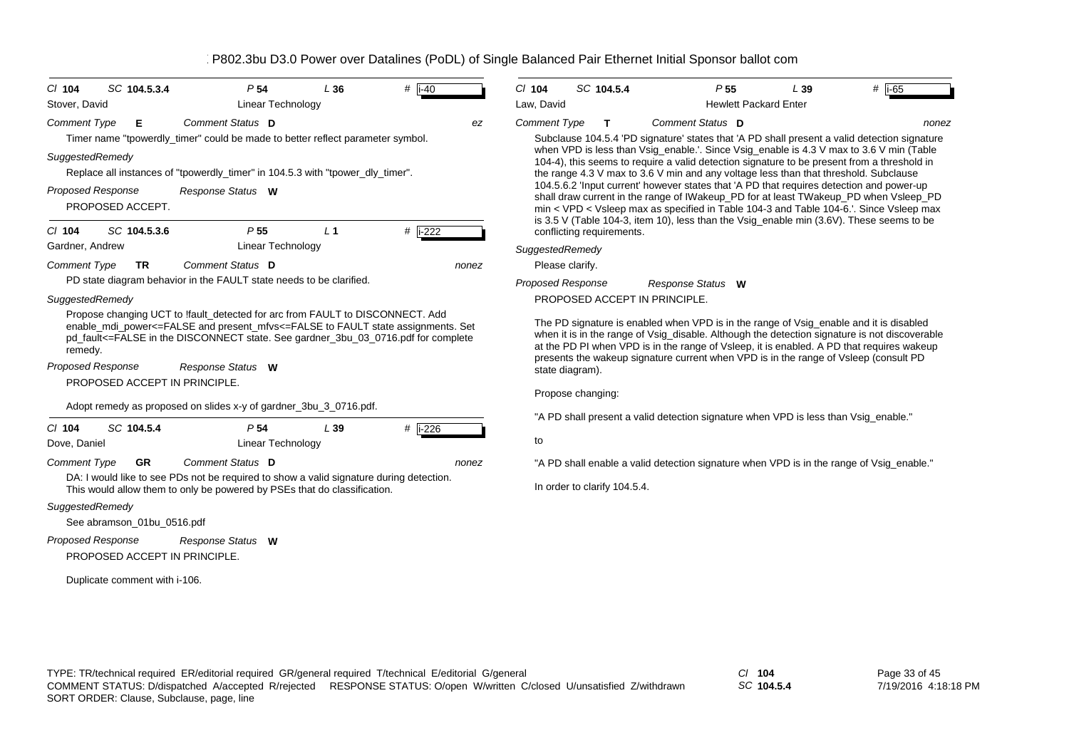P802.3bu D3.0 Power over Datalines (PoDL) of Single Balanced Pair Ethernet Initial Sponsor ballot com

---

**Cl 104 SC 104.5.3.4 P 54 L 36 # i-40**

Stover, David — Linear Technology

*Comment Type* **E** *Comment Status* **D** *ez*

Timer name "tpowerdly_timer" could be made to better reflect parameter symbol.

*SuggestedRemedy*

Replace all instances of "tpowerdly_timer" in 104.5.3 with "tpower_dly_timer".

*Proposed Response* *Response Status* **W**

PROPOSED ACCEPT.

---

**Cl 104 SC 104.5.3.6 P 55 L 1 # i-222**

Gardner, Andrew — Linear Technology

*Comment Type* **TR** *Comment Status* **D** *nonez*

PD state diagram behavior in the FAULT state needs to be clarified.

*SuggestedRemedy*

Propose changing UCT to !fault_detected for arc from FAULT to DISCONNECT. Add enable_mdi_power<=FALSE and present_mfvs<=FALSE to FAULT state assignments. Set pd_fault<=FALSE in the DISCONNECT state. See gardner_3bu_03_0716.pdf for complete remedy.

*Proposed Response* *Response Status* **W**

PROPOSED ACCEPT IN PRINCIPLE.

Adopt remedy as proposed on slides x-y of gardner_3bu_3_0716.pdf.

---

**Cl 104 SC 104.5.4 P 54 L 39 # i-226**

Dove, Daniel — Linear Technology

*Comment Type* **GR** *Comment Status* **D** *nonez*

DA: I would like to see PDs not be required to show a valid signature during detection. This would allow them to only be powered by PSEs that do classification.

*SuggestedRemedy*

See abramson_01bu_0516.pdf

*Proposed Response* *Response Status* **W**

PROPOSED ACCEPT IN PRINCIPLE.

Duplicate comment with i-106.

---

**Cl 104 SC 104.5.4 P 55 L 39 # i-65**

Law, David — Hewlett Packard Enter

*Comment Type* **T** *Comment Status* **D** *nonez*

Subclause 104.5.4 'PD signature' states that 'A PD shall present a valid detection signature when VPD is less than Vsig_enable.'. Since Vsig_enable is 4.3 V max to 3.6 V min (Table 104-4), this seems to require a valid detection signature to be present from a threshold in the range 4.3 V max to 3.6 V min and any voltage less than that threshold. Subclause 104.5.6.2 'Input current' however states that 'A PD that requires detection and power-up shall draw current in the range of IWakeup_PD for at least TWakeup_PD when Vsleep_PD min < VPD < Vsleep max as specified in Table 104-3 and Table 104-6.'. Since Vsleep max is 3.5 V (Table 104-3, item 10), less than the Vsig_enable min (3.6V). These seems to be conflicting requirements.

*SuggestedRemedy*

Please clarify.

*Proposed Response* *Response Status* **W**

PROPOSED ACCEPT IN PRINCIPLE.

The PD signature is enabled when VPD is in the range of Vsig_enable and it is disabled when it is in the range of Vsig_disable. Although the detection signature is not discoverable at the PD PI when VPD is in the range of Vsleep, it is enabled. A PD that requires wakeup presents the wakeup signature current when VPD is in the range of Vsleep (consult PD state diagram).

Propose changing:

"A PD shall present a valid detection signature when VPD is less than Vsig_enable."

to

"A PD shall enable a valid detection signature when VPD is in the range of Vsig_enable."

In order to clarify 104.5.4.

---

TYPE: TR/technical required ER/editorial required GR/general required T/technical E/editorial G/general
COMMENT STATUS: D/dispatched A/accepted R/rejected RESPONSE STATUS: O/open W/written C/closed U/unsatisfied Z/withdrawn
SORT ORDER: Clause, Subclause, page, line

Cl 104 SC 104.5.4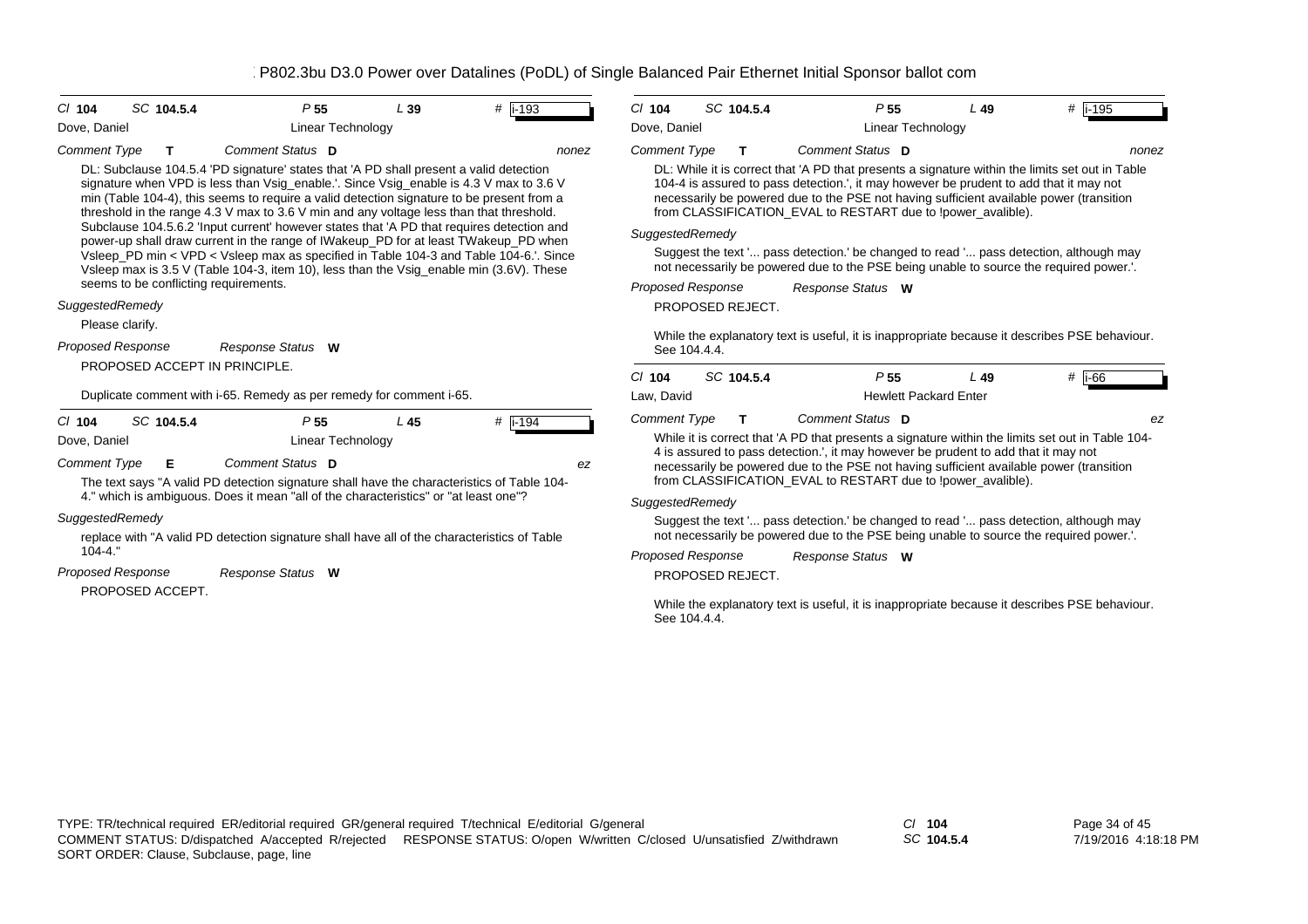| Cl 104 | SC 104.5.4 | P 55 | L 39 | # i-193 |
|---|---|---|---|---|
| Dove, Daniel | | Linear Technology | | |

*Comment Type* **T** *Comment Status* **D** *nonez*

DL: Subclause 104.5.4 'PD signature' states that 'A PD shall present a valid detection signature when VPD is less than Vsig_enable.'. Since Vsig_enable is 4.3 V max to 3.6 V min (Table 104-4), this seems to require a valid detection signature to be present from a threshold in the range 4.3 V max to 3.6 V min and any voltage less than that threshold. Subclause 104.5.6.2 'Input current' however states that 'A PD that requires detection and power-up shall draw current in the range of IWakeup_PD for at least TWakeup_PD when Vsleep_PD min < VPD < Vsleep max as specified in Table 104-3 and Table 104-6.'. Since Vsleep max is 3.5 V (Table 104-3, item 10), less than the Vsig_enable min (3.6V). These seems to be conflicting requirements.

*SuggestedRemedy*

Please clarify.

*Proposed Response* *Response Status* **W**

PROPOSED ACCEPT IN PRINCIPLE.

Duplicate comment with i-65. Remedy as per remedy for comment i-65.

| Cl 104 | SC 104.5.4 | P 55 | L 45 | # i-194 |
|---|---|---|---|---|
| Dove, Daniel | | Linear Technology | | |

*Comment Type* **E** *Comment Status* **D** *ez*

The text says "A valid PD detection signature shall have the characteristics of Table 104-4." which is ambiguous. Does it mean "all of the characteristics" or "at least one"?

*SuggestedRemedy*

replace with "A valid PD detection signature shall have all of the characteristics of Table 104-4."

*Proposed Response* *Response Status* **W**

PROPOSED ACCEPT.

| Cl 104 | SC 104.5.4 | P 55 | L 49 | # i-195 |
|---|---|---|---|---|
| Dove, Daniel | | Linear Technology | | |

*Comment Type* **T** *Comment Status* **D** *nonez*

DL: While it is correct that 'A PD that presents a signature within the limits set out in Table 104-4 is assured to pass detection.', it may however be prudent to add that it may not necessarily be powered due to the PSE not having sufficient available power (transition from CLASSIFICATION_EVAL to RESTART due to !power_avalible).

*SuggestedRemedy*

Suggest the text '... pass detection.' be changed to read '... pass detection, although may not necessarily be powered due to the PSE being unable to source the required power.'.

*Proposed Response* *Response Status* **W**

PROPOSED REJECT.

While the explanatory text is useful, it is inappropriate because it describes PSE behaviour. See 104.4.4.

| Cl 104 | SC 104.5.4 | P 55 | L 49 | # i-66 |
|---|---|---|---|---|
| Law, David | | Hewlett Packard Enter | | |

*Comment Type* **T** *Comment Status* **D** *ez*

While it is correct that 'A PD that presents a signature within the limits set out in Table 104-4 is assured to pass detection.', it may however be prudent to add that it may not necessarily be powered due to the PSE not having sufficient available power (transition from CLASSIFICATION_EVAL to RESTART due to !power_avalible).

*SuggestedRemedy*

Suggest the text '... pass detection.' be changed to read '... pass detection, although may not necessarily be powered due to the PSE being unable to source the required power.'.

*Proposed Response* *Response Status* **W**

PROPOSED REJECT.

While the explanatory text is useful, it is inappropriate because it describes PSE behaviour. See 104.4.4.

TYPE: TR/technical required ER/editorial required GR/general required T/technical E/editorial G/general
COMMENT STATUS: D/dispatched A/accepted R/rejected RESPONSE STATUS: O/open W/written C/closed U/unsatisfied Z/withdrawn
SORT ORDER: Clause, Subclause, page, line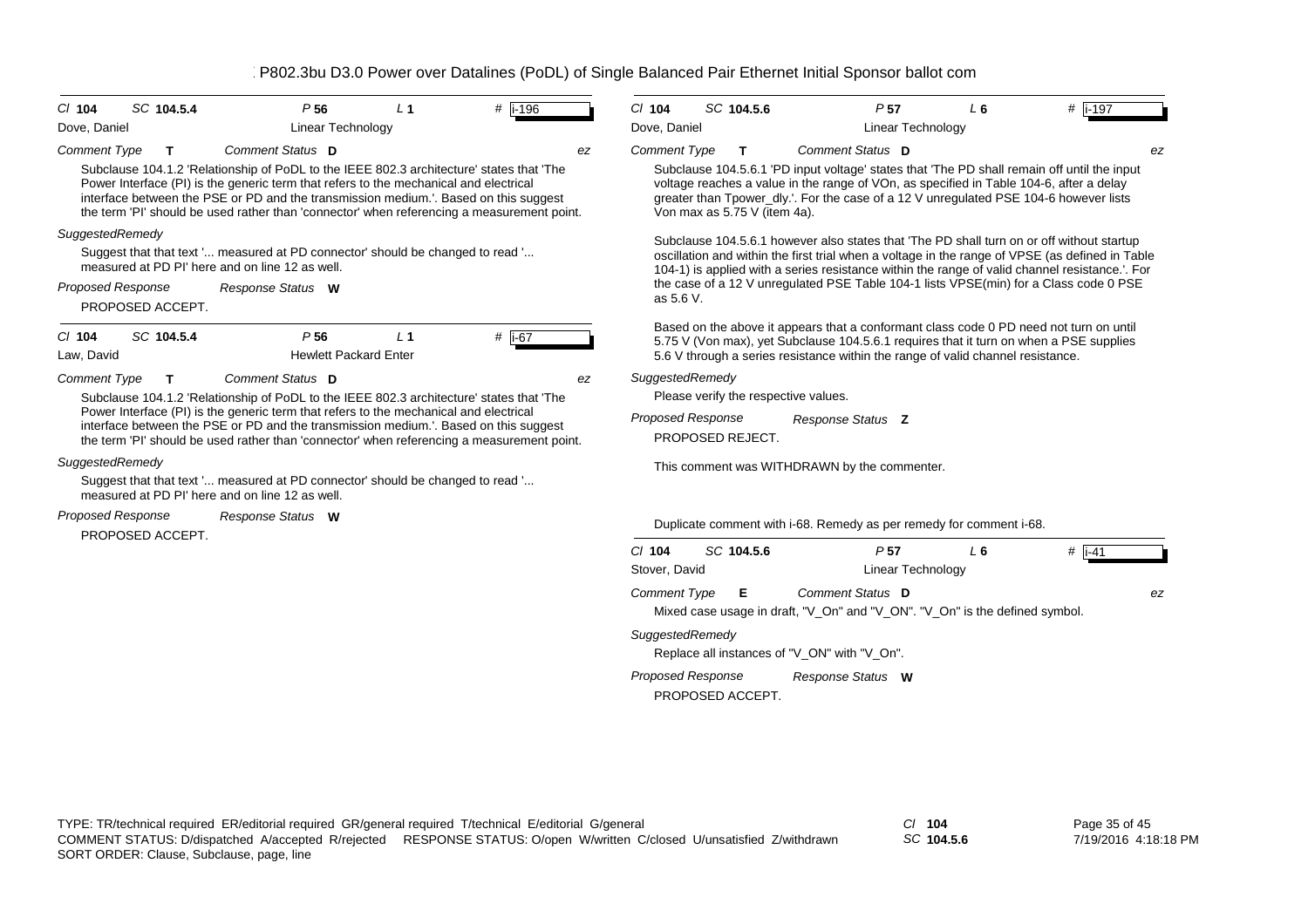P802.3bu D3.0 Power over Datalines (PoDL) of Single Balanced Pair Ethernet Initial Sponsor ballot com

Cl **104** SC **104.5.4** P **56** L **1** # i-196

Dove, Daniel — Linear Technology

*Comment Type* **T** *Comment Status* **D** *ez*

Subclause 104.1.2 'Relationship of PoDL to the IEEE 802.3 architecture' states that 'The Power Interface (PI) is the generic term that refers to the mechanical and electrical interface between the PSE or PD and the transmission medium.'. Based on this suggest the term 'PI' should be used rather than 'connector' when referencing a measurement point.

*SuggestedRemedy*

Suggest that that text '... measured at PD connector' should be changed to read '... measured at PD PI' here and on line 12 as well.

*Proposed Response* *Response Status* **W**

PROPOSED ACCEPT.

---

Cl **104** SC **104.5.4** P **56** L **1** # i-67

Law, David — Hewlett Packard Enter

*Comment Type* **T** *Comment Status* **D** *ez*

Subclause 104.1.2 'Relationship of PoDL to the IEEE 802.3 architecture' states that 'The Power Interface (PI) is the generic term that refers to the mechanical and electrical interface between the PSE or PD and the transmission medium.'. Based on this suggest the term 'PI' should be used rather than 'connector' when referencing a measurement point.

*SuggestedRemedy*

Suggest that that text '... measured at PD connector' should be changed to read '... measured at PD PI' here and on line 12 as well.

*Proposed Response* *Response Status* **W**

PROPOSED ACCEPT.

---

Cl **104** SC **104.5.6** P **57** L **6** # i-197

Dove, Daniel — Linear Technology

*Comment Type* **T** *Comment Status* **D** *ez*

Subclause 104.5.6.1 'PD input voltage' states that 'The PD shall remain off until the input voltage reaches a value in the range of VOn, as specified in Table 104-6, after a delay greater than Tpower_dly.'. For the case of a 12 V unregulated PSE 104-6 however lists Von max as 5.75 V (item 4a).

Subclause 104.5.6.1 however also states that 'The PD shall turn on or off without startup oscillation and within the first trial when a voltage in the range of VPSE (as defined in Table 104-1) is applied with a series resistance within the range of valid channel resistance.'. For the case of a 12 V unregulated PSE Table 104-1 lists VPSE(min) for a Class code 0 PSE as 5.6 V.

Based on the above it appears that a conformant class code 0 PD need not turn on until 5.75 V (Von max), yet Subclause 104.5.6.1 requires that it turn on when a PSE supplies 5.6 V through a series resistance within the range of valid channel resistance.

*SuggestedRemedy*

Please verify the respective values.

*Proposed Response* *Response Status* **Z**

PROPOSED REJECT.

This comment was WITHDRAWN by the commenter.

Duplicate comment with i-68. Remedy as per remedy for comment i-68.

---

Cl **104** SC **104.5.6** P **57** L **6** # i-41

Stover, David — Linear Technology

*Comment Type* **E** *Comment Status* **D** *ez*

Mixed case usage in draft, "V_On" and "V_ON". "V_On" is the defined symbol.

*SuggestedRemedy*

Replace all instances of "V_ON" with "V_On".

*Proposed Response* *Response Status* **W**

PROPOSED ACCEPT.

---

TYPE: TR/technical required ER/editorial required GR/general required T/technical E/editorial G/general
COMMENT STATUS: D/dispatched A/accepted R/rejected RESPONSE STATUS: O/open W/written C/closed U/unsatisfied Z/withdrawn
SORT ORDER: Clause, Subclause, page, line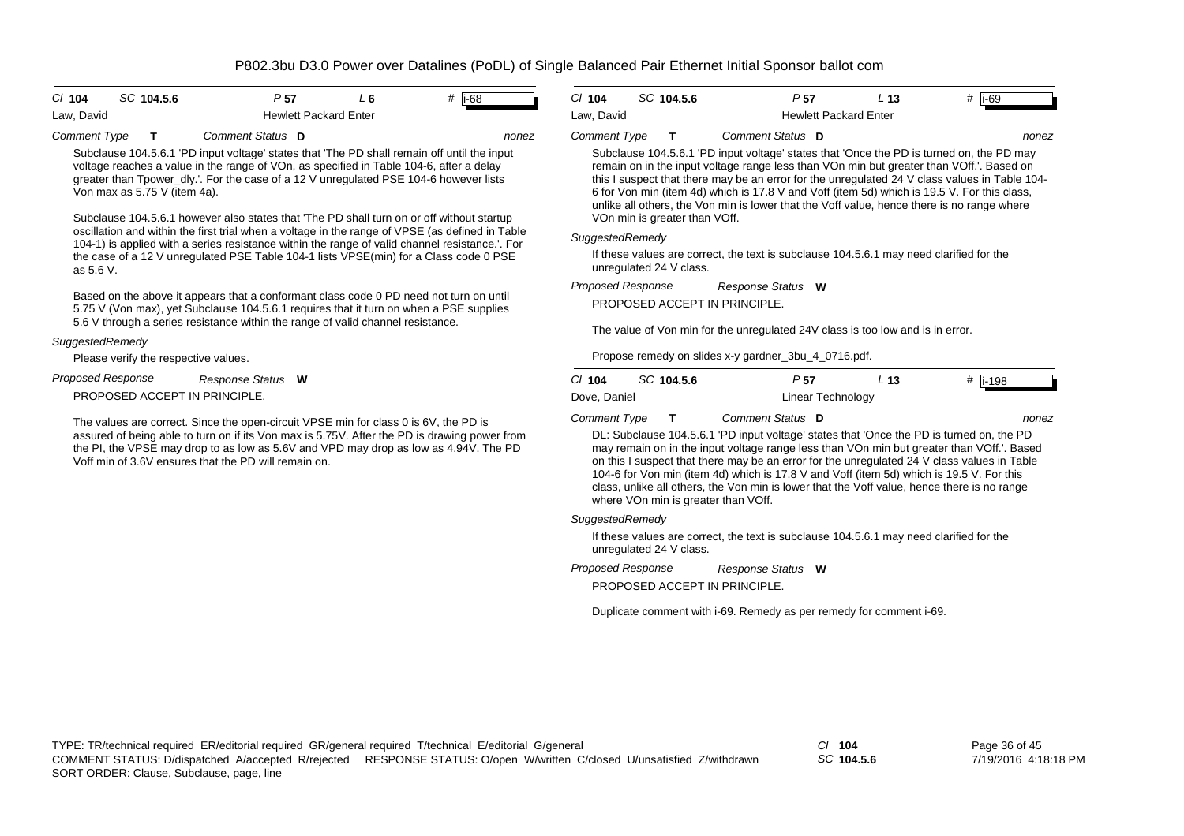P802.3bu D3.0 Power over Datalines (PoDL) of Single Balanced Pair Ethernet Initial Sponsor ballot com

| Cl 104 | SC 104.5.6 | P 57 | L 6 | # i-68 |
|---|---|---|---|---|
| Law, David | | Hewlett Packard Enter | | |

*Comment Type* **T** *Comment Status* **D** *nonez*

Subclause 104.5.6.1 'PD input voltage' states that 'The PD shall remain off until the input voltage reaches a value in the range of VOn, as specified in Table 104-6, after a delay greater than Tpower_dly.'. For the case of a 12 V unregulated PSE 104-6 however lists Von max as 5.75 V (item 4a).

Subclause 104.5.6.1 however also states that 'The PD shall turn on or off without startup oscillation and within the first trial when a voltage in the range of VPSE (as defined in Table 104-1) is applied with a series resistance within the range of valid channel resistance.'. For the case of a 12 V unregulated PSE Table 104-1 lists VPSE(min) for a Class code 0 PSE as 5.6 V.

Based on the above it appears that a conformant class code 0 PD need not turn on until 5.75 V (Von max), yet Subclause 104.5.6.1 requires that it turn on when a PSE supplies 5.6 V through a series resistance within the range of valid channel resistance.

*SuggestedRemedy*

Please verify the respective values.

*Proposed Response* *Response Status* **W**

PROPOSED ACCEPT IN PRINCIPLE.

The values are correct. Since the open-circuit VPSE min for class 0 is 6V, the PD is assured of being able to turn on if its Von max is 5.75V. After the PD is drawing power from the PI, the VPSE may drop to as low as 5.6V and VPD may drop as low as 4.94V. The PD Voff min of 3.6V ensures that the PD will remain on.

| Cl 104 | SC 104.5.6 | P 57 | L 13 | # i-69 |
|---|---|---|---|---|
| Law, David | | Hewlett Packard Enter | | |

*Comment Type* **T** *Comment Status* **D** *nonez*

Subclause 104.5.6.1 'PD input voltage' states that 'Once the PD is turned on, the PD may remain on in the input voltage range less than VOn min but greater than VOff.'. Based on this I suspect that there may be an error for the unregulated 24 V class values in Table 104-6 for Von min (item 4d) which is 17.8 V and Voff (item 5d) which is 19.5 V. For this class, unlike all others, the Von min is lower that the Voff value, hence there is no range where VOn min is greater than VOff.

*SuggestedRemedy*

If these values are correct, the text is subclause 104.5.6.1 may need clarified for the unregulated 24 V class.

*Proposed Response* *Response Status* **W**

PROPOSED ACCEPT IN PRINCIPLE.

The value of Von min for the unregulated 24V class is too low and is in error.

Propose remedy on slides x-y gardner_3bu_4_0716.pdf.

| Cl 104 | SC 104.5.6 | P 57 | L 13 | # i-198 |
|---|---|---|---|---|
| Dove, Daniel | | Linear Technology | | |

*Comment Type* **T** *Comment Status* **D** *nonez*

DL: Subclause 104.5.6.1 'PD input voltage' states that 'Once the PD is turned on, the PD may remain on in the input voltage range less than VOn min but greater than VOff.'. Based on this I suspect that there may be an error for the unregulated 24 V class values in Table 104-6 for Von min (item 4d) which is 17.8 V and Voff (item 5d) which is 19.5 V. For this class, unlike all others, the Von min is lower that the Voff value, hence there is no range where VOn min is greater than VOff.

*SuggestedRemedy*

If these values are correct, the text is subclause 104.5.6.1 may need clarified for the unregulated 24 V class.

*Proposed Response* *Response Status* **W**

PROPOSED ACCEPT IN PRINCIPLE.

Duplicate comment with i-69. Remedy as per remedy for comment i-69.

TYPE: TR/technical required ER/editorial required GR/general required T/technical E/editorial G/general
COMMENT STATUS: D/dispatched A/accepted R/rejected RESPONSE STATUS: O/open W/written C/closed U/unsatisfied Z/withdrawn
SORT ORDER: Clause, Subclause, page, line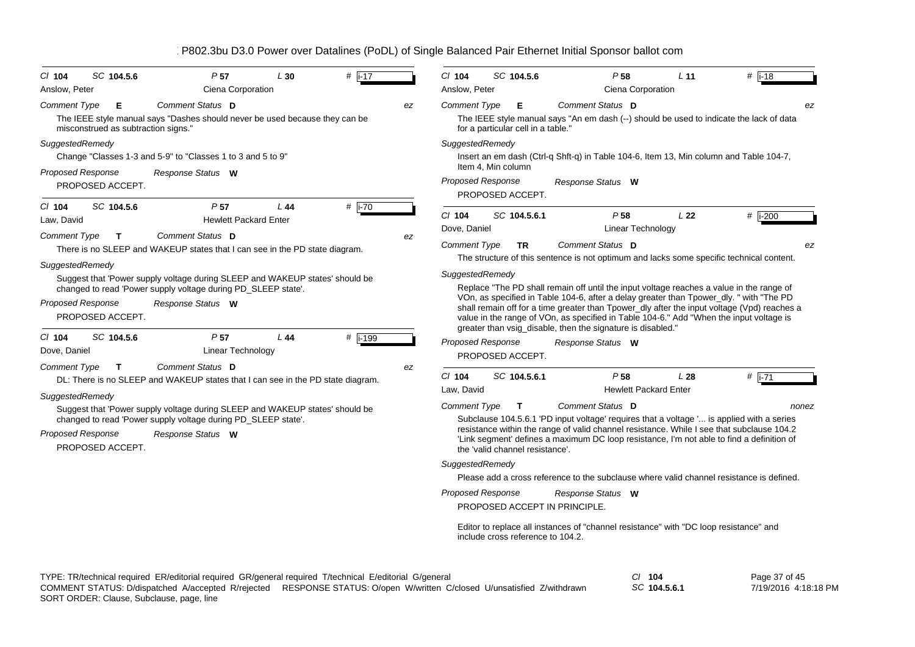P802.3bu D3.0 Power over Datalines (PoDL) of Single Balanced Pair Ethernet Initial Sponsor ballot com

---

Cl **104** SC **104.5.6** P **57** L **30** # **i-17**

Anslow, Peter — Ciena Corporation

*Comment Type* **E** *Comment Status* **D** *ez*

The IEEE style manual says "Dashes should never be used because they can be misconstrued as subtraction signs."

*SuggestedRemedy*

Change "Classes 1-3 and 5-9" to "Classes 1 to 3 and 5 to 9"

*Proposed Response* *Response Status* **W**

PROPOSED ACCEPT.

---

Cl **104** SC **104.5.6** P **57** L **44** # **i-70**

Law, David — Hewlett Packard Enter

*Comment Type* **T** *Comment Status* **D** *ez*

There is no SLEEP and WAKEUP states that I can see in the PD state diagram.

*SuggestedRemedy*

Suggest that 'Power supply voltage during SLEEP and WAKEUP states' should be changed to read 'Power supply voltage during PD_SLEEP state'.

*Proposed Response* *Response Status* **W**

PROPOSED ACCEPT.

---

Cl **104** SC **104.5.6** P **57** L **44** # **i-199**

Dove, Daniel — Linear Technology

*Comment Type* **T** *Comment Status* **D** *ez*

DL: There is no SLEEP and WAKEUP states that I can see in the PD state diagram.

*SuggestedRemedy*

Suggest that 'Power supply voltage during SLEEP and WAKEUP states' should be changed to read 'Power supply voltage during PD_SLEEP state'.

*Proposed Response* *Response Status* **W**

PROPOSED ACCEPT.

---

Cl **104** SC **104.5.6** P **58** L **11** # **i-18**

Anslow, Peter — Ciena Corporation

*Comment Type* **E** *Comment Status* **D** *ez*

The IEEE style manual says "An em dash (--) should be used to indicate the lack of data for a particular cell in a table."

*SuggestedRemedy*

Insert an em dash (Ctrl-q Shft-q) in Table 104-6, Item 13, Min column and Table 104-7, Item 4, Min column

*Proposed Response* *Response Status* **W**

PROPOSED ACCEPT.

---

Cl **104** SC **104.5.6.1** P **58** L **22** # **i-200**

Dove, Daniel — Linear Technology

*Comment Type* **TR** *Comment Status* **D** *ez*

The structure of this sentence is not optimum and lacks some specific technical content.

*SuggestedRemedy*

Replace "The PD shall remain off until the input voltage reaches a value in the range of VOn, as specified in Table 104-6, after a delay greater than Tpower_dly. " with "The PD shall remain off for a time greater than Tpower_dly after the input voltage (Vpd) reaches a value in the range of VOn, as specified in Table 104-6." Add "When the input voltage is greater than vsig_disable, then the signature is disabled."

*Proposed Response* *Response Status* **W**

PROPOSED ACCEPT.

---

Cl **104** SC **104.5.6.1** P **58** L **28** # **i-71**

Law, David — Hewlett Packard Enter

*Comment Type* **T** *Comment Status* **D** *nonez*

Subclause 104.5.6.1 'PD input voltage' requires that a voltage '... is applied with a series resistance within the range of valid channel resistance. While I see that subclause 104.2 'Link segment' defines a maximum DC loop resistance, I'm not able to find a definition of the 'valid channel resistance'.

*SuggestedRemedy*

Please add a cross reference to the subclause where valid channel resistance is defined.

*Proposed Response* *Response Status* **W**

PROPOSED ACCEPT IN PRINCIPLE.

Editor to replace all instances of "channel resistance" with "DC loop resistance" and include cross reference to 104.2.

---

TYPE: TR/technical required ER/editorial required GR/general required T/technical E/editorial G/general
COMMENT STATUS: D/dispatched A/accepted R/rejected RESPONSE STATUS: O/open W/written C/closed U/unsatisfied Z/withdrawn
SORT ORDER: Clause, Subclause, page, line

Cl **104** SC **104.5.6.1**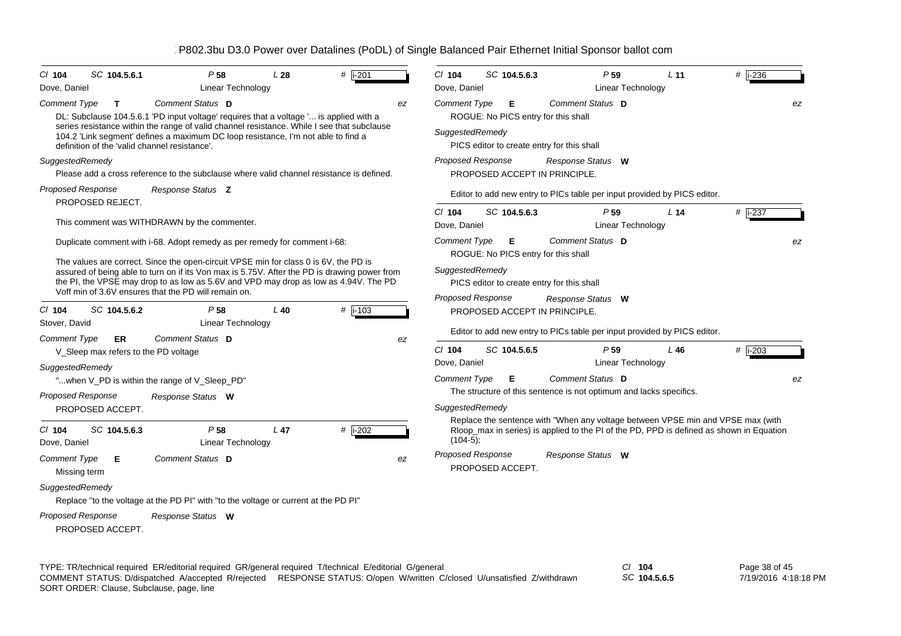P802.3bu D3.0 Power over Datalines (PoDL) of Single Balanced Pair Ethernet Initial Sponsor ballot com

---

**Cl** 104 **SC** 104.5.6.1 **P** 58 **L** 28 **#** i-201

Dove, Daniel — Linear Technology

**Comment Type** T **Comment Status** D — ez

DL: Subclause 104.5.6.1 'PD input voltage' requires that a voltage '... is applied with a series resistance within the range of valid channel resistance. While I see that subclause 104.2 'Link segment' defines a maximum DC loop resistance, I'm not able to find a definition of the 'valid channel resistance'.

*SuggestedRemedy*

Please add a cross reference to the subclause where valid channel resistance is defined.

*Proposed Response* — *Response Status* Z

PROPOSED REJECT.

This comment was WITHDRAWN by the commenter.

Duplicate comment with i-68. Adopt remedy as per remedy for comment i-68:

The values are correct. Since the open-circuit VPSE min for class 0 is 6V, the PD is assured of being able to turn on if its Von max is 5.75V. After the PD is drawing power from the PI, the VPSE may drop to as low as 5.6V and VPD may drop as low as 4.94V. The PD Voff min of 3.6V ensures that the PD will remain on.

---

**Cl** 104 **SC** 104.5.6.2 **P** 58 **L** 40 **#** i-103

Stover, David — Linear Technology

**Comment Type** ER **Comment Status** D — ez

V_Sleep max refers to the PD voltage

*SuggestedRemedy*

"...when V_PD is within the range of V_Sleep_PD"

*Proposed Response* — *Response Status* W

PROPOSED ACCEPT.

---

**Cl** 104 **SC** 104.5.6.3 **P** 58 **L** 47 **#** i-202

Dove, Daniel — Linear Technology

**Comment Type** E **Comment Status** D — ez

Missing term

*SuggestedRemedy*

Replace "to the voltage at the PD PI" with "to the voltage or current at the PD PI"

*Proposed Response* — *Response Status* W

PROPOSED ACCEPT.

---

**Cl** 104 **SC** 104.5.6.3 **P** 59 **L** 11 **#** i-236

Dove, Daniel — Linear Technology

**Comment Type** E **Comment Status** D — ez

ROGUE: No PICS entry for this shall

*SuggestedRemedy*

PICS editor to create entry for this shall

*Proposed Response* — *Response Status* W

PROPOSED ACCEPT IN PRINCIPLE.

Editor to add new entry to PICs table per input provided by PICS editor.

---

**Cl** 104 **SC** 104.5.6.3 **P** 59 **L** 14 **#** i-237

Dove, Daniel — Linear Technology

**Comment Type** E **Comment Status** D — ez

ROGUE: No PICS entry for this shall

*SuggestedRemedy*

PICS editor to create entry for this shall

*Proposed Response* — *Response Status* W

PROPOSED ACCEPT IN PRINCIPLE.

Editor to add new entry to PICs table per input provided by PICS editor.

---

**Cl** 104 **SC** 104.5.6.5 **P** 59 **L** 46 **#** i-203

Dove, Daniel — Linear Technology

**Comment Type** E **Comment Status** D — ez

The structure of this sentence is not optimum and lacks specifics.

*SuggestedRemedy*

Replace the sentence with "When any voltage between VPSE min and VPSE max (with Rloop_max in series) is applied to the PI of the PD, PPD is defined as shown in Equation (104-5);

*Proposed Response* — *Response Status* W

PROPOSED ACCEPT.

---

TYPE: TR/technical required ER/editorial required GR/general required T/technical E/editorial G/general
COMMENT STATUS: D/dispatched A/accepted R/rejected RESPONSE STATUS: O/open W/written C/closed U/unsatisfied Z/withdrawn
SORT ORDER: Clause, Subclause, page, line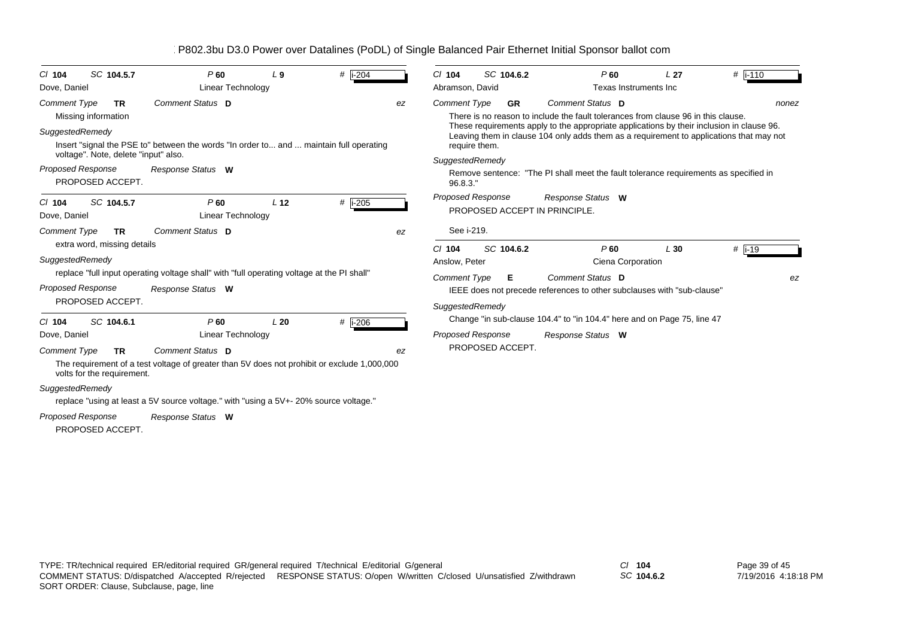# P802.3bu D3.0 Power over Datalines (PoDL) of Single Balanced Pair Ethernet Initial Sponsor ballot com

---

**Cl** 104 **SC** 104.5.7 **P** 60 **L** 9 **#** i-204

Dove, Daniel — Linear Technology

*Comment Type* **TR** *Comment Status* **D** ez

Missing information

*SuggestedRemedy*

Insert "signal the PSE to" between the words "In order to... and ... maintain full operating voltage". Note, delete "input" also.

*Proposed Response* *Response Status* **W**

PROPOSED ACCEPT.

---

**Cl** 104 **SC** 104.5.7 **P** 60 **L** 12 **#** i-205

Dove, Daniel — Linear Technology

*Comment Type* **TR** *Comment Status* **D** ez

extra word, missing details

*SuggestedRemedy*

replace "full input operating voltage shall" with "full operating voltage at the PI shall"

*Proposed Response* *Response Status* **W**

PROPOSED ACCEPT.

---

**Cl** 104 **SC** 104.6.1 **P** 60 **L** 20 **#** i-206

Dove, Daniel — Linear Technology

*Comment Type* **TR** *Comment Status* **D** ez

The requirement of a test voltage of greater than 5V does not prohibit or exclude 1,000,000 volts for the requirement.

*SuggestedRemedy*

replace "using at least a 5V source voltage." with "using a 5V+- 20% source voltage."

*Proposed Response* *Response Status* **W**

PROPOSED ACCEPT.

---

**Cl** 104 **SC** 104.6.2 **P** 60 **L** 27 **#** i-110

Abramson, David — Texas Instruments Inc

*Comment Type* **GR** *Comment Status* **D** nonez

There is no reason to include the fault tolerances from clause 96 in this clause. These requirements apply to the appropriate applications by their inclusion in clause 96. Leaving them in clause 104 only adds them as a requirement to applications that may not require them.

*SuggestedRemedy*

Remove sentence: "The PI shall meet the fault tolerance requirements as specified in 96.8.3."

*Proposed Response* *Response Status* **W**

PROPOSED ACCEPT IN PRINCIPLE.

See i-219.

---

**Cl** 104 **SC** 104.6.2 **P** 60 **L** 30 **#** i-19

Anslow, Peter — Ciena Corporation

*Comment Type* **E** *Comment Status* **D** ez

IEEE does not precede references to other subclauses with "sub-clause"

*SuggestedRemedy*

Change "in sub-clause 104.4" to "in 104.4" here and on Page 75, line 47

*Proposed Response* *Response Status* **W**

PROPOSED ACCEPT.

---

TYPE: TR/technical required ER/editorial required GR/general required T/technical E/editorial G/general
COMMENT STATUS: D/dispatched A/accepted R/rejected RESPONSE STATUS: O/open W/written C/closed U/unsatisfied Z/withdrawn
SORT ORDER: Clause, Subclause, page, line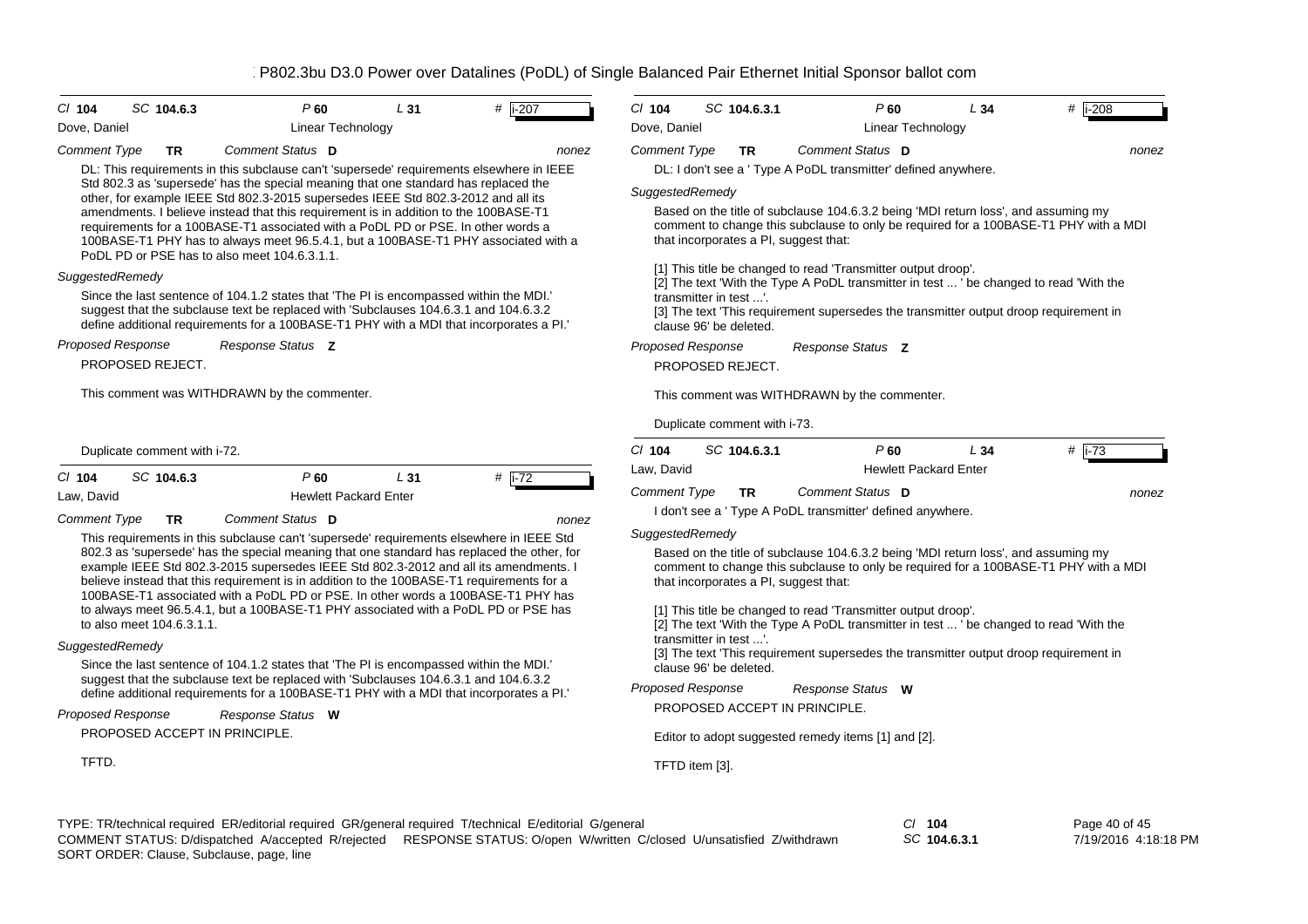*Cl* **104** *SC* **104.6.3** *P* **60** *L* **31** # i-207

Dove, Daniel — Linear Technology

*Comment Type* **TR** *Comment Status* **D** *nonez*

DL: This requirements in this subclause can't 'supersede' requirements elsewhere in IEEE Std 802.3 as 'supersede' has the special meaning that one standard has replaced the other, for example IEEE Std 802.3-2015 supersedes IEEE Std 802.3-2012 and all its amendments. I believe instead that this requirement is in addition to the 100BASE-T1 requirements for a 100BASE-T1 associated with a PoDL PD or PSE. In other words a 100BASE-T1 PHY has to always meet 96.5.4.1, but a 100BASE-T1 PHY associated with a PoDL PD or PSE has to also meet 104.6.3.1.1.

*SuggestedRemedy*

Since the last sentence of 104.1.2 states that 'The PI is encompassed within the MDI.' suggest that the subclause text be replaced with 'Subclauses 104.6.3.1 and 104.6.3.2 define additional requirements for a 100BASE-T1 PHY with a MDI that incorporates a PI.'

*Proposed Response* *Response Status* **Z**

PROPOSED REJECT.

This comment was WITHDRAWN by the commenter.

Duplicate comment with i-72.

---

*Cl* **104** *SC* **104.6.3** *P* **60** *L* **31** # i-72

Law, David — Hewlett Packard Enter

*Comment Type* **TR** *Comment Status* **D** *nonez*

This requirements in this subclause can't 'supersede' requirements elsewhere in IEEE Std 802.3 as 'supersede' has the special meaning that one standard has replaced the other, for example IEEE Std 802.3-2015 supersedes IEEE Std 802.3-2012 and all its amendments. I believe instead that this requirement is in addition to the 100BASE-T1 requirements for a 100BASE-T1 associated with a PoDL PD or PSE. In other words a 100BASE-T1 PHY has to always meet 96.5.4.1, but a 100BASE-T1 PHY associated with a PoDL PD or PSE has to also meet 104.6.3.1.1.

*SuggestedRemedy*

Since the last sentence of 104.1.2 states that 'The PI is encompassed within the MDI.' suggest that the subclause text be replaced with 'Subclauses 104.6.3.1 and 104.6.3.2 define additional requirements for a 100BASE-T1 PHY with a MDI that incorporates a PI.'

*Proposed Response* *Response Status* **W**

PROPOSED ACCEPT IN PRINCIPLE.

TFTD.

---

*Cl* **104** *SC* **104.6.3.1** *P* **60** *L* **34** # i-208

Dove, Daniel — Linear Technology

*Comment Type* **TR** *Comment Status* **D** *nonez*

DL: I don't see a ' Type A PoDL transmitter' defined anywhere.

*SuggestedRemedy*

Based on the title of subclause 104.6.3.2 being 'MDI return loss', and assuming my comment to change this subclause to only be required for a 100BASE-T1 PHY with a MDI that incorporates a PI, suggest that:

[1] This title be changed to read 'Transmitter output droop'.
[2] The text 'With the Type A PoDL transmitter in test ... ' be changed to read 'With the transmitter in test ...'.
[3] The text 'This requirement supersedes the transmitter output droop requirement in clause 96' be deleted.

*Proposed Response* *Response Status* **Z**

PROPOSED REJECT.

This comment was WITHDRAWN by the commenter.

Duplicate comment with i-73.

---

*Cl* **104** *SC* **104.6.3.1** *P* **60** *L* **34** # i-73

Law, David — Hewlett Packard Enter

*Comment Type* **TR** *Comment Status* **D** *nonez*

I don't see a ' Type A PoDL transmitter' defined anywhere.

*SuggestedRemedy*

Based on the title of subclause 104.6.3.2 being 'MDI return loss', and assuming my comment to change this subclause to only be required for a 100BASE-T1 PHY with a MDI that incorporates a PI, suggest that:

[1] This title be changed to read 'Transmitter output droop'.
[2] The text 'With the Type A PoDL transmitter in test ... ' be changed to read 'With the transmitter in test ...'.
[3] The text 'This requirement supersedes the transmitter output droop requirement in clause 96' be deleted.

*Proposed Response* *Response Status* **W**

PROPOSED ACCEPT IN PRINCIPLE.

Editor to adopt suggested remedy items [1] and [2].

TFTD item [3].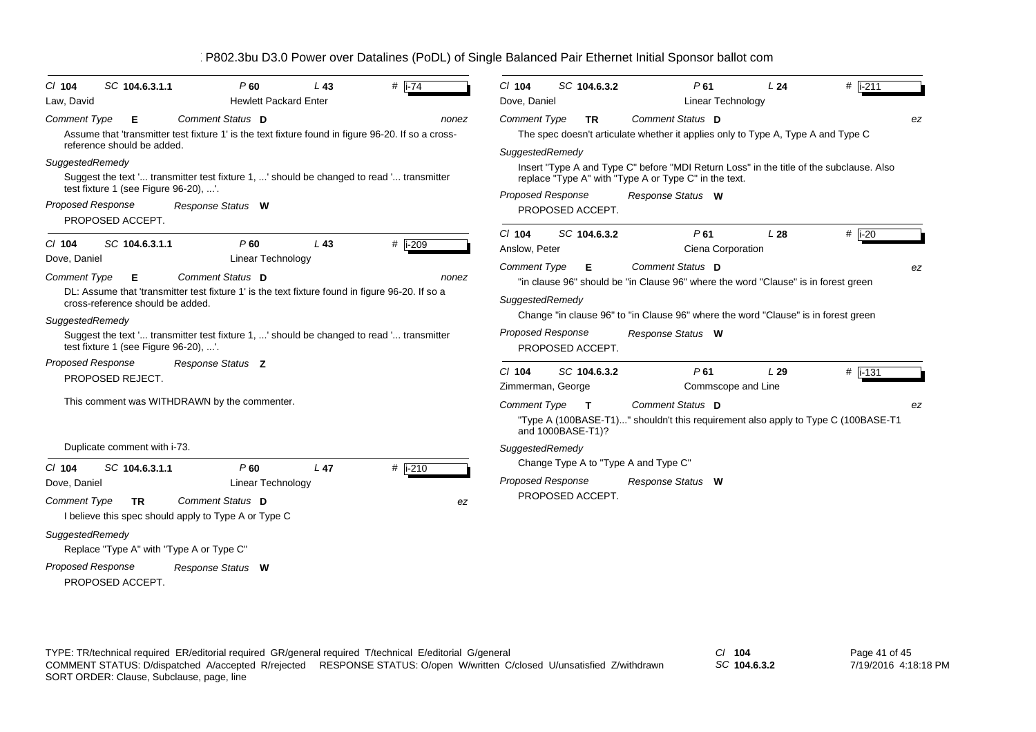# P802.3bu D3.0 Power over Datalines (PoDL) of Single Balanced Pair Ethernet Initial Sponsor ballot com

---

**Cl** 104 **SC** 104.6.3.1.1 **P** 60 **L** 43 **#** i-74

Law, David — Hewlett Packard Enter

**Comment Type** E **Comment Status** D — nonez

Assume that 'transmitter test fixture 1' is the text fixture found in figure 96-20. If so a cross-reference should be added.

**SuggestedRemedy**

Suggest the text '... transmitter test fixture 1, ...' should be changed to read '... transmitter test fixture 1 (see Figure 96-20), ...'.

**Proposed Response** — **Response Status** W

PROPOSED ACCEPT.

---

**Cl** 104 **SC** 104.6.3.1.1 **P** 60 **L** 43 **#** i-209

Dove, Daniel — Linear Technology

**Comment Type** E **Comment Status** D — nonez

DL: Assume that 'transmitter test fixture 1' is the text fixture found in figure 96-20. If so a cross-reference should be added.

**SuggestedRemedy**

Suggest the text '... transmitter test fixture 1, ...' should be changed to read '... transmitter test fixture 1 (see Figure 96-20), ...'.

**Proposed Response** — **Response Status** Z

PROPOSED REJECT.

This comment was WITHDRAWN by the commenter.

Duplicate comment with i-73.

---

**Cl** 104 **SC** 104.6.3.1.1 **P** 60 **L** 47 **#** i-210

Dove, Daniel — Linear Technology

**Comment Type** TR **Comment Status** D — ez

I believe this spec should apply to Type A or Type C

**SuggestedRemedy**

Replace "Type A" with "Type A or Type C"

**Proposed Response** — **Response Status** W

PROPOSED ACCEPT.

---

**Cl** 104 **SC** 104.6.3.2 **P** 61 **L** 24 **#** i-211

Dove, Daniel — Linear Technology

**Comment Type** TR **Comment Status** D — ez

The spec doesn't articulate whether it applies only to Type A, Type A and Type C

**SuggestedRemedy**

Insert "Type A and Type C" before "MDI Return Loss" in the title of the subclause. Also replace "Type A" with "Type A or Type C" in the text.

**Proposed Response** — **Response Status** W

PROPOSED ACCEPT.

---

**Cl** 104 **SC** 104.6.3.2 **P** 61 **L** 28 **#** i-20

Anslow, Peter — Ciena Corporation

**Comment Type** E **Comment Status** D — ez

"in clause 96" should be "in Clause 96" where the word "Clause" is in forest green

**SuggestedRemedy**

Change "in clause 96" to "in Clause 96" where the word "Clause" is in forest green

**Proposed Response** — **Response Status** W

PROPOSED ACCEPT.

---

**Cl** 104 **SC** 104.6.3.2 **P** 61 **L** 29 **#** i-131

Zimmerman, George — Commscope and Line

**Comment Type** T **Comment Status** D — ez

"Type A (100BASE-T1)..." shouldn't this requirement also apply to Type C (100BASE-T1 and 1000BASE-T1)?

**SuggestedRemedy**

Change Type A to "Type A and Type C"

**Proposed Response** — **Response Status** W

PROPOSED ACCEPT.

---

TYPE: TR/technical required ER/editorial required GR/general required T/technical E/editorial G/general
COMMENT STATUS: D/dispatched A/accepted R/rejected RESPONSE STATUS: O/open W/written C/closed U/unsatisfied Z/withdrawn
SORT ORDER: Clause, Subclause, page, line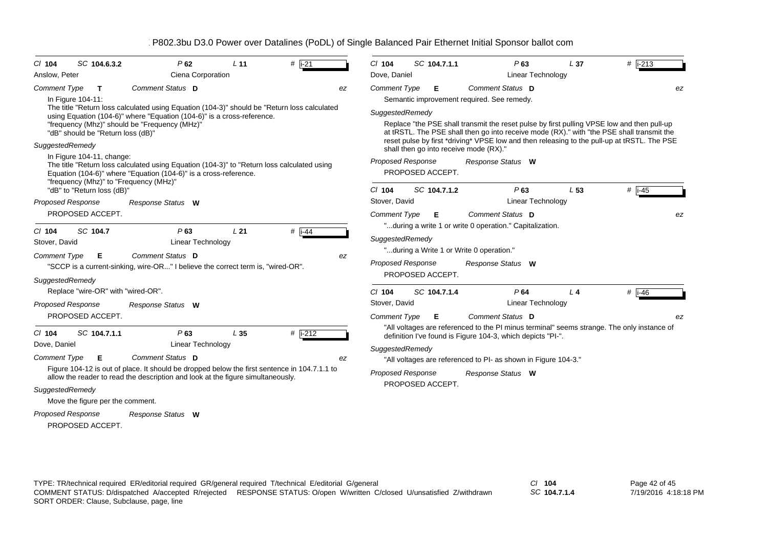| Cl 104 | SC 104.6.3.2 | P 62 | L 11 | # i-21 |
|---|---|---|---|---|
| Anslow, Peter | | Ciena Corporation | | |

*Comment Type* **T** *Comment Status* **D** *ez*

In Figure 104-11:
The title "Return loss calculated using Equation (104-3)" should be "Return loss calculated using Equation (104-6)" where "Equation (104-6)" is a cross-reference.
"frequency (Mhz)" should be "Frequency (MHz)"
"dB" should be "Return loss (dB)"

*SuggestedRemedy*

In Figure 104-11, change:
The title "Return loss calculated using Equation (104-3)" to "Return loss calculated using Equation (104-6)" where "Equation (104-6)" is a cross-reference.
"frequency (Mhz)" to "Frequency (MHz)"
"dB" to "Return loss (dB)"

*Proposed Response* *Response Status* **W**

PROPOSED ACCEPT.

---

| Cl 104 | SC 104.7 | P 63 | L 21 | # i-44 |
|---|---|---|---|---|
| Stover, David | | Linear Technology | | |

*Comment Type* **E** *Comment Status* **D** *ez*

"SCCP is a current-sinking, wire-OR..." I believe the correct term is, "wired-OR".

*SuggestedRemedy*

Replace "wire-OR" with "wired-OR".

*Proposed Response* *Response Status* **W**

PROPOSED ACCEPT.

---

| Cl 104 | SC 104.7.1.1 | P 63 | L 35 | # i-212 |
|---|---|---|---|---|
| Dove, Daniel | | Linear Technology | | |

*Comment Type* **E** *Comment Status* **D** *ez*

Figure 104-12 is out of place. It should be dropped below the first sentence in 104.7.1.1 to allow the reader to read the description and look at the figure simultaneously.

*SuggestedRemedy*

Move the figure per the comment.

*Proposed Response* *Response Status* **W**

PROPOSED ACCEPT.

---

| Cl 104 | SC 104.7.1.1 | P 63 | L 37 | # i-213 |
|---|---|---|---|---|
| Dove, Daniel | | Linear Technology | | |

*Comment Type* **E** *Comment Status* **D** *ez*

Semantic improvement required. See remedy.

*SuggestedRemedy*

Replace "the PSE shall transmit the reset pulse by first pulling VPSE low and then pull-up at tRSTL. The PSE shall then go into receive mode (RX)." with "the PSE shall transmit the reset pulse by first *driving* VPSE low and then releasing to the pull-up at tRSTL. The PSE shall then go into receive mode (RX)."

*Proposed Response* *Response Status* **W**

PROPOSED ACCEPT.

---

| Cl 104 | SC 104.7.1.2 | P 63 | L 53 | # i-45 |
|---|---|---|---|---|
| Stover, David | | Linear Technology | | |

*Comment Type* **E** *Comment Status* **D** *ez*

"...during a write 1 or write 0 operation." Capitalization.

*SuggestedRemedy*

"...during a Write 1 or Write 0 operation."

*Proposed Response* *Response Status* **W**

PROPOSED ACCEPT.

---

| Cl 104 | SC 104.7.1.4 | P 64 | L 4 | # i-46 |
|---|---|---|---|---|
| Stover, David | | Linear Technology | | |

*Comment Type* **E** *Comment Status* **D** *ez*

"All voltages are referenced to the PI minus terminal" seems strange. The only instance of definition I've found is Figure 104-3, which depicts "PI-".

*SuggestedRemedy*

"All voltages are referenced to PI- as shown in Figure 104-3."

*Proposed Response* *Response Status* **W**

PROPOSED ACCEPT.

---

TYPE: TR/technical required ER/editorial required GR/general required T/technical E/editorial G/general
COMMENT STATUS: D/dispatched A/accepted R/rejected RESPONSE STATUS: O/open W/written C/closed U/unsatisfied Z/withdrawn
SORT ORDER: Clause, Subclause, page, line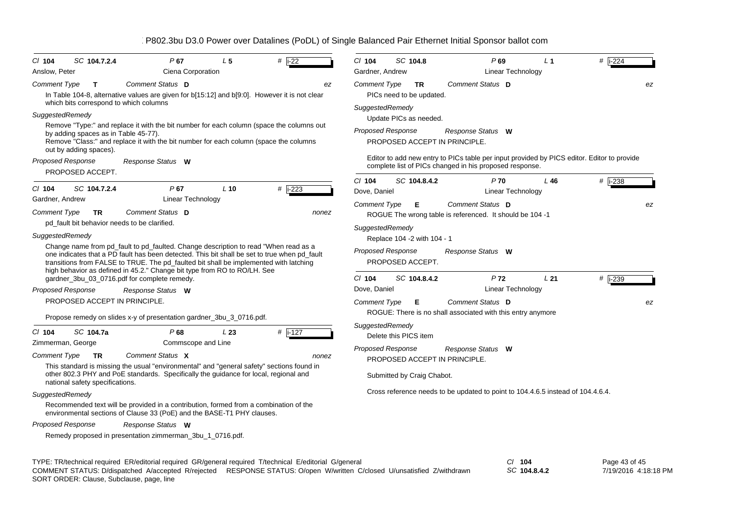P802.3bu D3.0 Power over Datalines (PoDL) of Single Balanced Pair Ethernet Initial Sponsor ballot com

---

**Cl** 104 **SC** 104.7.2.4 **P** 67 **L** 5 **#** i-22
Anslow, Peter — Ciena Corporation

**Comment Type** T **Comment Status** D ez

In Table 104-8, alternative values are given for b[15:12] and b[9:0]. However it is not clear which bits correspond to which columns

**SuggestedRemedy**

Remove "Type:" and replace it with the bit number for each column (space the columns out by adding spaces as in Table 45-77).
Remove "Class:" and replace it with the bit number for each column (space the columns out by adding spaces).

**Proposed Response** **Response Status** W

PROPOSED ACCEPT.

---

**Cl** 104 **SC** 104.7.2.4 **P** 67 **L** 10 **#** i-223
Gardner, Andrew — Linear Technology

**Comment Type** TR **Comment Status** D nonez

pd_fault bit behavior needs to be clarified.

**SuggestedRemedy**

Change name from pd_fault to pd_faulted. Change description to read "When read as a one indicates that a PD fault has been detected. This bit shall be set to true when pd_fault transitions from FALSE to TRUE. The pd_faulted bit shall be implemented with latching high behavior as defined in 45.2." Change bit type from RO to RO/LH. See gardner_3bu_03_0716.pdf for complete remedy.

**Proposed Response** **Response Status** W

PROPOSED ACCEPT IN PRINCIPLE.

Propose remedy on slides x-y of presentation gardner_3bu_3_0716.pdf.

---

**Cl** 104 **SC** 104.7a **P** 68 **L** 23 **#** i-127
Zimmerman, George — Commscope and Line

**Comment Type** TR **Comment Status** X nonez

This standard is missing the usual "environmental" and "general safety" sections found in other 802.3 PHY and PoE standards. Specifically the guidance for local, regional and national safety specifications.

**SuggestedRemedy**

Recommended text will be provided in a contribution, formed from a combination of the environmental sections of Clause 33 (PoE) and the BASE-T1 PHY clauses.

**Proposed Response** **Response Status** W

Remedy proposed in presentation zimmerman_3bu_1_0716.pdf.

---

**Cl** 104 **SC** 104.8 **P** 69 **L** 1 **#** i-224
Gardner, Andrew — Linear Technology

**Comment Type** TR **Comment Status** D ez

PICs need to be updated.

**SuggestedRemedy**

Update PICs as needed.

**Proposed Response** **Response Status** W

PROPOSED ACCEPT IN PRINCIPLE.

Editor to add new entry to PICs table per input provided by PICS editor. Editor to provide complete list of PICs changed in his proposed response.

---

**Cl** 104 **SC** 104.8.4.2 **P** 70 **L** 46 **#** i-238
Dove, Daniel — Linear Technology

**Comment Type** E **Comment Status** D ez

ROGUE The wrong table is referenced. It should be 104 -1

**SuggestedRemedy**

Replace 104 -2 with 104 - 1

**Proposed Response** **Response Status** W

PROPOSED ACCEPT.

---

**Cl** 104 **SC** 104.8.4.2 **P** 72 **L** 21 **#** i-239
Dove, Daniel — Linear Technology

**Comment Type** E **Comment Status** D ez

ROGUE: There is no shall associated with this entry anymore

**SuggestedRemedy**

Delete this PICS item

**Proposed Response** **Response Status** W

PROPOSED ACCEPT IN PRINCIPLE.

Submitted by Craig Chabot.

Cross reference needs to be updated to point to 104.4.6.5 instead of 104.4.6.4.

---

TYPE: TR/technical required ER/editorial required GR/general required T/technical E/editorial G/general
COMMENT STATUS: D/dispatched A/accepted R/rejected RESPONSE STATUS: O/open W/written C/closed U/unsatisfied Z/withdrawn
SORT ORDER: Clause, Subclause, page, line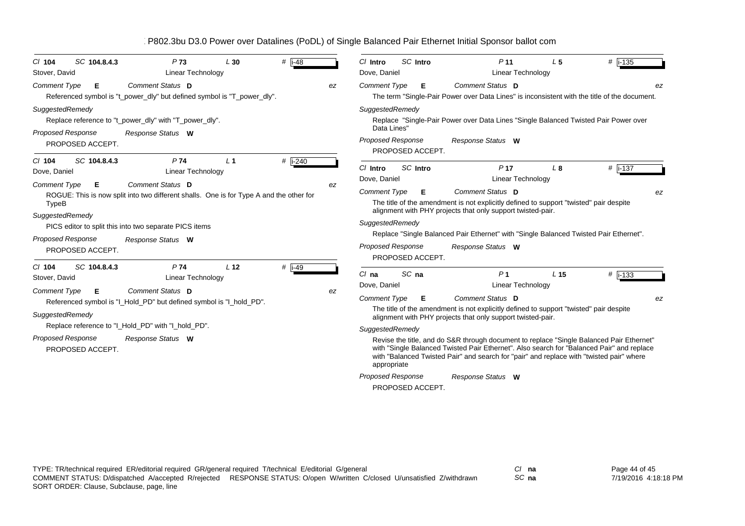# P802.3bu D3.0 Power over Datalines (PoDL) of Single Balanced Pair Ethernet Initial Sponsor ballot com

---

*Cl* **104** *SC* **104.8.4.3** *P* **73** *L* **30** # **i-48**

Stover, David — Linear Technology

*Comment Type* **E** *Comment Status* **D** *ez*

Referenced symbol is "t_power_dly" but defined symbol is "T_power_dly".

*SuggestedRemedy*

Replace reference to "t_power_dly" with "T_power_dly".

*Proposed Response* *Response Status* **W**

PROPOSED ACCEPT.

---

*Cl* **104** *SC* **104.8.4.3** *P* **74** *L* **1** # **i-240**

Dove, Daniel — Linear Technology

*Comment Type* **E** *Comment Status* **D** *ez*

ROGUE: This is now split into two different shalls. One is for Type A and the other for TypeB

*SuggestedRemedy*

PICS editor to split this into two separate PICS items

*Proposed Response* *Response Status* **W**

PROPOSED ACCEPT.

---

*Cl* **104** *SC* **104.8.4.3** *P* **74** *L* **12** # **i-49**

Stover, David — Linear Technology

*Comment Type* **E** *Comment Status* **D** *ez*

Referenced symbol is "I_Hold_PD" but defined symbol is "I_hold_PD".

*SuggestedRemedy*

Replace reference to "I_Hold_PD" with "I_hold_PD".

*Proposed Response* *Response Status* **W**

PROPOSED ACCEPT.

---

*Cl* **Intro** *SC* **Intro** *P* **11** *L* **5** # **i-135**

Dove, Daniel — Linear Technology

*Comment Type* **E** *Comment Status* **D** *ez*

The term "Single-Pair Power over Data Lines" is inconsistent with the title of the document.

*SuggestedRemedy*

Replace "Single-Pair Power over Data Lines "Single Balanced Twisted Pair Power over Data Lines"

*Proposed Response* *Response Status* **W**

PROPOSED ACCEPT.

---

*Cl* **Intro** *SC* **Intro** *P* **17** *L* **8** # **i-137**

Dove, Daniel — Linear Technology

*Comment Type* **E** *Comment Status* **D** *ez*

The title of the amendment is not explicitly defined to support "twisted" pair despite alignment with PHY projects that only support twisted-pair.

*SuggestedRemedy*

Replace "Single Balanced Pair Ethernet" with "Single Balanced Twisted Pair Ethernet".

*Proposed Response* *Response Status* **W**

PROPOSED ACCEPT.

---

*Cl* **na** *SC* **na** *P* **1** *L* **15** # **i-133**

Dove, Daniel — Linear Technology

*Comment Type* **E** *Comment Status* **D** *ez*

The title of the amendment is not explicitly defined to support "twisted" pair despite alignment with PHY projects that only support twisted-pair.

*SuggestedRemedy*

Revise the title, and do S&R through document to replace "Single Balanced Pair Ethernet" with "Single Balanced Twisted Pair Ethernet". Also search for "Balanced Pair" and replace with "Balanced Twisted Pair" and search for "pair" and replace with "twisted pair" where appropriate

*Proposed Response* *Response Status* **W**

PROPOSED ACCEPT.

---

TYPE: TR/technical required ER/editorial required GR/general required T/technical E/editorial G/general
COMMENT STATUS: D/dispatched A/accepted R/rejected RESPONSE STATUS: O/open W/written C/closed U/unsatisfied Z/withdrawn
SORT ORDER: Clause, Subclause, page, line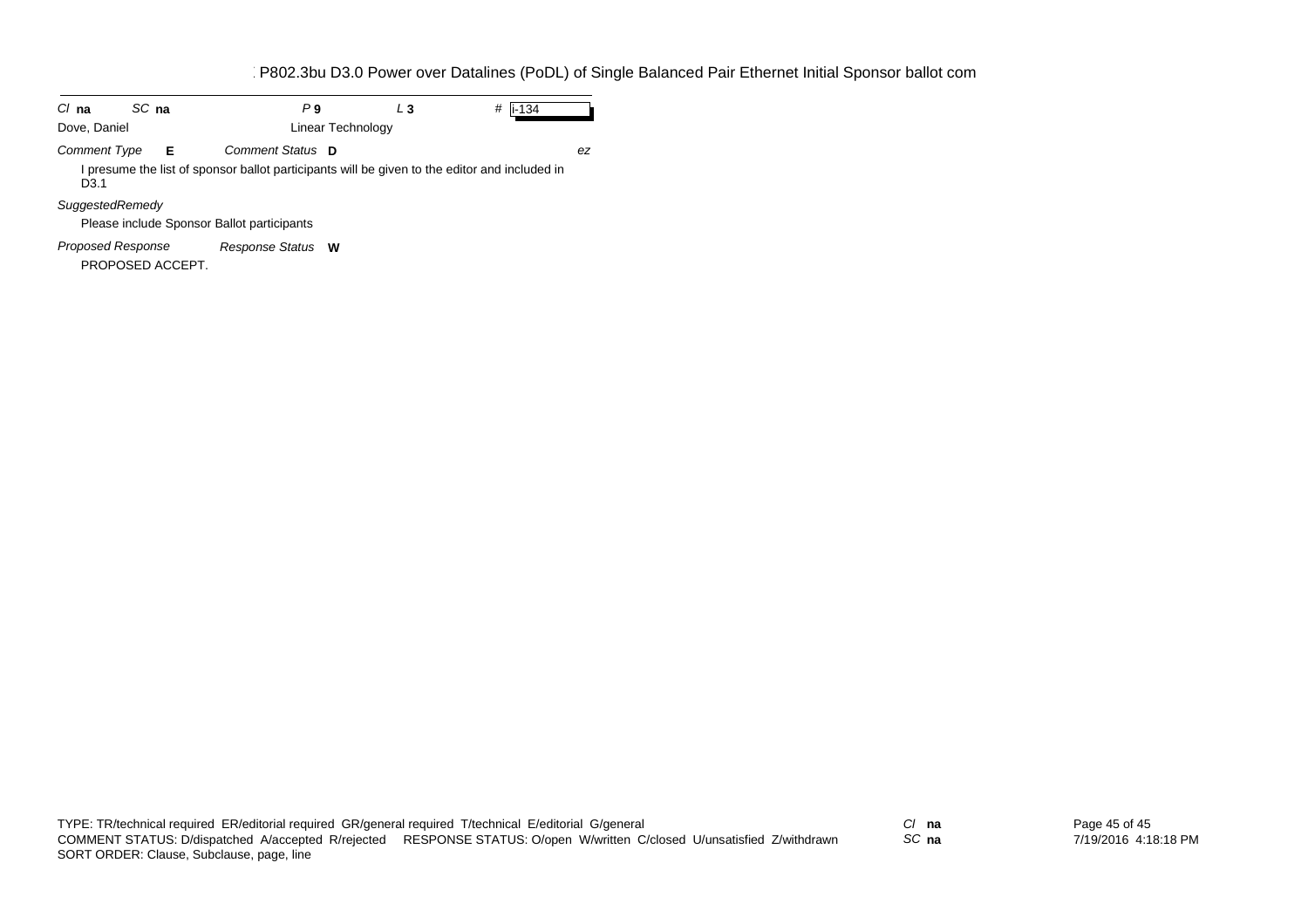P802.3bu D3.0 Power over Datalines (PoDL) of Single Balanced Pair Ethernet Initial Sponsor ballot com

*Cl* **na** *SC* **na** *P* **9** *L* **3** # i-134

Dove, Daniel Linear Technology

*Comment Type* **E** *Comment Status* **D** *ez*

I presume the list of sponsor ballot participants will be given to the editor and included in D3.1

*SuggestedRemedy*

Please include Sponsor Ballot participants

*Proposed Response* *Response Status* **W**

PROPOSED ACCEPT.

TYPE: TR/technical required ER/editorial required GR/general required T/technical E/editorial G/general
COMMENT STATUS: D/dispatched A/accepted R/rejected RESPONSE STATUS: O/open W/written C/closed U/unsatisfied Z/withdrawn
SORT ORDER: Clause, Subclause, page, line